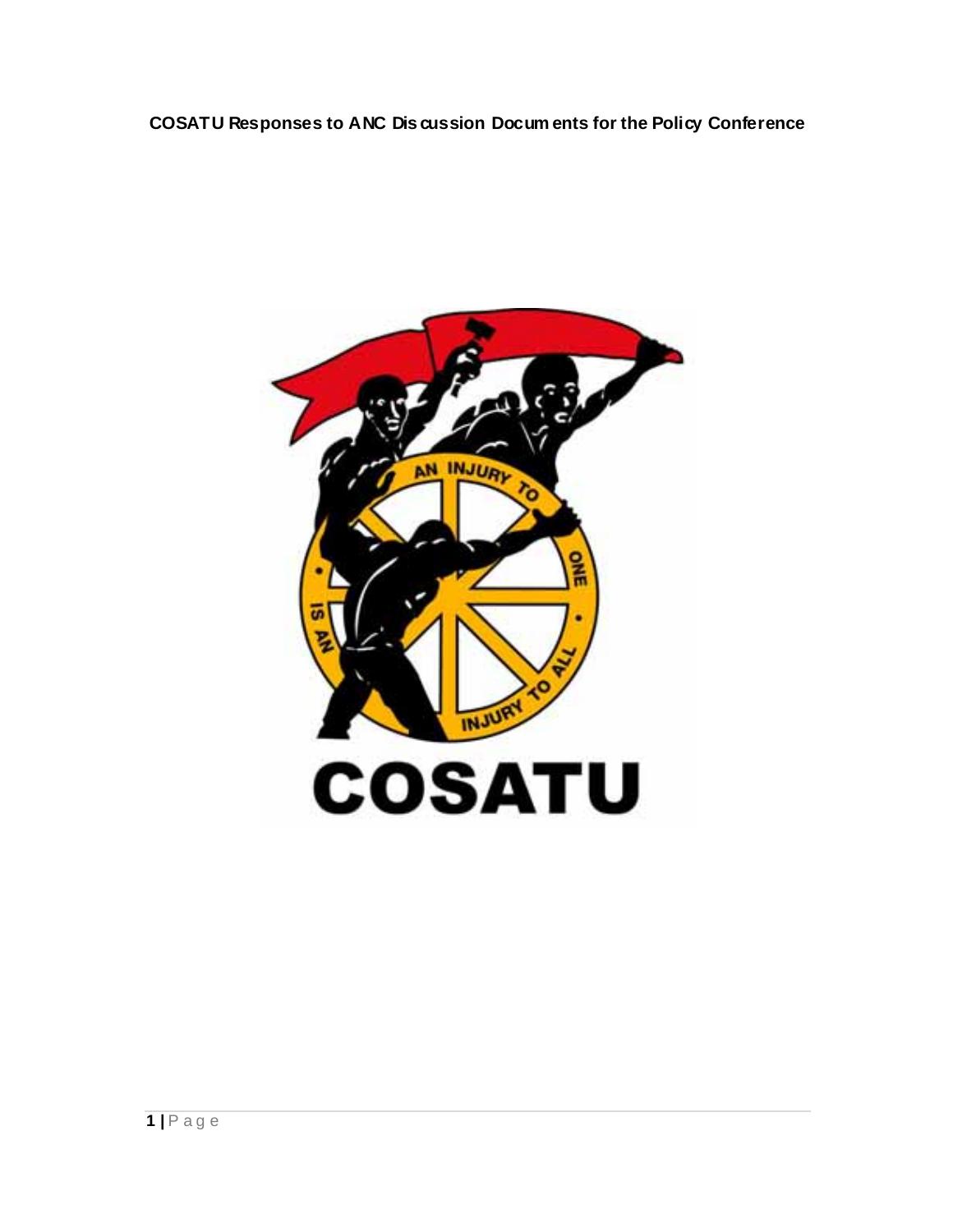# COSATU Responses to ANC Discussion Documents for the Policy Conference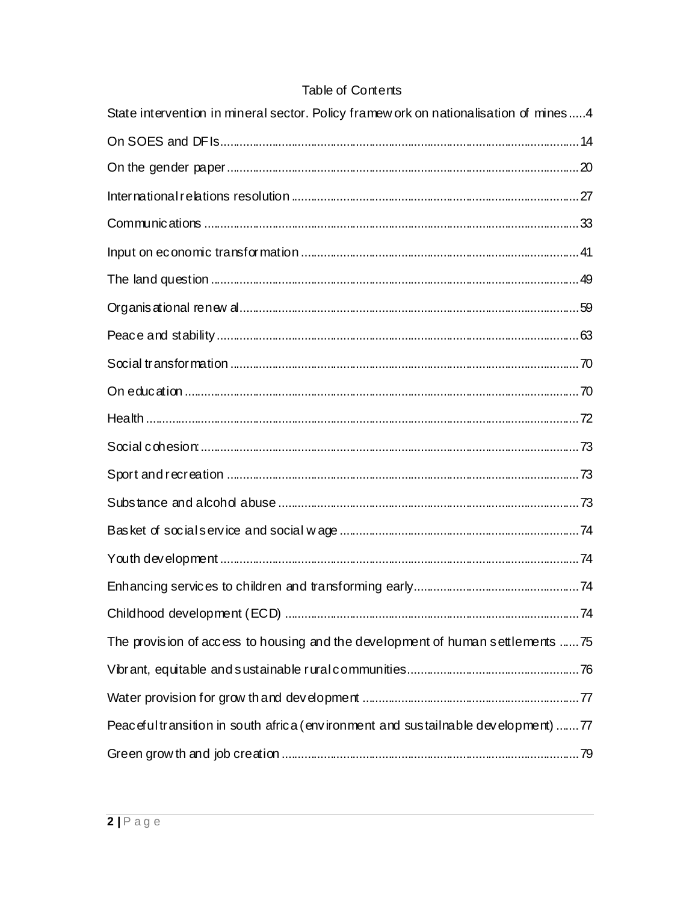# Table of Contents

State intervention in mineral sector. Policy framework on nationalisation of mines .....4

On SOES and DFIs .....14

On the gender paper .....20

International relations resolution .....27

Communications .....33

Input on economic transformation .....41

The land question .....49

Organisational renewal .....59

Peace and stability .....63

Social transformation .....70

On education .....70

Health .....72

Social cohesion: .....73

Sport and recreation .....73

Substance and alcohol abuse .....73

Basket of social service and social wage .....74

Youth development .....74

Enhancing services to children and transforming early .....74

Childhood development (ECD) .....74

The provision of access to housing and the development of human settlements .....75

Vibrant, equitable and sustainable rural communities .....76

Water provision for growth and development .....77

Peaceful transition in south africa (environment and sustailnable development) .....77

Green growth and job creation .....79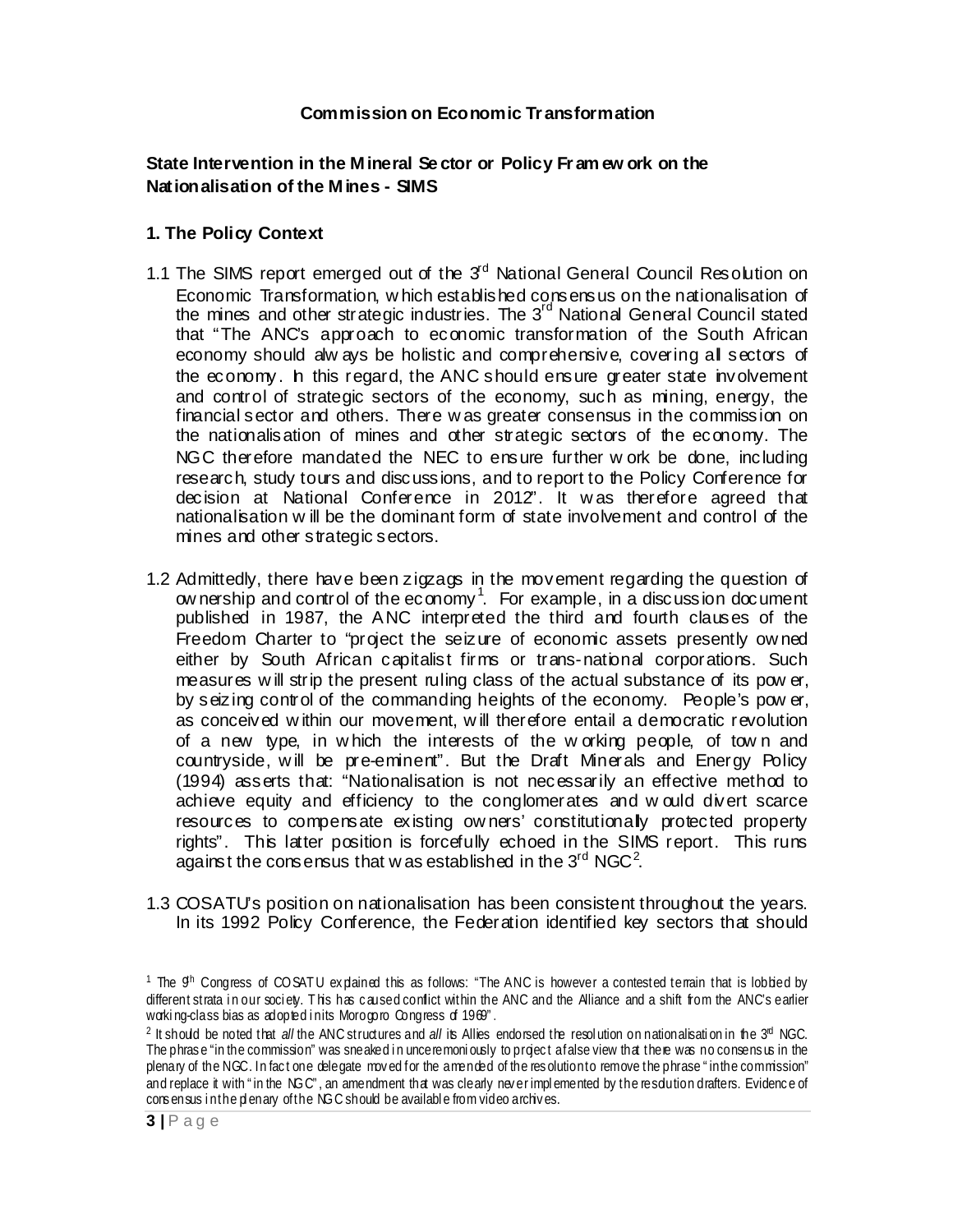**Commission on Economic Transformation**

**State Intervention in the Mineral Sector or Policy Framework on the Nationalisation of the Mines - SIMS**

**1. The Policy Context**

1.1 The SIMS report emerged out of the 3rd National General Council Resolution on Economic Transformation, which established consensus on the nationalisation of the mines and other strategic industries. The 3rd National General Council stated that "The ANC's approach to economic transformation of the South African economy should always be holistic and comprehensive, covering all sectors of the economy. In this regard, the ANC should ensure greater state involvement and control of strategic sectors of the economy, such as mining, energy, the financial sector and others. There was greater consensus in the commission on the nationalisation of mines and other strategic sectors of the economy. The NGC therefore mandated the NEC to ensure further work be done, including research, study tours and discussions, and to report to the Policy Conference for decision at National Conference in 2012". It was therefore agreed that nationalisation will be the dominant form of state involvement and control of the mines and other strategic sectors.

1.2 Admittedly, there have been zigzags in the movement regarding the question of ownership and control of the economy[1]. For example, in a discussion document published in 1987, the ANC interpreted the third and fourth clauses of the Freedom Charter to "project the seizure of economic assets presently owned either by South African capitalist firms or trans-national corporations. Such measures will strip the present ruling class of the actual substance of its power, by seizing control of the commanding heights of the economy. People's power, as conceived within our movement, will therefore entail a democratic revolution of a new type, in which the interests of the working people, of town and countryside, will be pre-eminent". But the Draft Minerals and Energy Policy (1994) asserts that: "Nationalisation is not necessarily an effective method to achieve equity and efficiency to the conglomerates and would divert scarce resources to compensate existing owners' constitutionally protected property rights". This latter position is forcefully echoed in the SIMS report. This runs against the consensus that was established in the 3rd NGC[2].

1.3 COSATU's position on nationalisation has been consistent throughout the years. In its 1992 Policy Conference, the Federation identified key sectors that should

---

[1] The 9th Congress of COSATU explained this as follows: "The ANC is however a contested terrain that is lobbied by different strata in our society. This has caused conflict within the ANC and the Alliance and a shift from the ANC's earlier working-class bias as adopted in its Morogoro Congress of 1969".

[2] It should be noted that *all* the ANC structures and *all* its Allies endorsed the resolution on nationalisation in the 3rd NGC. The phrase "in the commission" was sneaked in unceremoniously to project a false view that there was no consensus in the plenary of the NGC. In fact one delegate moved for the amended of the resolution to remove the phrase "in the commission" and replace it with "in the NGC", an amendment that was clearly never implemented by the resolution drafters. Evidence of consensus in the plenary of the NGC should be available from video archives.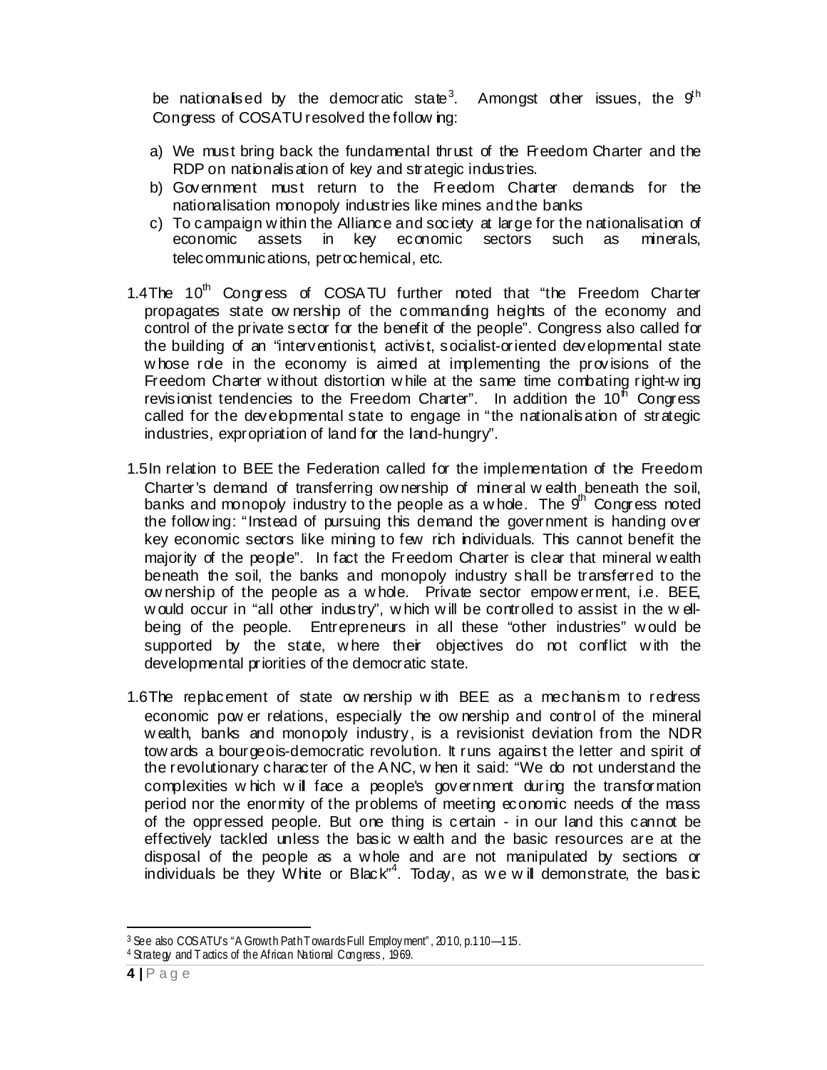be nationalised by the democratic state[3]. Amongst other issues, the 9th Congress of COSATU resolved the following:

a) We must bring back the fundamental thrust of the Freedom Charter and the RDP on nationalisation of key and strategic industries.
b) Government must return to the Freedom Charter demands for the nationalisation monopoly industries like mines and the banks
c) To campaign within the Alliance and society at large for the nationalisation of economic assets in key economic sectors such as minerals, telecommunications, petrochemical, etc.

1.4 The 10th Congress of COSATU further noted that "the Freedom Charter propagates state ownership of the commanding heights of the economy and control of the private sector for the benefit of the people". Congress also called for the building of an "interventionist, activist, socialist-oriented developmental state whose role in the economy is aimed at implementing the provisions of the Freedom Charter without distortion while at the same time combating right-wing revisionist tendencies to the Freedom Charter". In addition the 10th Congress called for the developmental state to engage in "the nationalisation of strategic industries, expropriation of land for the land-hungry".

1.5 In relation to BEE the Federation called for the implementation of the Freedom Charter's demand of transferring ownership of mineral wealth beneath the soil, banks and monopoly industry to the people as a whole. The 9th Congress noted the following: "Instead of pursuing this demand the government is handing over key economic sectors like mining to few rich individuals. This cannot benefit the majority of the people". In fact the Freedom Charter is clear that mineral wealth beneath the soil, the banks and monopoly industry shall be transferred to the ownership of the people as a whole. Private sector empowerment, i.e. BEE, would occur in "all other industry", which will be controlled to assist in the well-being of the people. Entrepreneurs in all these "other industries" would be supported by the state, where their objectives do not conflict with the developmental priorities of the democratic state.

1.6 The replacement of state ownership with BEE as a mechanism to redress economic power relations, especially the ownership and control of the mineral wealth, banks and monopoly industry, is a revisionist deviation from the NDR towards a bourgeois-democratic revolution. It runs against the letter and spirit of the revolutionary character of the ANC, when it said: "We do not understand the complexities which will face a people's government during the transformation period nor the enormity of the problems of meeting economic needs of the mass of the oppressed people. But one thing is certain - in our land this cannot be effectively tackled unless the basic wealth and the basic resources are at the disposal of the people as a whole and are not manipulated by sections or individuals be they White or Black"[4]. Today, as we will demonstrate, the basic

---

[3] See also COSATU's "A Growth Path Towards Full Employment", 2010, p.110—115.

[4] Strategy and Tactics of the African National Congress, 1969.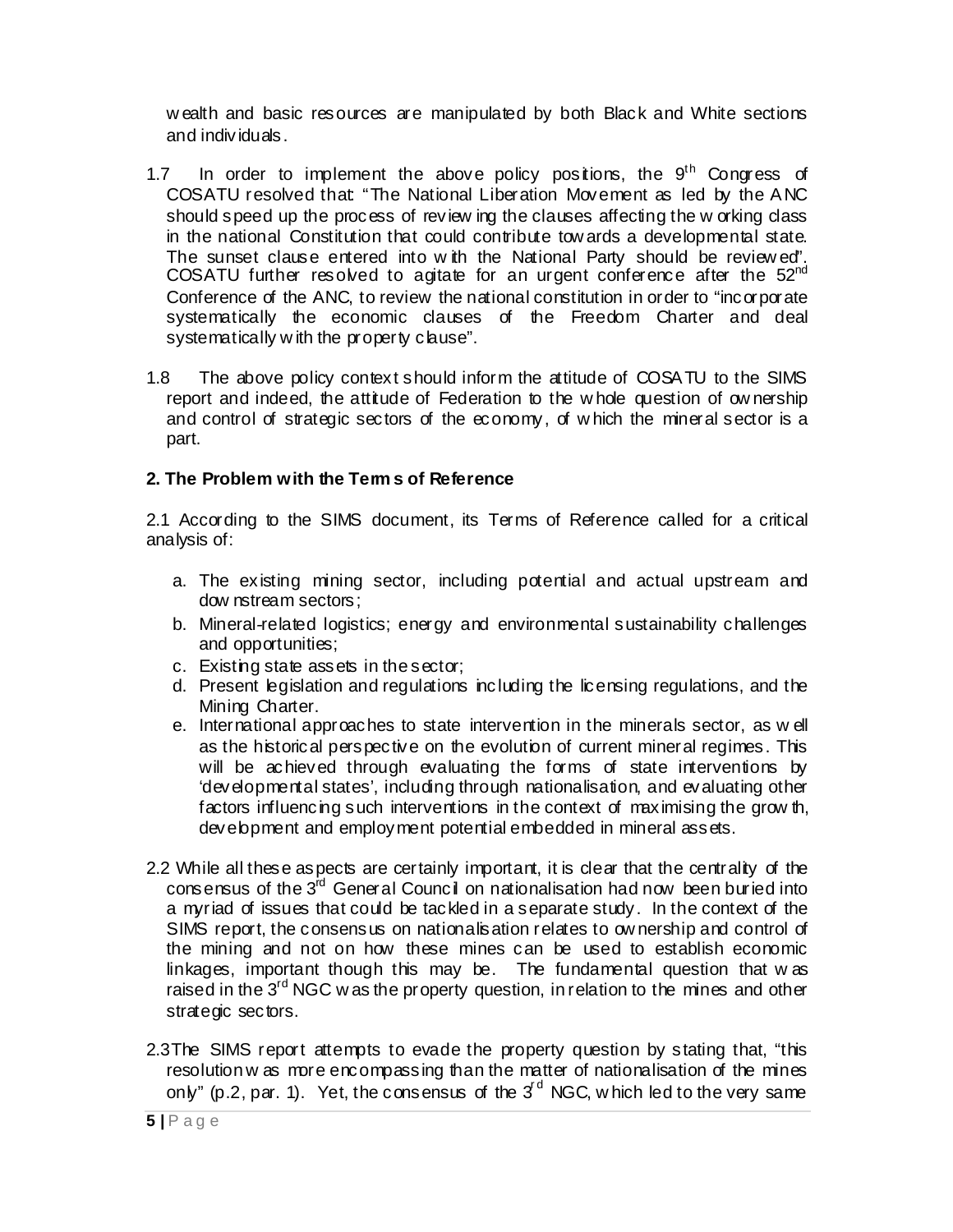wealth and basic resources are manipulated by both Black and White sections and individuals.

1.7 In order to implement the above policy positions, the 9th Congress of COSATU resolved that: "The National Liberation Movement as led by the ANC should speed up the process of reviewing the clauses affecting the working class in the national Constitution that could contribute towards a developmental state. The sunset clause entered into with the National Party should be reviewed". COSATU further resolved to agitate for an urgent conference after the 52nd Conference of the ANC, to review the national constitution in order to "incorporate systematically the economic clauses of the Freedom Charter and deal systematically with the property clause".

1.8 The above policy context should inform the attitude of COSATU to the SIMS report and indeed, the attitude of Federation to the whole question of ownership and control of strategic sectors of the economy, of which the mineral sector is a part.

**2. The Problem with the Terms of Reference**

2.1 According to the SIMS document, its Terms of Reference called for a critical analysis of:

a. The existing mining sector, including potential and actual upstream and downstream sectors;
b. Mineral-related logistics; energy and environmental sustainability challenges and opportunities;
c. Existing state assets in the sector;
d. Present legislation and regulations including the licensing regulations, and the Mining Charter.
e. International approaches to state intervention in the minerals sector, as well as the historical perspective on the evolution of current mineral regimes. This will be achieved through evaluating the forms of state interventions by 'developmental states', including through nationalisation, and evaluating other factors influencing such interventions in the context of maximising the growth, development and employment potential embedded in mineral assets.

2.2 While all these aspects are certainly important, it is clear that the centrality of the consensus of the 3rd General Council on nationalisation had now been buried into a myriad of issues that could be tackled in a separate study. In the context of the SIMS report, the consensus on nationalisation relates to ownership and control of the mining and not on how these mines can be used to establish economic linkages, important though this may be. The fundamental question that was raised in the 3rd NGC was the property question, in relation to the mines and other strategic sectors.

2.3 The SIMS report attempts to evade the property question by stating that, "this resolution was more encompassing than the matter of nationalisation of the mines only" (p.2, par. 1). Yet, the consensus of the 3rd NGC, which led to the very same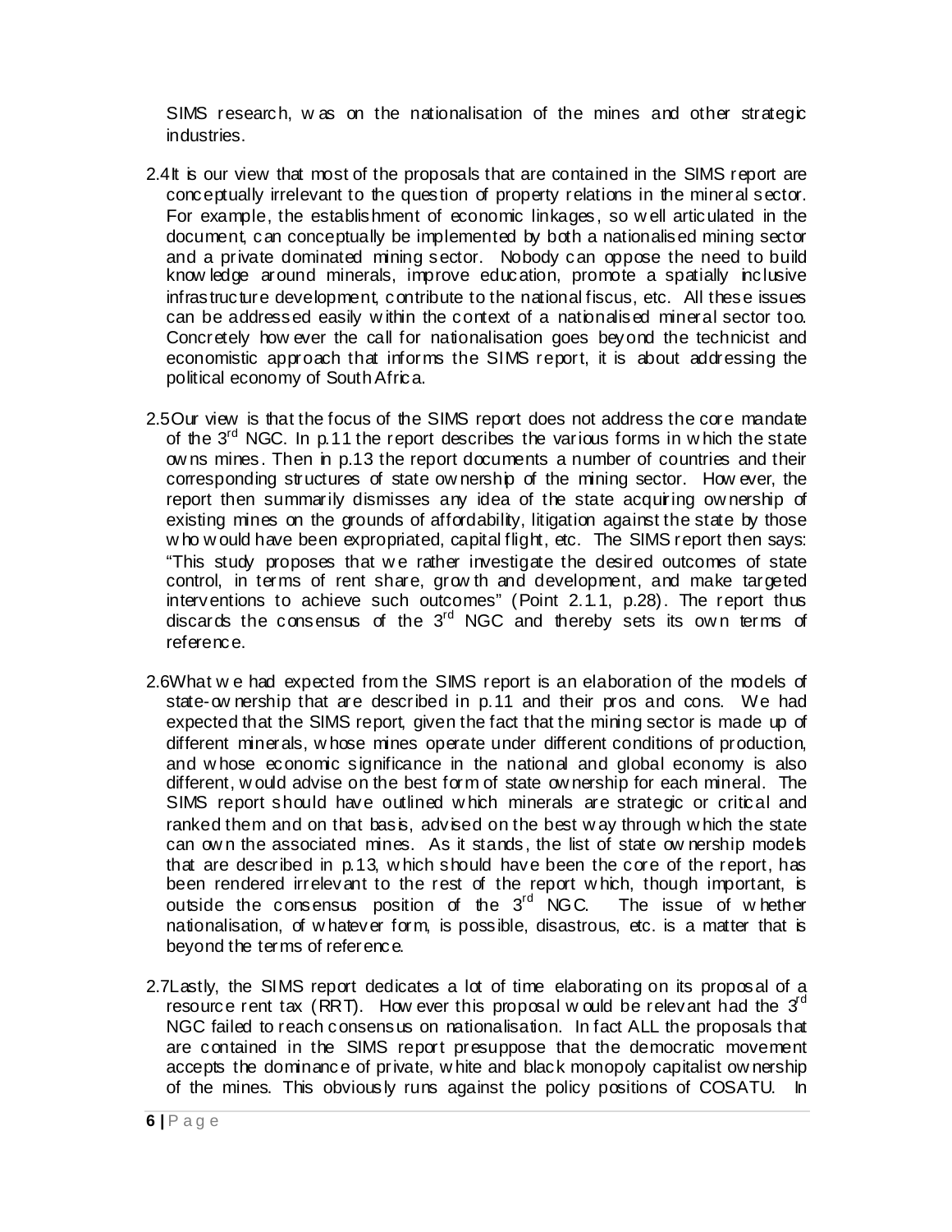SIMS research, was on the nationalisation of the mines and other strategic industries.

2.4 It is our view that most of the proposals that are contained in the SIMS report are conceptually irrelevant to the question of property relations in the mineral sector. For example, the establishment of economic linkages, so well articulated in the document, can conceptually be implemented by both a nationalised mining sector and a private dominated mining sector. Nobody can oppose the need to build knowledge around minerals, improve education, promote a spatially inclusive infrastructure development, contribute to the national fiscus, etc. All these issues can be addressed easily within the context of a nationalised mineral sector too. Concretely however the call for nationalisation goes beyond the technicist and economistic approach that informs the SIMS report, it is about addressing the political economy of South Africa.

2.5 Our view is that the focus of the SIMS report does not address the core mandate of the 3rd NGC. In p.11 the report describes the various forms in which the state owns mines. Then in p.13 the report documents a number of countries and their corresponding structures of state ownership of the mining sector. However, the report then summarily dismisses any idea of the state acquiring ownership of existing mines on the grounds of affordability, litigation against the state by those who would have been expropriated, capital flight, etc. The SIMS report then says: "This study proposes that we rather investigate the desired outcomes of state control, in terms of rent share, growth and development, and make targeted interventions to achieve such outcomes" (Point 2.1.1, p.28). The report thus discards the consensus of the 3rd NGC and thereby sets its own terms of reference.

2.6 What we had expected from the SIMS report is an elaboration of the models of state-ownership that are described in p.11 and their pros and cons. We had expected that the SIMS report, given the fact that the mining sector is made up of different minerals, whose mines operate under different conditions of production, and whose economic significance in the national and global economy is also different, would advise on the best form of state ownership for each mineral. The SIMS report should have outlined which minerals are strategic or critical and ranked them and on that basis, advised on the best way through which the state can own the associated mines. As it stands, the list of state ownership models that are described in p.13, which should have been the core of the report, has been rendered irrelevant to the rest of the report which, though important, is outside the consensus position of the 3rd NGC. The issue of whether nationalisation, of whatever form, is possible, disastrous, etc. is a matter that is beyond the terms of reference.

2.7 Lastly, the SIMS report dedicates a lot of time elaborating on its proposal of a resource rent tax (RRT). However this proposal would be relevant had the 3rd NGC failed to reach consensus on nationalisation. In fact ALL the proposals that are contained in the SIMS report presuppose that the democratic movement accepts the dominance of private, white and black monopoly capitalist ownership of the mines. This obviously runs against the policy positions of COSATU. In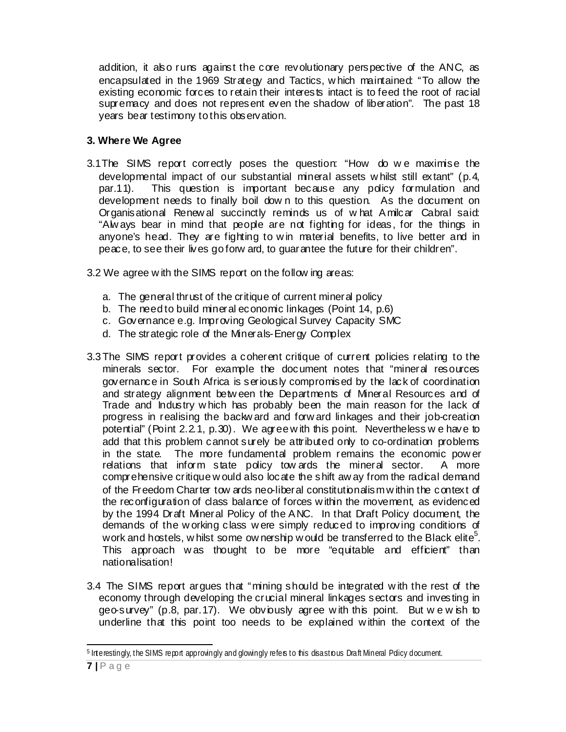addition, it also runs against the core revolutionary perspective of the ANC, as encapsulated in the 1969 Strategy and Tactics, which maintained: "To allow the existing economic forces to retain their interests intact is to feed the root of racial supremacy and does not represent even the shadow of liberation". The past 18 years bear testimony to this observation.

## 3. Where We Agree

3.1 The SIMS report correctly poses the question: "How do we maximise the developmental impact of our substantial mineral assets whilst still extant" (p.4, par.11). This question is important because any policy formulation and development needs to finally boil down to this question. As the document on Organisational Renewal succinctly reminds us of what Amilcar Cabral said: "Always bear in mind that people are not fighting for ideas, for the things in anyone's head. They are fighting to win material benefits, to live better and in peace, to see their lives go forward, to guarantee the future for their children".

3.2 We agree with the SIMS report on the following areas:

a. The general thrust of the critique of current mineral policy
b. The need to build mineral economic linkages (Point 14, p.6)
c. Governance e.g. Improving Geological Survey Capacity SMC
d. The strategic role of the Minerals-Energy Complex

3.3 The SIMS report provides a coherent critique of current policies relating to the minerals sector. For example the document notes that "mineral resources governance in South Africa is seriously compromised by the lack of coordination and strategy alignment between the Departments of Mineral Resources and of Trade and Industry which has probably been the main reason for the lack of progress in realising the backward and forward linkages and their job-creation potential" (Point 2.2.1, p.30). We agree with this point. Nevertheless we have to add that this problem cannot surely be attributed only to co-ordination problems in the state. The more fundamental problem remains the economic power relations that inform state policy towards the mineral sector. A more comprehensive critique would also locate the shift away from the radical demand of the Freedom Charter towards neo-liberal constitutionalism within the context of the reconfiguration of class balance of forces within the movement, as evidenced by the 1994 Draft Mineral Policy of the ANC. In that Draft Policy document, the demands of the working class were simply reduced to improving conditions of work and hostels, whilst some ownership would be transferred to the Black elite[5]. This approach was thought to be more "equitable and efficient" than nationalisation!

3.4 The SIMS report argues that "mining should be integrated with the rest of the economy through developing the crucial mineral linkages sectors and investing in geo-survey" (p.8, par.17). We obviously agree with this point. But we wish to underline that this point too needs to be explained within the context of the

[5] Interestingly, the SIMS report approvingly and glowingly refers to this disastrous Draft Mineral Policy document.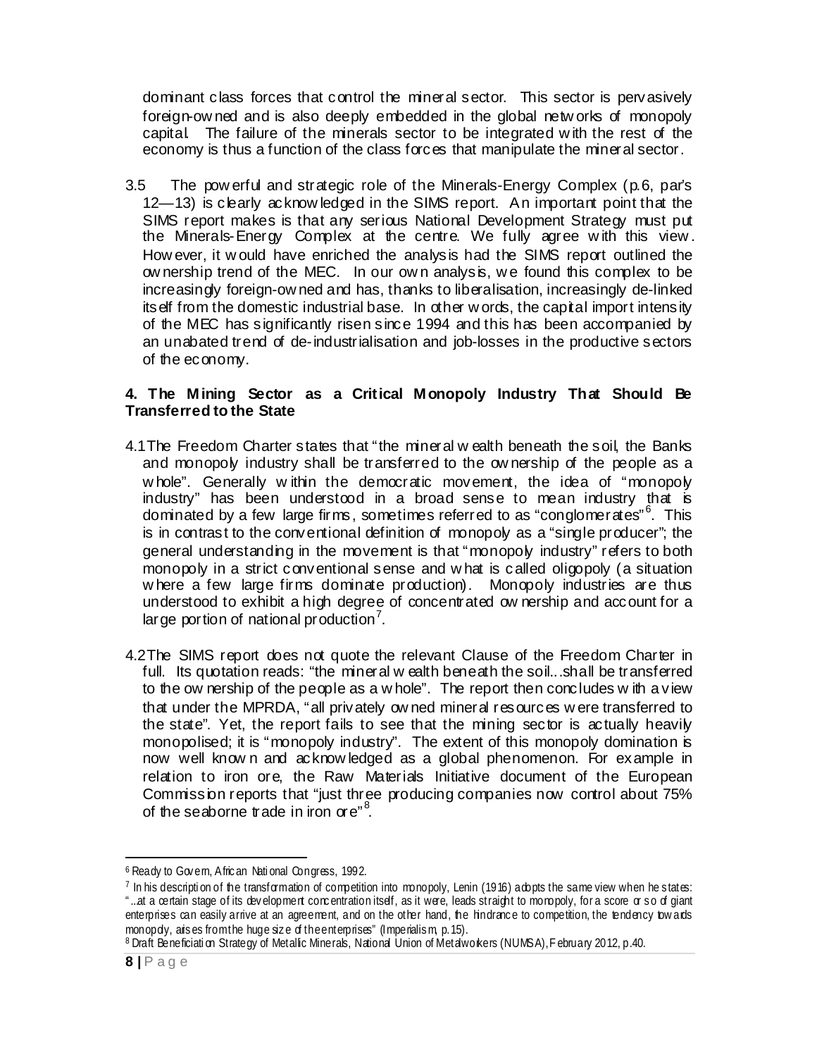dominant class forces that control the mineral sector. This sector is pervasively foreign-owned and is also deeply embedded in the global networks of monopoly capital. The failure of the minerals sector to be integrated with the rest of the economy is thus a function of the class forces that manipulate the mineral sector.

3.5 The powerful and strategic role of the Minerals-Energy Complex (p.6, par's 12—13) is clearly acknowledged in the SIMS report. An important point that the SIMS report makes is that any serious National Development Strategy must put the Minerals-Energy Complex at the centre. We fully agree with this view. However, it would have enriched the analysis had the SIMS report outlined the ownership trend of the MEC. In our own analysis, we found this complex to be increasingly foreign-owned and has, thanks to liberalisation, increasingly de-linked itself from the domestic industrial base. In other words, the capital import intensity of the MEC has significantly risen since 1994 and this has been accompanied by an unabated trend of de-industrialisation and job-losses in the productive sectors of the economy.

### 4. The Mining Sector as a Critical Monopoly Industry That Should Be Transferred to the State

4.1 The Freedom Charter states that "the mineral wealth beneath the soil, the Banks and monopoly industry shall be transferred to the ownership of the people as a whole". Generally within the democratic movement, the idea of "monopoly industry" has been understood in a broad sense to mean industry that is dominated by a few large firms, sometimes referred to as "conglomerates"[6]. This is in contrast to the conventional definition of monopoly as a "single producer"; the general understanding in the movement is that "monopoly industry" refers to both monopoly in a strict conventional sense and what is called oligopoly (a situation where a few large firms dominate production). Monopoly industries are thus understood to exhibit a high degree of concentrated ownership and account for a large portion of national production[7].

4.2 The SIMS report does not quote the relevant Clause of the Freedom Charter in full. Its quotation reads: "the mineral wealth beneath the soil...shall be transferred to the ownership of the people as a whole". The report then concludes with a view that under the MPRDA, "all privately owned mineral resources were transferred to the state". Yet, the report fails to see that the mining sector is actually heavily monopolised; it is "monopoly industry". The extent of this monopoly domination is now well known and acknowledged as a global phenomenon. For example in relation to iron ore, the Raw Materials Initiative document of the European Commission reports that "just three producing companies now control about 75% of the seaborne trade in iron ore"[8].

---

[6] Ready to Govern, African National Congress, 1992.

[7] In his description of the transformation of competition into monopoly, Lenin (1916) adopts the same view when he states: "...at a certain stage of its development concentration itself, as it were, leads straight to monopoly, for a score or so of giant enterprises can easily arrive at an agreement, and on the other hand, the hindrance to competition, the tendency towards monopoly, arises from the huge size of the enterprises" (Imperialism, p.15).

[8] Draft Beneficiation Strategy of Metallic Minerals, National Union of Metalworkers (NUMSA), February 2012, p.40.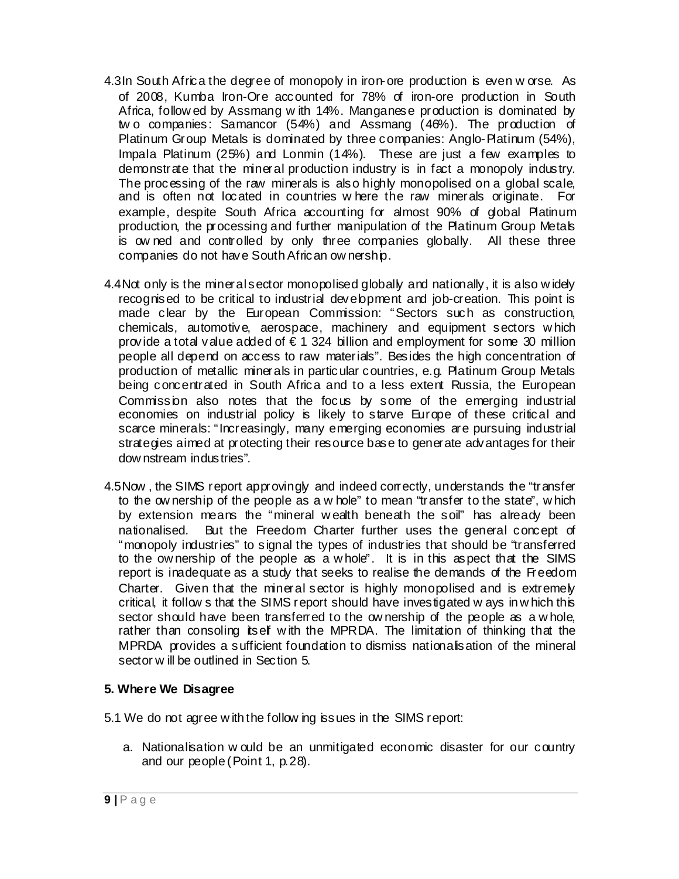4.3 In South Africa the degree of monopoly in iron-ore production is even worse. As of 2008, Kumba Iron-Ore accounted for 78% of iron-ore production in South Africa, followed by Assmang with 14%. Manganese production is dominated by two companies: Samancor (54%) and Assmang (46%). The production of Platinum Group Metals is dominated by three companies: Anglo-Platinum (54%), Impala Platinum (25%) and Lonmin (14%). These are just a few examples to demonstrate that the mineral production industry is in fact a monopoly industry. The processing of the raw minerals is also highly monopolised on a global scale, and is often not located in countries where the raw minerals originate. For example, despite South Africa accounting for almost 90% of global Platinum production, the processing and further manipulation of the Platinum Group Metals is owned and controlled by only three companies globally. All these three companies do not have South African ownership.

4.4 Not only is the mineral sector monopolised globally and nationally, it is also widely recognised to be critical to industrial development and job-creation. This point is made clear by the European Commission: "Sectors such as construction, chemicals, automotive, aerospace, machinery and equipment sectors which provide a total value added of € 1 324 billion and employment for some 30 million people all depend on access to raw materials". Besides the high concentration of production of metallic minerals in particular countries, e.g. Platinum Group Metals being concentrated in South Africa and to a less extent Russia, the European Commission also notes that the focus by some of the emerging industrial economies on industrial policy is likely to starve Europe of these critical and scarce minerals: "Increasingly, many emerging economies are pursuing industrial strategies aimed at protecting their resource base to generate advantages for their downstream industries".

4.5 Now, the SIMS report approvingly and indeed correctly, understands the "transfer to the ownership of the people as a whole" to mean "transfer to the state", which by extension means the "mineral wealth beneath the soil" has already been nationalised. But the Freedom Charter further uses the general concept of "monopoly industries" to signal the types of industries that should be "transferred to the ownership of the people as a whole". It is in this aspect that the SIMS report is inadequate as a study that seeks to realise the demands of the Freedom Charter. Given that the mineral sector is highly monopolised and is extremely critical, it follows that the SIMS report should have investigated ways in which this sector should have been transferred to the ownership of the people as a whole, rather than consoling itself with the MPRDA. The limitation of thinking that the MPRDA provides a sufficient foundation to dismiss nationalisation of the mineral sector will be outlined in Section 5.

## 5. Where We Disagree

5.1 We do not agree with the following issues in the SIMS report:

a. Nationalisation would be an unmitigated economic disaster for our country and our people (Point 1, p.28).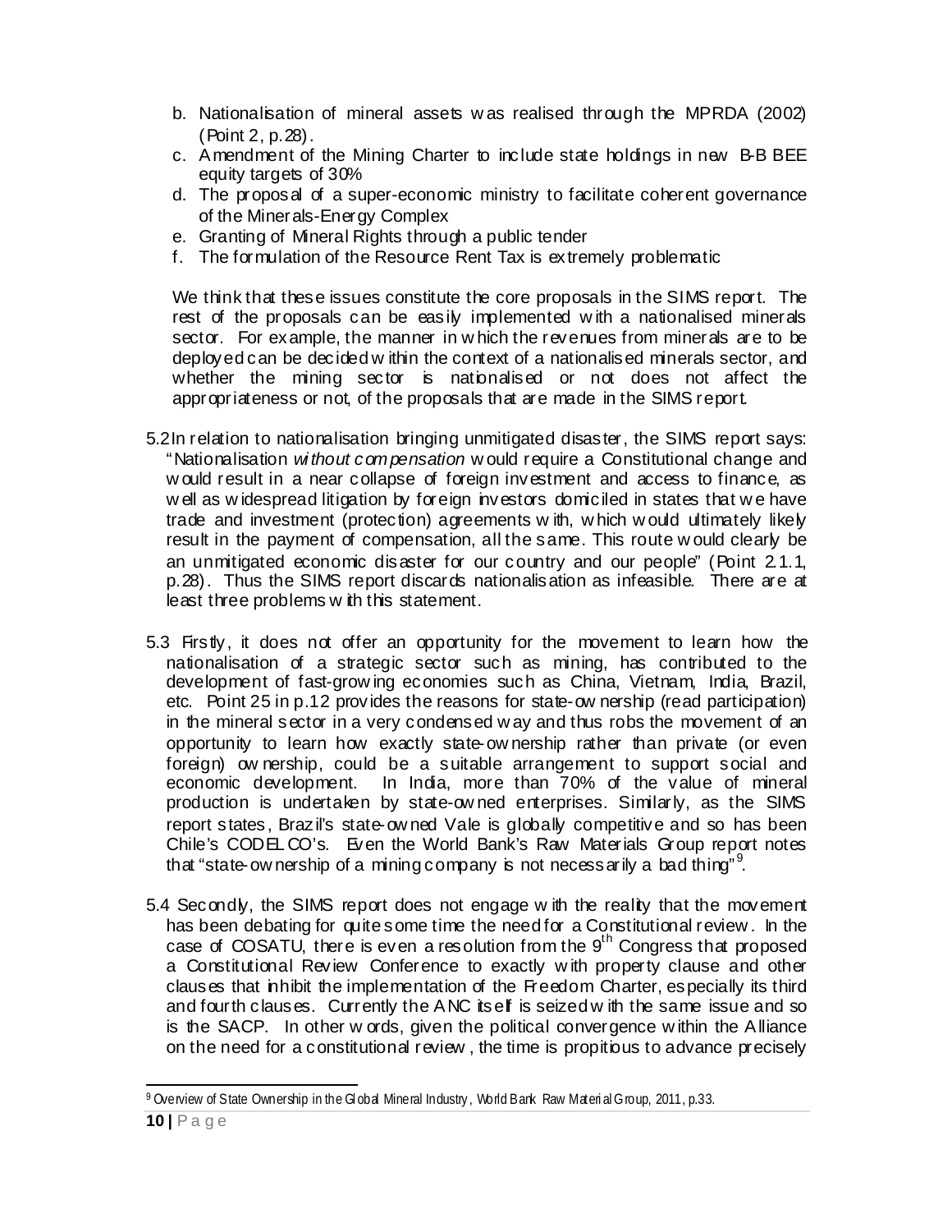b. Nationalisation of mineral assets was realised through the MPRDA (2002) (Point 2, p.28).
c. Amendment of the Mining Charter to include state holdings in new B-B BEE equity targets of 30%
d. The proposal of a super-economic ministry to facilitate coherent governance of the Minerals-Energy Complex
e. Granting of Mineral Rights through a public tender
f. The formulation of the Resource Rent Tax is extremely problematic

We think that these issues constitute the core proposals in the SIMS report. The rest of the proposals can be easily implemented with a nationalised minerals sector. For example, the manner in which the revenues from minerals are to be deployed can be decided within the context of a nationalised minerals sector, and whether the mining sector is nationalised or not does not affect the appropriateness or not, of the proposals that are made in the SIMS report.

5.2 In relation to nationalisation bringing unmitigated disaster, the SIMS report says: "Nationalisation *without compensation* would require a Constitutional change and would result in a near collapse of foreign investment and access to finance, as well as widespread litigation by foreign investors domiciled in states that we have trade and investment (protection) agreements with, which would ultimately likely result in the payment of compensation, all the same. This route would clearly be an unmitigated economic disaster for our country and our people" (Point 2.1.1, p.28). Thus the SIMS report discards nationalisation as infeasible. There are at least three problems with this statement.

5.3 Firstly, it does not offer an opportunity for the movement to learn how the nationalisation of a strategic sector such as mining, has contributed to the development of fast-growing economies such as China, Vietnam, India, Brazil, etc. Point 25 in p.12 provides the reasons for state-ownership (read participation) in the mineral sector in a very condensed way and thus robs the movement of an opportunity to learn how exactly state-ownership rather than private (or even foreign) ownership, could be a suitable arrangement to support social and economic development. In India, more than 70% of the value of mineral production is undertaken by state-owned enterprises. Similarly, as the SIMS report states, Brazil's state-owned Vale is globally competitive and so has been Chile's CODELCO's. Even the World Bank's Raw Materials Group report notes that "state-ownership of a mining company is not necessarily a bad thing"[9].

5.4 Secondly, the SIMS report does not engage with the reality that the movement has been debating for quite some time the need for a Constitutional review. In the case of COSATU, there is even a resolution from the 9th Congress that proposed a Constitutional Review Conference to exactly with property clause and other clauses that inhibit the implementation of the Freedom Charter, especially its third and fourth clauses. Currently the ANC itself is seized with the same issue and so is the SACP. In other words, given the political convergence within the Alliance on the need for a constitutional review, the time is propitious to advance precisely

[9] Overview of State Ownership in the Global Mineral Industry, World Bank Raw Material Group, 2011, p.33.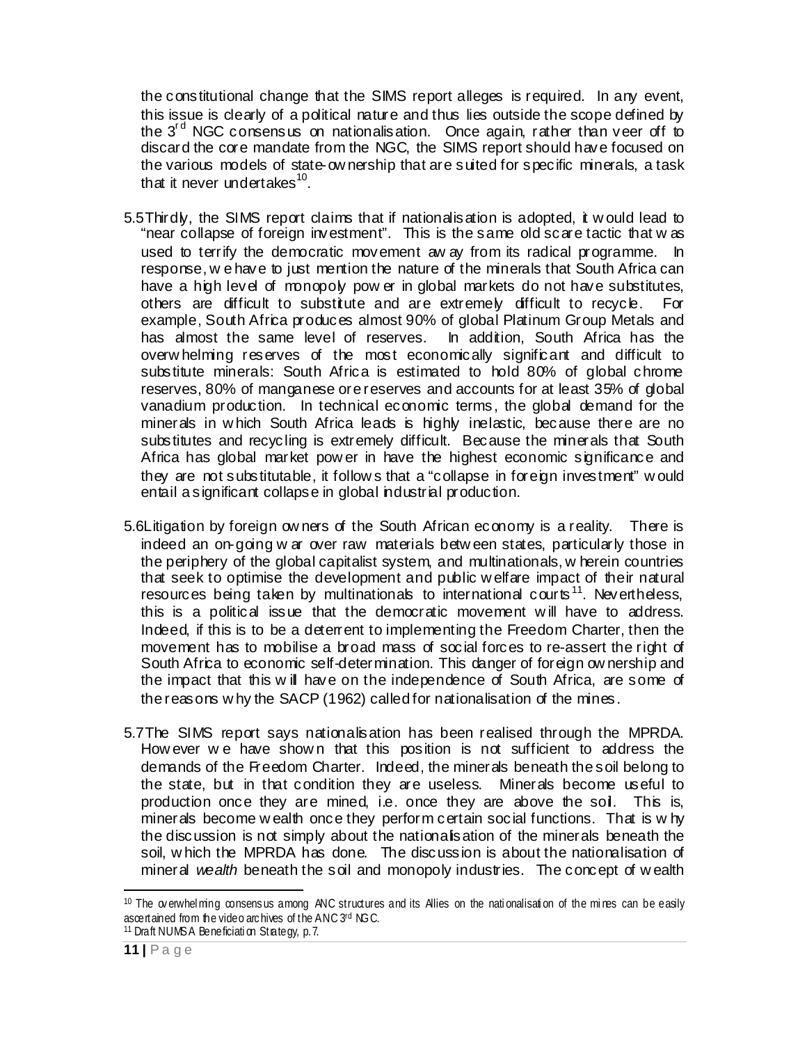the constitutional change that the SIMS report alleges is required. In any event, this issue is clearly of a political nature and thus lies outside the scope defined by the 3rd NGC consensus on nationalisation. Once again, rather than veer off to discard the core mandate from the NGC, the SIMS report should have focused on the various models of state-ownership that are suited for specific minerals, a task that it never undertakes[10].

5.5 Thirdly, the SIMS report claims that if nationalisation is adopted, it would lead to "near collapse of foreign investment". This is the same old scare tactic that was used to terrify the democratic movement away from its radical programme. In response, we have to just mention the nature of the minerals that South Africa can have a high level of monopoly power in global markets do not have substitutes, others are difficult to substitute and are extremely difficult to recycle. For example, South Africa produces almost 90% of global Platinum Group Metals and has almost the same level of reserves. In addition, South Africa has the overwhelming reserves of the most economically significant and difficult to substitute minerals: South Africa is estimated to hold 80% of global chrome reserves, 80% of manganese ore reserves and accounts for at least 35% of global vanadium production. In technical economic terms, the global demand for the minerals in which South Africa leads is highly inelastic, because there are no substitutes and recycling is extremely difficult. Because the minerals that South Africa has global market power in have the highest economic significance and they are not substitutable, it follows that a "collapse in foreign investment" would entail a significant collapse in global industrial production.

5.6 Litigation by foreign owners of the South African economy is a reality. There is indeed an on-going war over raw materials between states, particularly those in the periphery of the global capitalist system, and multinationals, wherein countries that seek to optimise the development and public welfare impact of their natural resources being taken by multinationals to international courts[11]. Nevertheless, this is a political issue that the democratic movement will have to address. Indeed, if this is to be a deterrent to implementing the Freedom Charter, then the movement has to mobilise a broad mass of social forces to re-assert the right of South Africa to economic self-determination. This danger of foreign ownership and the impact that this will have on the independence of South Africa, are some of the reasons why the SACP (1962) called for nationalisation of the mines.

5.7 The SIMS report says nationalisation has been realised through the MPRDA. However we have shown that this position is not sufficient to address the demands of the Freedom Charter. Indeed, the minerals beneath the soil belong to the state, but in that condition they are useless. Minerals become useful to production once they are mined, i.e. once they are above the soil. This is, minerals become wealth once they perform certain social functions. That is why the discussion is not simply about the nationalisation of the minerals beneath the soil, which the MPRDA has done. The discussion is about the nationalisation of mineral *wealth* beneath the soil and monopoly industries. The concept of wealth

---

[10] The overwhelming consensus among ANC structures and its Allies on the nationalisation of the mines can be easily ascertained from the video archives of the ANC 3rd NGC.

[11] Draft NUMSA Beneficiation Strategy, p.7.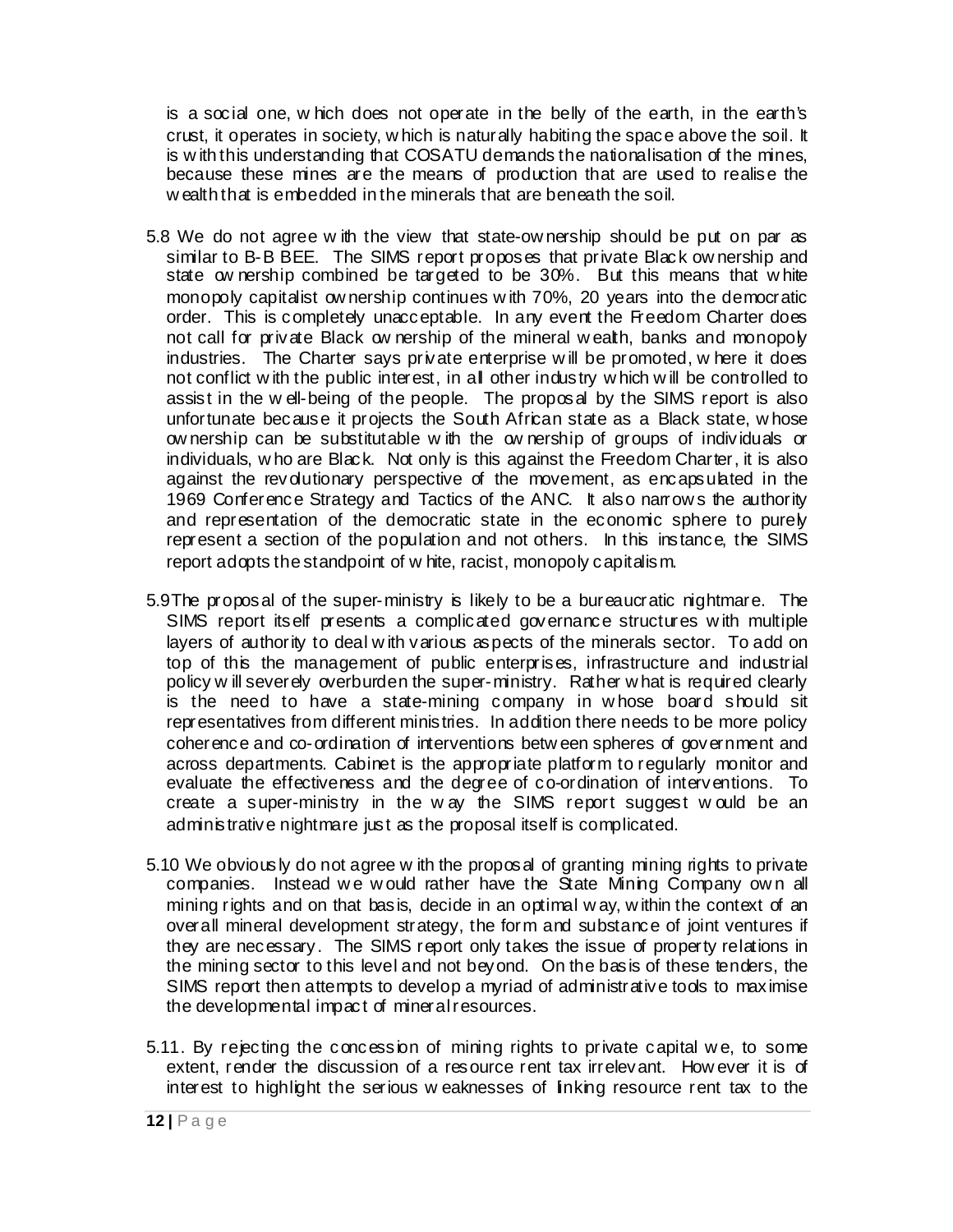is a social one, which does not operate in the belly of the earth, in the earth's crust, it operates in society, which is naturally habiting the space above the soil. It is with this understanding that COSATU demands the nationalisation of the mines, because these mines are the means of production that are used to realise the wealth that is embedded in the minerals that are beneath the soil.

5.8 We do not agree with the view that state-ownership should be put on par as similar to B-B BEE. The SIMS report proposes that private Black ownership and state ownership combined be targeted to be 30%. But this means that white monopoly capitalist ownership continues with 70%, 20 years into the democratic order. This is completely unacceptable. In any event the Freedom Charter does not call for private Black ownership of the mineral wealth, banks and monopoly industries. The Charter says private enterprise will be promoted, where it does not conflict with the public interest, in all other industry which will be controlled to assist in the well-being of the people. The proposal by the SIMS report is also unfortunate because it projects the South African state as a Black state, whose ownership can be substitutable with the ownership of groups of individuals or individuals, who are Black. Not only is this against the Freedom Charter, it is also against the revolutionary perspective of the movement, as encapsulated in the 1969 Conference Strategy and Tactics of the ANC. It also narrows the authority and representation of the democratic state in the economic sphere to purely represent a section of the population and not others. In this instance, the SIMS report adopts the standpoint of white, racist, monopoly capitalism.

5.9 The proposal of the super-ministry is likely to be a bureaucratic nightmare. The SIMS report itself presents a complicated governance structures with multiple layers of authority to deal with various aspects of the minerals sector. To add on top of this the management of public enterprises, infrastructure and industrial policy will severely overburden the super-ministry. Rather what is required clearly is the need to have a state-mining company in whose board should sit representatives from different ministries. In addition there needs to be more policy coherence and co-ordination of interventions between spheres of government and across departments. Cabinet is the appropriate platform to regularly monitor and evaluate the effectiveness and the degree of co-ordination of interventions. To create a super-ministry in the way the SIMS report suggest would be an administrative nightmare just as the proposal itself is complicated.

5.10 We obviously do not agree with the proposal of granting mining rights to private companies. Instead we would rather have the State Mining Company own all mining rights and on that basis, decide in an optimal way, within the context of an overall mineral development strategy, the form and substance of joint ventures if they are necessary. The SIMS report only takes the issue of property relations in the mining sector to this level and not beyond. On the basis of these tenders, the SIMS report then attempts to develop a myriad of administrative tools to maximise the developmental impact of mineral resources.

5.11. By rejecting the concession of mining rights to private capital we, to some extent, render the discussion of a resource rent tax irrelevant. However it is of interest to highlight the serious weaknesses of linking resource rent tax to the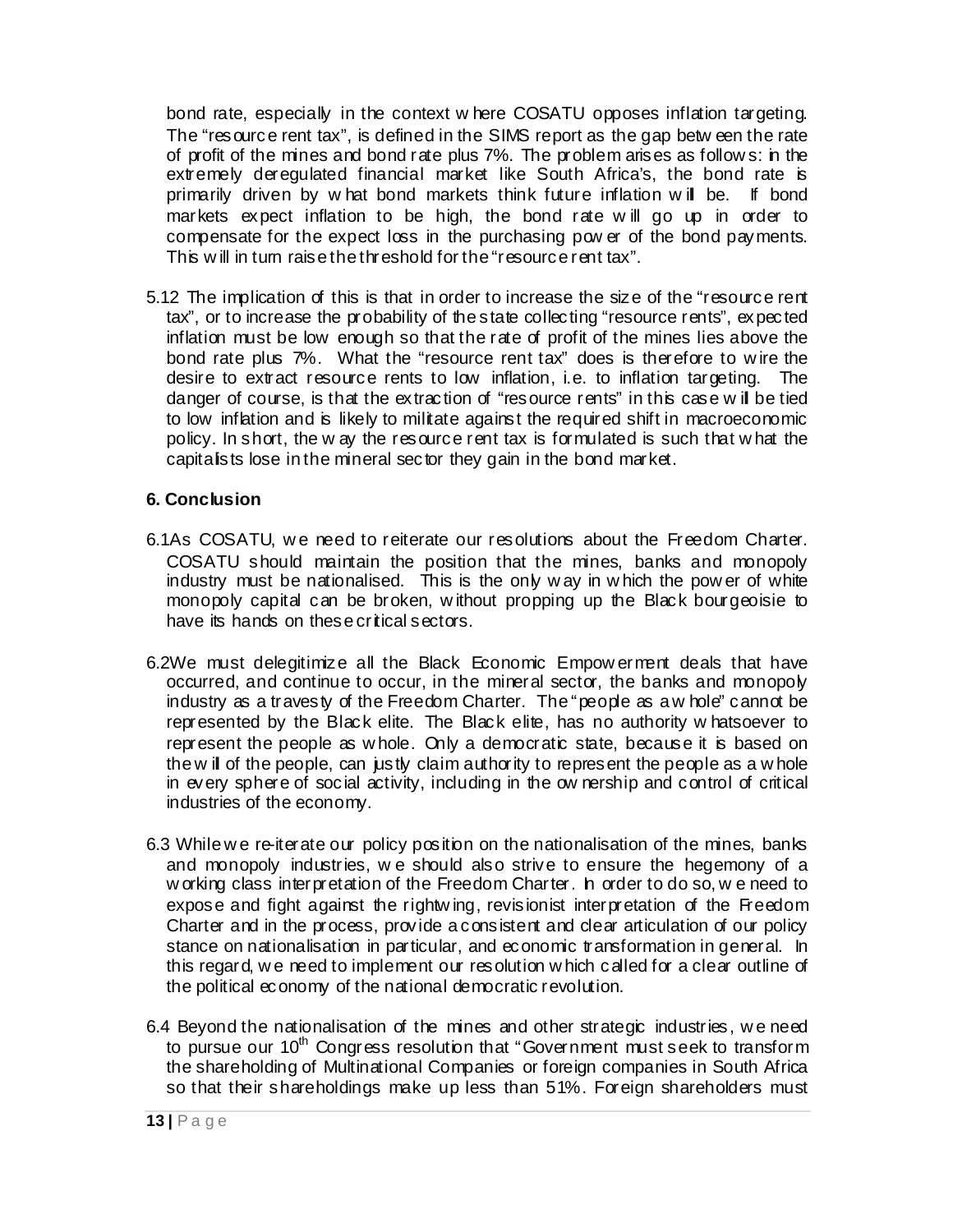bond rate, especially in the context where COSATU opposes inflation targeting. The "resource rent tax", is defined in the SIMS report as the gap between the rate of profit of the mines and bond rate plus 7%. The problem arises as follows: in the extremely deregulated financial market like South Africa's, the bond rate is primarily driven by what bond markets think future inflation will be. If bond markets expect inflation to be high, the bond rate will go up in order to compensate for the expect loss in the purchasing power of the bond payments. This will in turn raise the threshold for the "resource rent tax".

5.12 The implication of this is that in order to increase the size of the "resource rent tax", or to increase the probability of the state collecting "resource rents", expected inflation must be low enough so that the rate of profit of the mines lies above the bond rate plus 7%. What the "resource rent tax" does is therefore to wire the desire to extract resource rents to low inflation, i.e. to inflation targeting. The danger of course, is that the extraction of "resource rents" in this case will be tied to low inflation and is likely to militate against the required shift in macroeconomic policy. In short, the way the resource rent tax is formulated is such that what the capitalists lose in the mineral sector they gain in the bond market.

## 6. Conclusion

6.1As COSATU, we need to reiterate our resolutions about the Freedom Charter. COSATU should maintain the position that the mines, banks and monopoly industry must be nationalised. This is the only way in which the power of white monopoly capital can be broken, without propping up the Black bourgeoisie to have its hands on these critical sectors.

6.2We must delegitimize all the Black Economic Empowerment deals that have occurred, and continue to occur, in the mineral sector, the banks and monopoly industry as a travesty of the Freedom Charter. The "people as a whole" cannot be represented by the Black elite. The Black elite, has no authority whatsoever to represent the people as whole. Only a democratic state, because it is based on the will of the people, can justly claim authority to represent the people as a whole in every sphere of social activity, including in the ownership and control of critical industries of the economy.

6.3 While we re-iterate our policy position on the nationalisation of the mines, banks and monopoly industries, we should also strive to ensure the hegemony of a working class interpretation of the Freedom Charter. In order to do so, we need to expose and fight against the rightwing, revisionist interpretation of the Freedom Charter and in the process, provide a consistent and clear articulation of our policy stance on nationalisation in particular, and economic transformation in general. In this regard, we need to implement our resolution which called for a clear outline of the political economy of the national democratic revolution.

6.4 Beyond the nationalisation of the mines and other strategic industries, we need to pursue our 10th Congress resolution that "Government must seek to transform the shareholding of Multinational Companies or foreign companies in South Africa so that their shareholdings make up less than 51%. Foreign shareholders must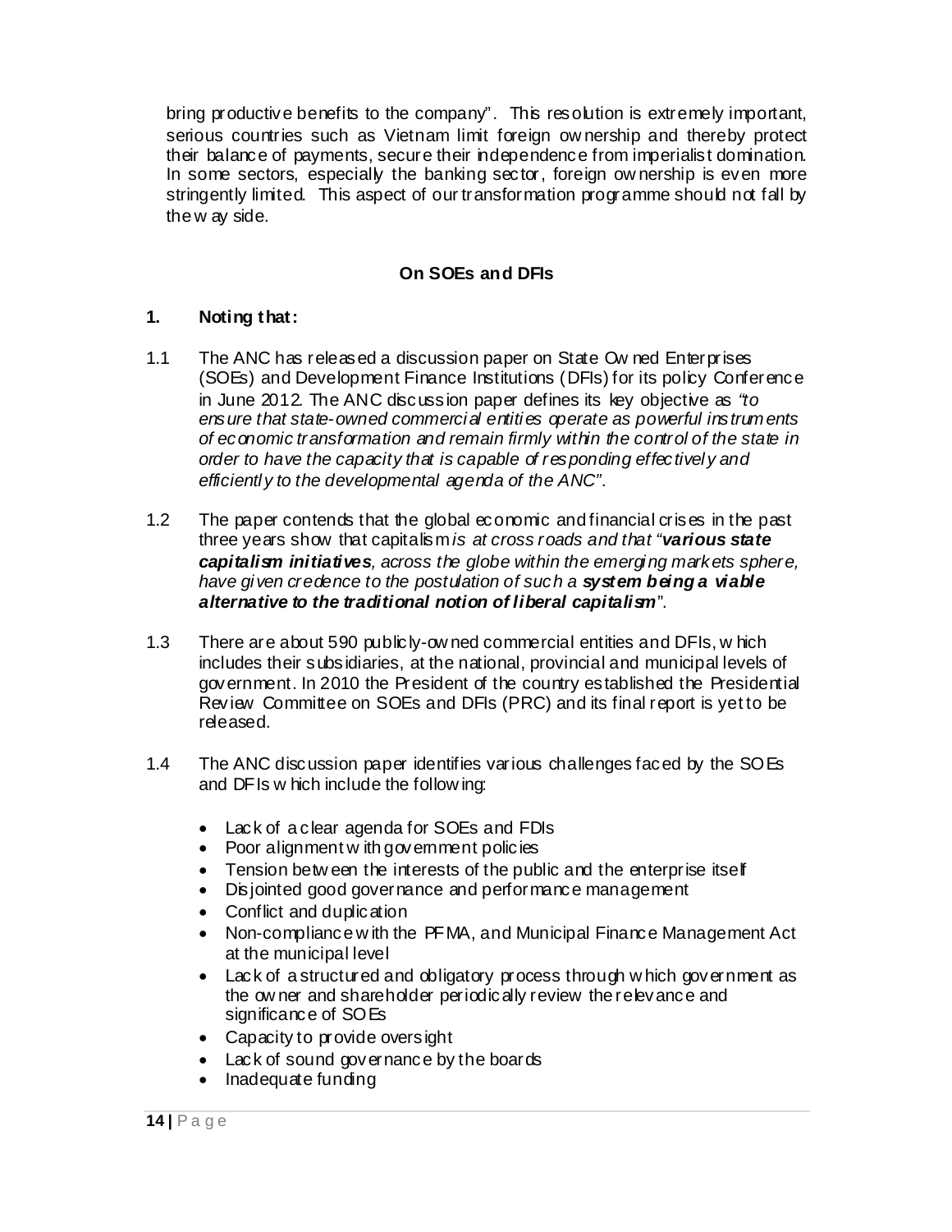bring productive benefits to the company". This resolution is extremely important, serious countries such as Vietnam limit foreign ownership and thereby protect their balance of payments, secure their independence from imperialist domination. In some sectors, especially the banking sector, foreign ownership is even more stringently limited. This aspect of our transformation programme should not fall by the way side.

### On SOEs and DFIs

**1. Noting that:**

1.1 The ANC has released a discussion paper on State Owned Enterprises (SOEs) and Development Finance Institutions (DFIs) for its policy Conference in June 2012. The ANC discussion paper defines its key objective as *"to ensure that state-owned commercial entities operate as powerful instruments of economic transformation and remain firmly within the control of the state in order to have the capacity that is capable of responding effectively and efficiently to the developmental agenda of the ANC"*.

1.2 The paper contends that the global economic and financial crises in the past three years show that capitalism *is at cross roads and that "**various state capitalism initiatives**, across the globe within the emerging markets sphere, have given credence to the postulation of such a **system being a viable alternative to the traditional notion of liberal capitalism**"*.

1.3 There are about 590 publicly-owned commercial entities and DFIs, which includes their subsidiaries, at the national, provincial and municipal levels of government. In 2010 the President of the country established the Presidential Review Committee on SOEs and DFIs (PRC) and its final report is yet to be released.

1.4 The ANC discussion paper identifies various challenges faced by the SOEs and DFIs which include the following:

- Lack of a clear agenda for SOEs and FDIs
- Poor alignment with government policies
- Tension between the interests of the public and the enterprise itself
- Disjointed good governance and performance management
- Conflict and duplication
- Non-compliance with the PFMA, and Municipal Finance Management Act at the municipal level
- Lack of a structured and obligatory process through which government as the owner and shareholder periodically review the relevance and significance of SOEs
- Capacity to provide oversight
- Lack of sound governance by the boards
- Inadequate funding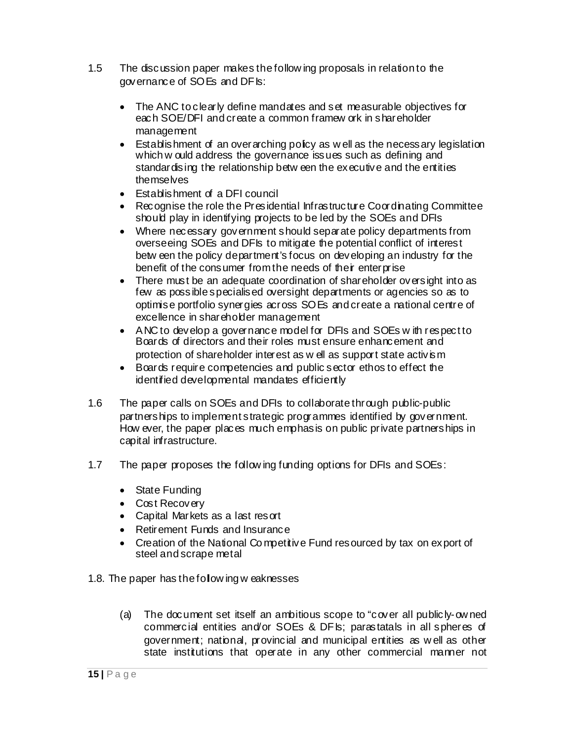1.5 The discussion paper makes the following proposals in relation to the governance of SOEs and DFIs:

- The ANC to clearly define mandates and set measurable objectives for each SOE/DFI and create a common framework in shareholder management
- Establishment of an overarching policy as well as the necessary legislation which would address the governance issues such as defining and standardising the relationship between the executive and the entities themselves
- Establishment of a DFI council
- Recognise the role the Presidential Infrastructure Coordinating Committee should play in identifying projects to be led by the SOEs and DFIs
- Where necessary government should separate policy departments from overseeing SOEs and DFIs to mitigate the potential conflict of interest between the policy department's focus on developing an industry for the benefit of the consumer from the needs of their enterprise
- There must be an adequate coordination of shareholder oversight into as few as possible specialised oversight departments or agencies so as to optimise portfolio synergies across SOEs and create a national centre of excellence in shareholder management
- ANC to develop a governance model for DFIs and SOEs with respect to Boards of directors and their roles must ensure enhancement and protection of shareholder interest as well as support state activism
- Boards require competencies and public sector ethos to effect the identified developmental mandates efficiently

1.6 The paper calls on SOEs and DFIs to collaborate through public-public partnerships to implement strategic programmes identified by government. However, the paper places much emphasis on public private partnerships in capital infrastructure.

1.7 The paper proposes the following funding options for DFIs and SOEs:

- State Funding
- Cost Recovery
- Capital Markets as a last resort
- Retirement Funds and Insurance
- Creation of the National Competitive Fund resourced by tax on export of steel and scrape metal

1.8. The paper has the following weaknesses

(a) The document set itself an ambitious scope to "cover all publicly-owned commercial entities and/or SOEs & DFIs; parastatals in all spheres of government; national, provincial and municipal entities as well as other state institutions that operate in any other commercial manner not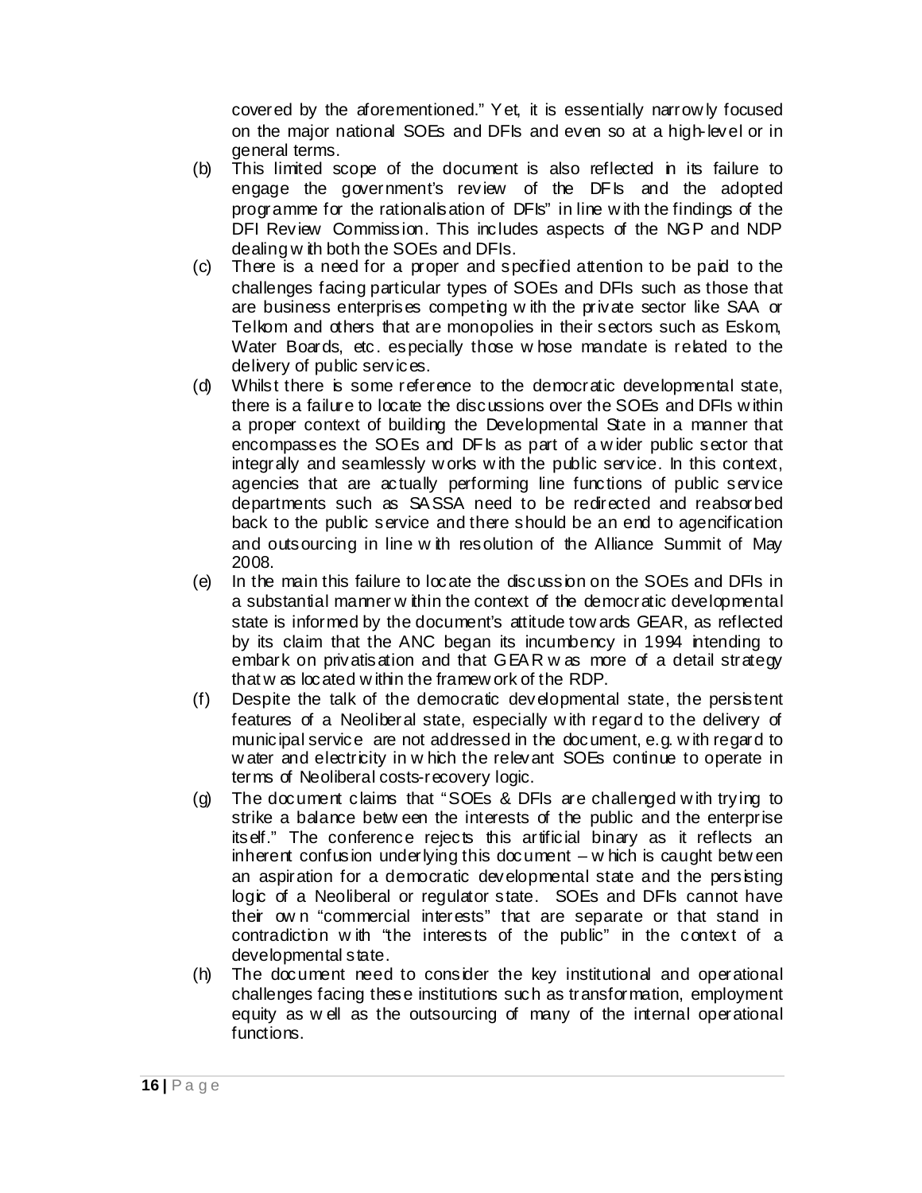covered by the aforementioned." Yet, it is essentially narrowly focused on the major national SOEs and DFIs and even so at a high-level or in general terms.

(b) This limited scope of the document is also reflected in its failure to engage the government's review of the DFIs and the adopted programme for the rationalisation of DFIs" in line with the findings of the DFI Review Commission. This includes aspects of the NGP and NDP dealing with both the SOEs and DFIs.

(c) There is a need for a proper and specified attention to be paid to the challenges facing particular types of SOEs and DFIs such as those that are business enterprises competing with the private sector like SAA or Telkom and others that are monopolies in their sectors such as Eskom, Water Boards, etc. especially those whose mandate is related to the delivery of public services.

(d) Whilst there is some reference to the democratic developmental state, there is a failure to locate the discussions over the SOEs and DFIs within a proper context of building the Developmental State in a manner that encompasses the SOEs and DFIs as part of a wider public sector that integrally and seamlessly works with the public service. In this context, agencies that are actually performing line functions of public service departments such as SASSA need to be redirected and reabsorbed back to the public service and there should be an end to agencification and outsourcing in line with resolution of the Alliance Summit of May 2008.

(e) In the main this failure to locate the discussion on the SOEs and DFIs in a substantial manner within the context of the democratic developmental state is informed by the document's attitude towards GEAR, as reflected by its claim that the ANC began its incumbency in 1994 intending to embark on privatisation and that GEAR was more of a detail strategy that was located within the framework of the RDP.

(f) Despite the talk of the democratic developmental state, the persistent features of a Neoliberal state, especially with regard to the delivery of municipal service are not addressed in the document, e.g. with regard to water and electricity in which the relevant SOEs continue to operate in terms of Neoliberal costs-recovery logic.

(g) The document claims that "SOEs & DFIs are challenged with trying to strike a balance between the interests of the public and the enterprise itself." The conference rejects this artificial binary as it reflects an inherent confusion underlying this document – which is caught between an aspiration for a democratic developmental state and the persisting logic of a Neoliberal or regulator state. SOEs and DFIs cannot have their own "commercial interests" that are separate or that stand in contradiction with "the interests of the public" in the context of a developmental state.

(h) The document need to consider the key institutional and operational challenges facing these institutions such as transformation, employment equity as well as the outsourcing of many of the internal operational functions.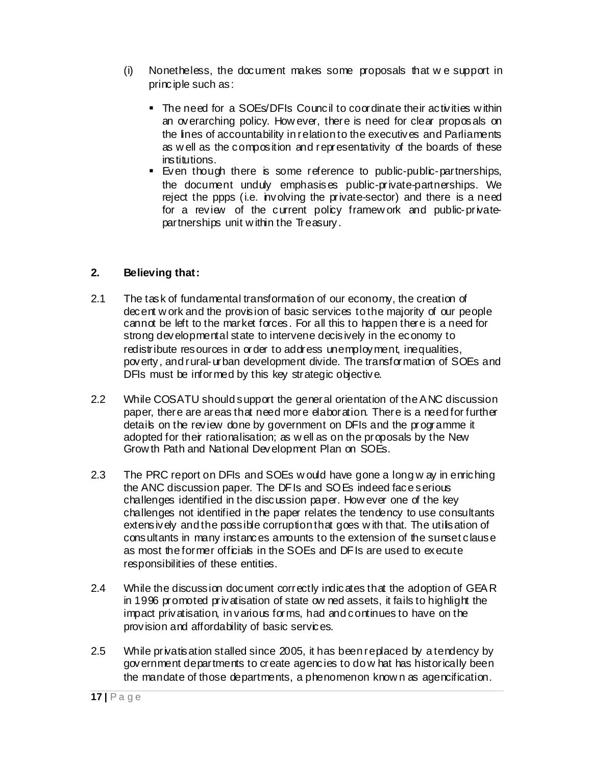(i) Nonetheless, the document makes some proposals that we support in principle such as:

- The need for a SOEs/DFIs Council to coordinate their activities within an overarching policy. However, there is need for clear proposals on the lines of accountability in relation to the executives and Parliaments as well as the composition and representativity of the boards of these institutions.
- Even though there is some reference to public-public-partnerships, the document unduly emphasises public-private-partnerships. We reject the ppps (i.e. involving the private-sector) and there is a need for a review of the current policy framework and public-private-partnerships unit within the Treasury.

## 2. Believing that:

2.1 The task of fundamental transformation of our economy, the creation of decent work and the provision of basic services to the majority of our people cannot be left to the market forces. For all this to happen there is a need for strong developmental state to intervene decisively in the economy to redistribute resources in order to address unemployment, inequalities, poverty, and rural-urban development divide. The transformation of SOEs and DFIs must be informed by this key strategic objective.

2.2 While COSATU should support the general orientation of the ANC discussion paper, there are areas that need more elaboration. There is a need for further details on the review done by government on DFIs and the programme it adopted for their rationalisation; as well as on the proposals by the New Growth Path and National Development Plan on SOEs.

2.3 The PRC report on DFIs and SOEs would have gone a long way in enriching the ANC discussion paper. The DFIs and SOEs indeed face serious challenges identified in the discussion paper. However one of the key challenges not identified in the paper relates the tendency to use consultants extensively and the possible corruption that goes with that. The utilisation of consultants in many instances amounts to the extension of the sunset clause as most the former officials in the SOEs and DFIs are used to execute responsibilities of these entities.

2.4 While the discussion document correctly indicates that the adoption of GEAR in 1996 promoted privatisation of state owned assets, it fails to highlight the impact privatisation, in various forms, had and continues to have on the provision and affordability of basic services.

2.5 While privatisation stalled since 2005, it has been replaced by a tendency by government departments to create agencies to do what has historically been the mandate of those departments, a phenomenon known as agencification.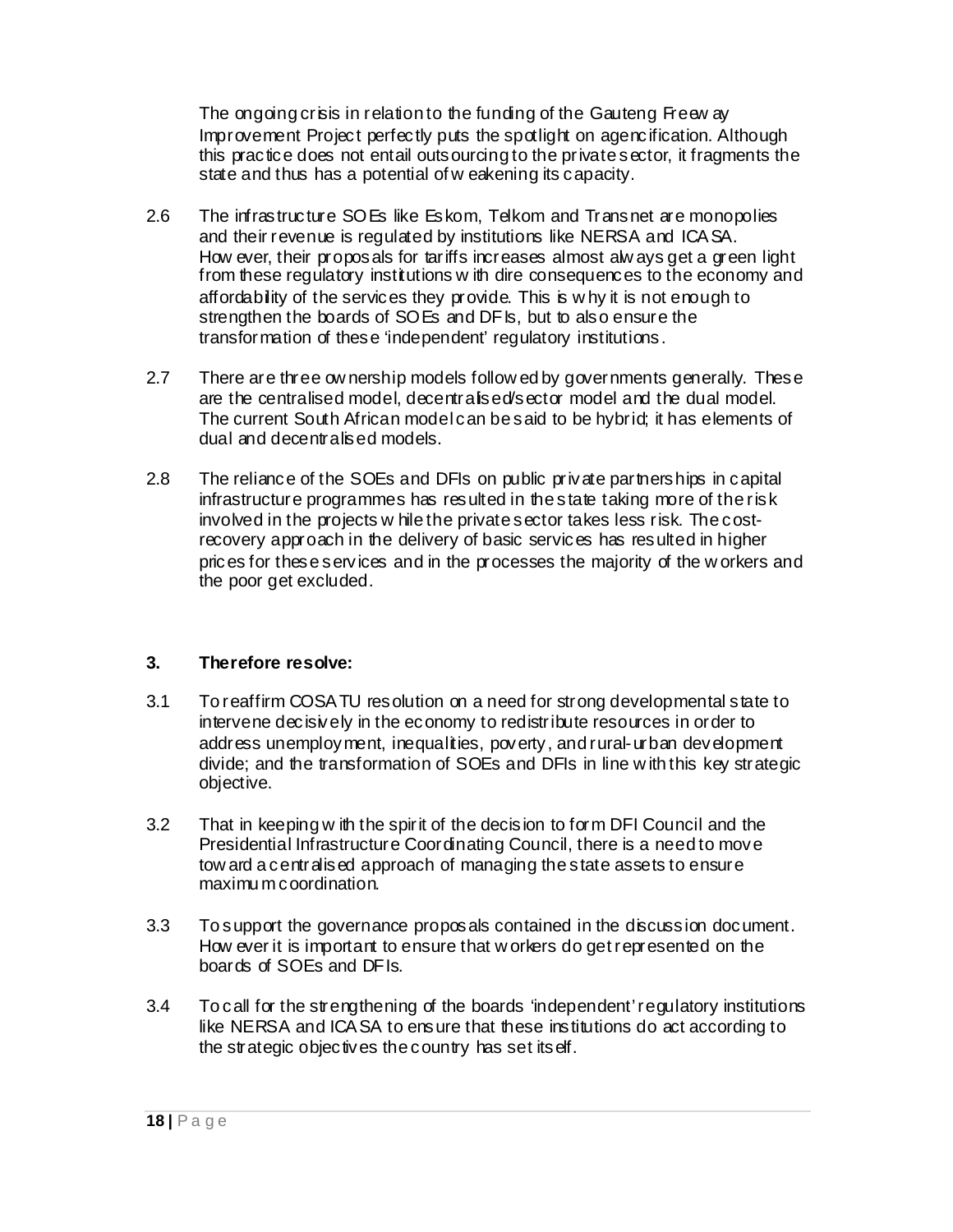The ongoing crisis in relation to the funding of the Gauteng Freeway Improvement Project perfectly puts the spotlight on agencification. Although this practice does not entail outsourcing to the private sector, it fragments the state and thus has a potential of weakening its capacity.

2.6 The infrastructure SOEs like Eskom, Telkom and Transnet are monopolies and their revenue is regulated by institutions like NERSA and ICASA. However, their proposals for tariffs increases almost always get a green light from these regulatory institutions with dire consequences to the economy and affordability of the services they provide. This is why it is not enough to strengthen the boards of SOEs and DFIs, but to also ensure the transformation of these 'independent' regulatory institutions.

2.7 There are three ownership models followed by governments generally. These are the centralised model, decentralised/sector model and the dual model. The current South African model can be said to be hybrid; it has elements of dual and decentralised models.

2.8 The reliance of the SOEs and DFIs on public private partnerships in capital infrastructure programmes has resulted in the state taking more of the risk involved in the projects while the private sector takes less risk. The cost-recovery approach in the delivery of basic services has resulted in higher prices for these services and in the processes the majority of the workers and the poor get excluded.

### 3. Therefore resolve:

3.1 To reaffirm COSATU resolution on a need for strong developmental state to intervene decisively in the economy to redistribute resources in order to address unemployment, inequalities, poverty, and rural-urban development divide; and the transformation of SOEs and DFIs in line with this key strategic objective.

3.2 That in keeping with the spirit of the decision to form DFI Council and the Presidential Infrastructure Coordinating Council, there is a need to move toward a centralised approach of managing the state assets to ensure maximum coordination.

3.3 To support the governance proposals contained in the discussion document. However it is important to ensure that workers do get represented on the boards of SOEs and DFIs.

3.4 To call for the strengthening of the boards 'independent' regulatory institutions like NERSA and ICASA to ensure that these institutions do act according to the strategic objectives the country has set itself.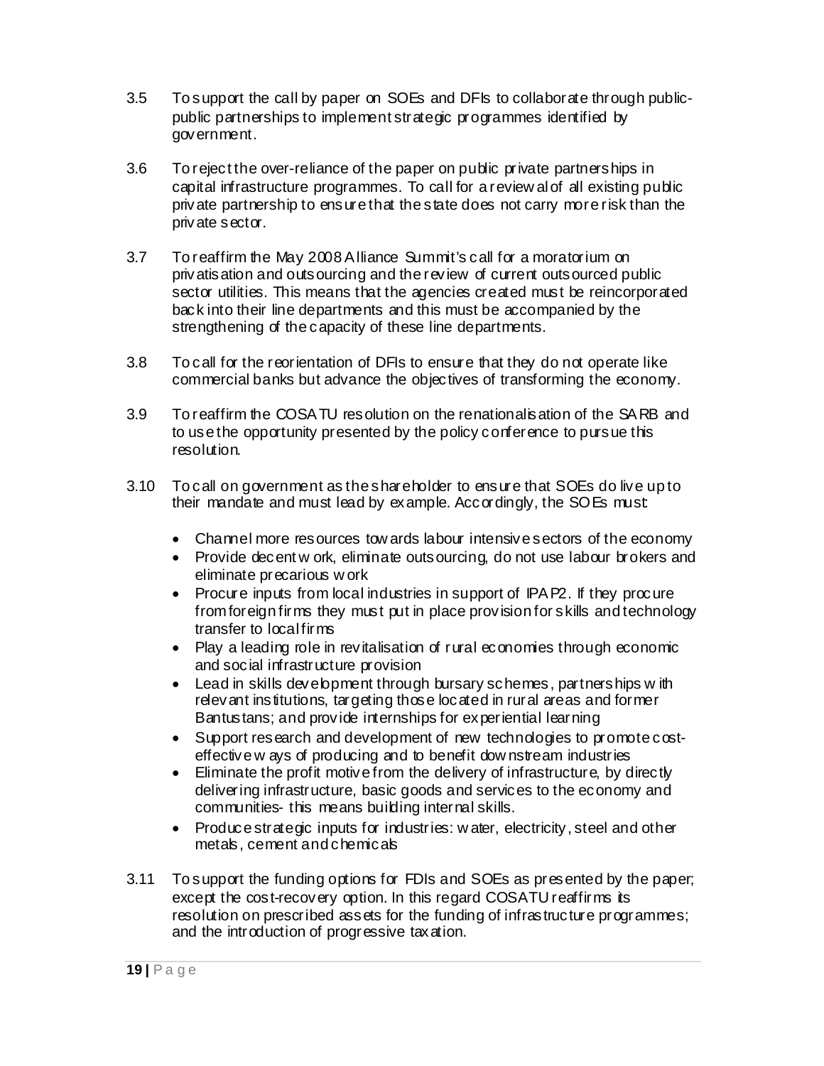3.5 To support the call by paper on SOEs and DFIs to collaborate through public-public partnerships to implement strategic programmes identified by government.

3.6 To reject the over-reliance of the paper on public private partnerships in capital infrastructure programmes. To call for a review al of all existing public private partnership to ensure that the state does not carry more risk than the private sector.

3.7 To reaffirm the May 2008 Alliance Summit's call for a moratorium on privatisation and outsourcing and the review of current outsourced public sector utilities. This means that the agencies created must be reincorporated back into their line departments and this must be accompanied by the strengthening of the capacity of these line departments.

3.8 To call for the reorientation of DFIs to ensure that they do not operate like commercial banks but advance the objectives of transforming the economy.

3.9 To reaffirm the COSATU resolution on the renationalisation of the SARB and to use the opportunity presented by the policy conference to pursue this resolution.

3.10 To call on government as the shareholder to ensure that SOEs do live up to their mandate and must lead by example. Accordingly, the SOEs must:

- Channel more resources towards labour intensive sectors of the economy
- Provide decent work, eliminate outsourcing, do not use labour brokers and eliminate precarious work
- Procure inputs from local industries in support of IPAP2. If they procure from foreign firms they must put in place provision for skills and technology transfer to local firms
- Play a leading role in revitalisation of rural economies through economic and social infrastructure provision
- Lead in skills development through bursary schemes, partnerships with relevant institutions, targeting those located in rural areas and former Bantustans; and provide internships for experiential learning
- Support research and development of new technologies to promote cost-effective ways of producing and to benefit downstream industries
- Eliminate the profit motive from the delivery of infrastructure, by directly delivering infrastructure, basic goods and services to the economy and communities- this means building internal skills.
- Produce strategic inputs for industries: water, electricity, steel and other metals, cement and chemicals

3.11 To support the funding options for FDIs and SOEs as presented by the paper; except the cost-recovery option. In this regard COSATU reaffirms its resolution on prescribed assets for the funding of infrastructure programmes; and the introduction of progressive taxation.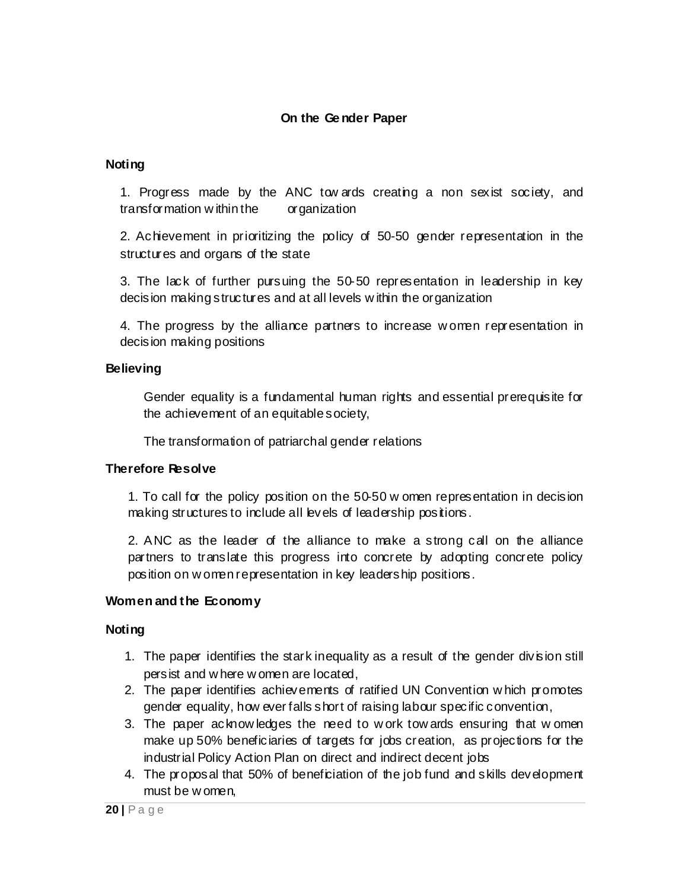### On the Gender Paper

**Noting**

1. Progress made by the ANC towards creating a non sexist society, and transformation within the organization

2. Achievement in prioritizing the policy of 50-50 gender representation in the structures and organs of the state

3. The lack of further pursuing the 50-50 representation in leadership in key decision making structures and at all levels within the organization

4. The progress by the alliance partners to increase women representation in decision making positions

**Believing**

Gender equality is a fundamental human rights and essential prerequisite for the achievement of an equitable society,

The transformation of patriarchal gender relations

**Therefore Resolve**

1. To call for the policy position on the 50-50 women representation in decision making structures to include all levels of leadership positions.

2. ANC as the leader of the alliance to make a strong call on the alliance partners to translate this progress into concrete by adopting concrete policy position on women representation in key leadership positions.

**Women and the Economy**

**Noting**

1. The paper identifies the stark inequality as a result of the gender division still persist and where women are located,
2. The paper identifies achievements of ratified UN Convention which promotes gender equality, however falls short of raising labour specific convention,
3. The paper acknowledges the need to work towards ensuring that women make up 50% beneficiaries of targets for jobs creation, as projections for the industrial Policy Action Plan on direct and indirect decent jobs
4. The proposal that 50% of beneficiation of the job fund and skills development must be women,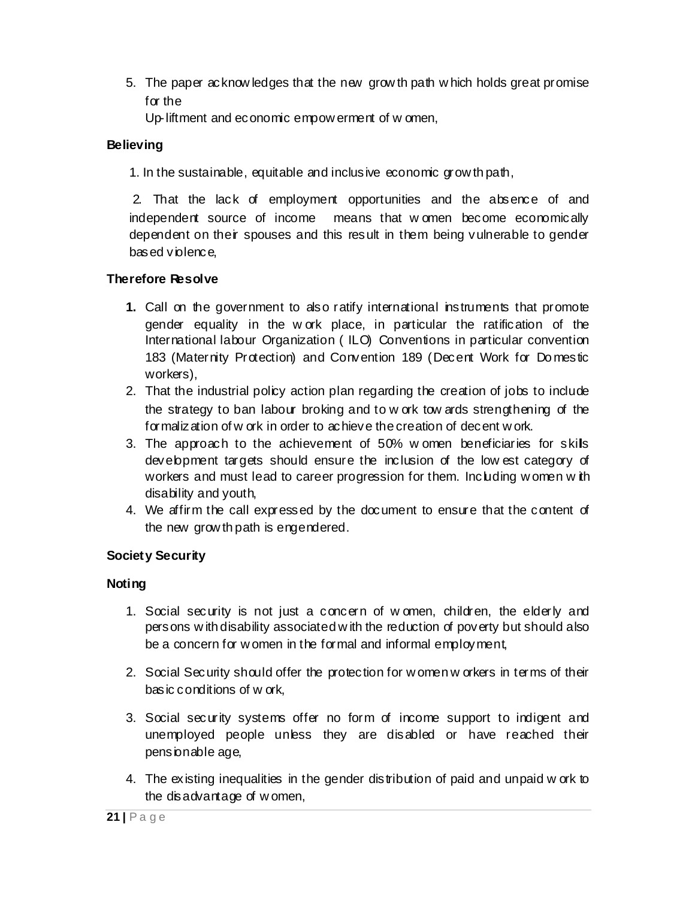5. The paper acknowledges that the new growth path which holds great promise for the
   Up-liftment and economic empowerment of women,

**Believing**

1. In the sustainable, equitable and inclusive economic growth path,

2. That the lack of employment opportunities and the absence of and independent source of income means that women become economically dependent on their spouses and this result in them being vulnerable to gender based violence,

**Therefore Resolve**

1. Call on the government to also ratify international instruments that promote gender equality in the work place, in particular the ratification of the International labour Organization ( ILO) Conventions in particular convention 183 (Maternity Protection) and Convention 189 (Decent Work for Domestic workers),
2. That the industrial policy action plan regarding the creation of jobs to include the strategy to ban labour broking and to work towards strengthening of the formalization of work in order to achieve the creation of decent work.
3. The approach to the achievement of 50% women beneficiaries for skills development targets should ensure the inclusion of the lowest category of workers and must lead to career progression for them. Including women with disability and youth,
4. We affirm the call expressed by the document to ensure that the content of the new growth path is engendered.

**Society Security**

**Noting**

1. Social security is not just a concern of women, children, the elderly and persons with disability associated with the reduction of poverty but should also be a concern for women in the formal and informal employment,

2. Social Security should offer the protection for women workers in terms of their basic conditions of work,

3. Social security systems offer no form of income support to indigent and unemployed people unless they are disabled or have reached their pensionable age,

4. The existing inequalities in the gender distribution of paid and unpaid work to the disadvantage of women,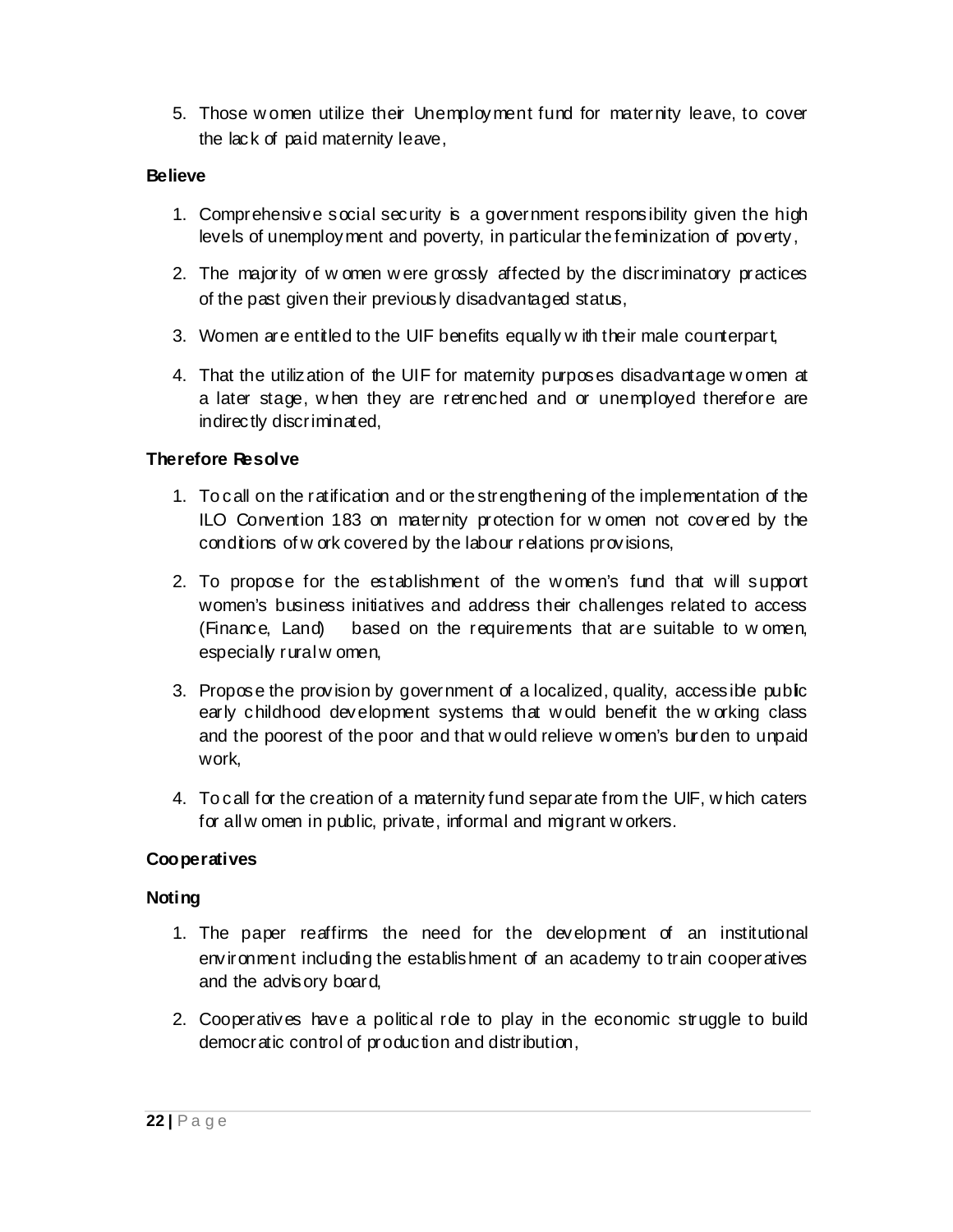5. Those women utilize their Unemployment fund for maternity leave, to cover the lack of paid maternity leave,

**Believe**

1. Comprehensive social security is a government responsibility given the high levels of unemployment and poverty, in particular the feminization of poverty,
2. The majority of women were grossly affected by the discriminatory practices of the past given their previously disadvantaged status,
3. Women are entitled to the UIF benefits equally with their male counterpart,
4. That the utilization of the UIF for maternity purposes disadvantage women at a later stage, when they are retrenched and or unemployed therefore are indirectly discriminated,

**Therefore Resolve**

1. To call on the ratification and or the strengthening of the implementation of the ILO Convention 183 on maternity protection for women not covered by the conditions of work covered by the labour relations provisions,
2. To propose for the establishment of the women's fund that will support women's business initiatives and address their challenges related to access (Finance, Land) based on the requirements that are suitable to women, especially rural women,
3. Propose the provision by government of a localized, quality, accessible public early childhood development systems that would benefit the working class and the poorest of the poor and that would relieve women's burden to unpaid work,
4. To call for the creation of a maternity fund separate from the UIF, which caters for all women in public, private, informal and migrant workers.

**Cooperatives**

**Noting**

1. The paper reaffirms the need for the development of an institutional environment including the establishment of an academy to train cooperatives and the advisory board,
2. Cooperatives have a political role to play in the economic struggle to build democratic control of production and distribution,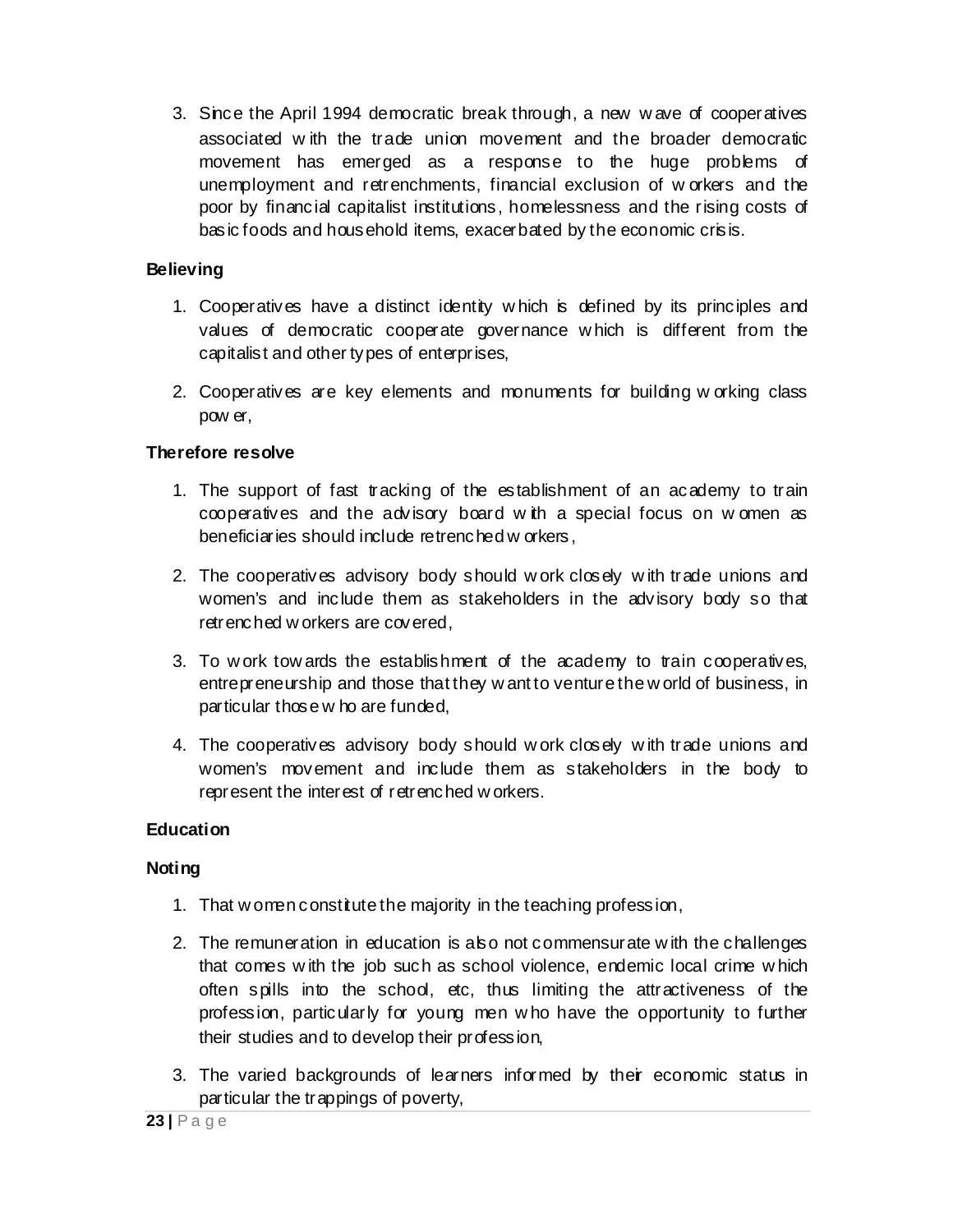3. Since the April 1994 democratic break through, a new wave of cooperatives associated with the trade union movement and the broader democratic movement has emerged as a response to the huge problems of unemployment and retrenchments, financial exclusion of workers and the poor by financial capitalist institutions, homelessness and the rising costs of basic foods and household items, exacerbated by the economic crisis.

**Believing**

1. Cooperatives have a distinct identity which is defined by its principles and values of democratic cooperate governance which is different from the capitalist and other types of enterprises,
2. Cooperatives are key elements and monuments for building working class power,

**Therefore resolve**

1. The support of fast tracking of the establishment of an academy to train cooperatives and the advisory board with a special focus on women as beneficiaries should include retrenched workers,
2. The cooperatives advisory body should work closely with trade unions and women's and include them as stakeholders in the advisory body so that retrenched workers are covered,
3. To work towards the establishment of the academy to train cooperatives, entrepreneurship and those that they want to venture the world of business, in particular those who are funded,
4. The cooperatives advisory body should work closely with trade unions and women's movement and include them as stakeholders in the body to represent the interest of retrenched workers.

**Education**

**Noting**

1. That women constitute the majority in the teaching profession,
2. The remuneration in education is also not commensurate with the challenges that comes with the job such as school violence, endemic local crime which often spills into the school, etc, thus limiting the attractiveness of the profession, particularly for young men who have the opportunity to further their studies and to develop their profession,
3. The varied backgrounds of learners informed by their economic status in particular the trappings of poverty,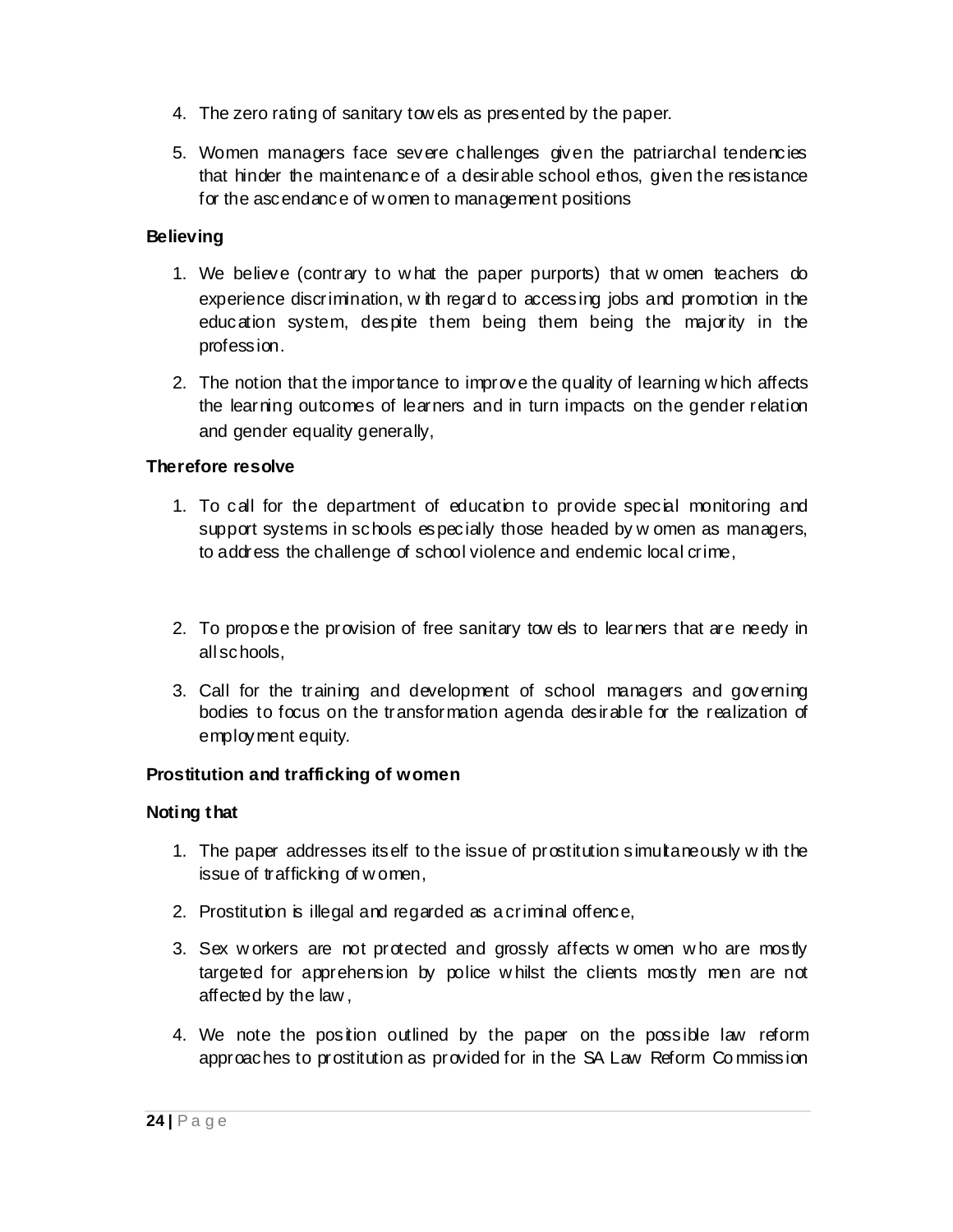4. The zero rating of sanitary towels as presented by the paper.

5. Women managers face severe challenges given the patriarchal tendencies that hinder the maintenance of a desirable school ethos, given the resistance for the ascendance of women to management positions

**Believing**

1. We believe (contrary to what the paper purports) that women teachers do experience discrimination, with regard to accessing jobs and promotion in the education system, despite them being them being the majority in the profession.

2. The notion that the importance to improve the quality of learning which affects the learning outcomes of learners and in turn impacts on the gender relation and gender equality generally,

**Therefore resolve**

1. To call for the department of education to provide special monitoring and support systems in schools especially those headed by women as managers, to address the challenge of school violence and endemic local crime,

2. To propose the provision of free sanitary towels to learners that are needy in all schools,

3. Call for the training and development of school managers and governing bodies to focus on the transformation agenda desirable for the realization of employment equity.

**Prostitution and trafficking of women**

**Noting that**

1. The paper addresses itself to the issue of prostitution simultaneously with the issue of trafficking of women,

2. Prostitution is illegal and regarded as a criminal offence,

3. Sex workers are not protected and grossly affects women who are mostly targeted for apprehension by police whilst the clients mostly men are not affected by the law,

4. We note the position outlined by the paper on the possible law reform approaches to prostitution as provided for in the SA Law Reform Commission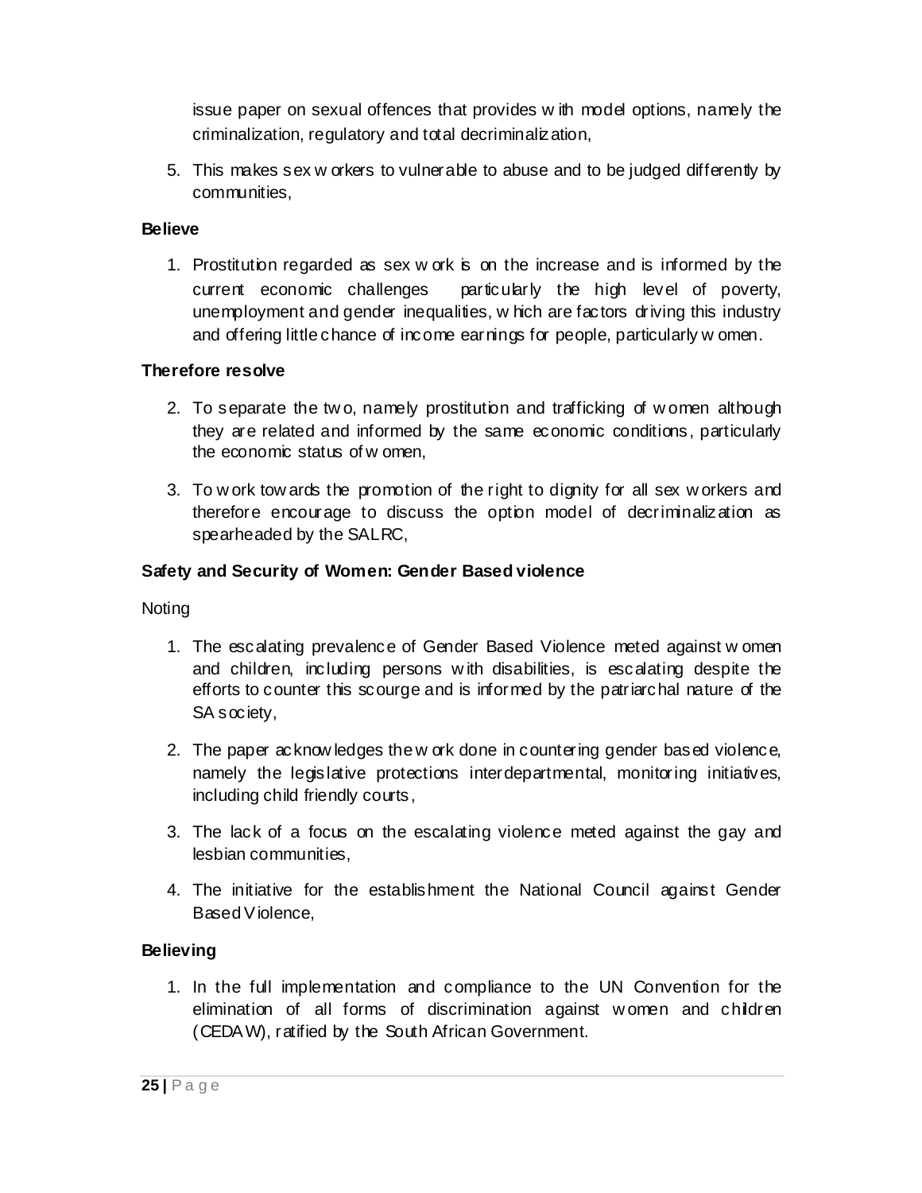issue paper on sexual offences that provides with model options, namely the criminalization, regulatory and total decriminalization,

5. This makes sex workers to vulnerable to abuse and to be judged differently by communities,

**Believe**

1. Prostitution regarded as sex work is on the increase and is informed by the current economic challenges particularly the high level of poverty, unemployment and gender inequalities, which are factors driving this industry and offering little chance of income earnings for people, particularly women.

**Therefore resolve**

2. To separate the two, namely prostitution and trafficking of women although they are related and informed by the same economic conditions, particularly the economic status of women,

3. To work towards the promotion of the right to dignity for all sex workers and therefore encourage to discuss the option model of decriminalization as spearheaded by the SALRC,

**Safety and Security of Women: Gender Based violence**

Noting

1. The escalating prevalence of Gender Based Violence meted against women and children, including persons with disabilities, is escalating despite the efforts to counter this scourge and is informed by the patriarchal nature of the SA society,

2. The paper acknowledges the work done in countering gender based violence, namely the legislative protections interdepartmental, monitoring initiatives, including child friendly courts,

3. The lack of a focus on the escalating violence meted against the gay and lesbian communities,

4. The initiative for the establishment the National Council against Gender Based Violence,

**Believing**

1. In the full implementation and compliance to the UN Convention for the elimination of all forms of discrimination against women and children (CEDAW), ratified by the South African Government.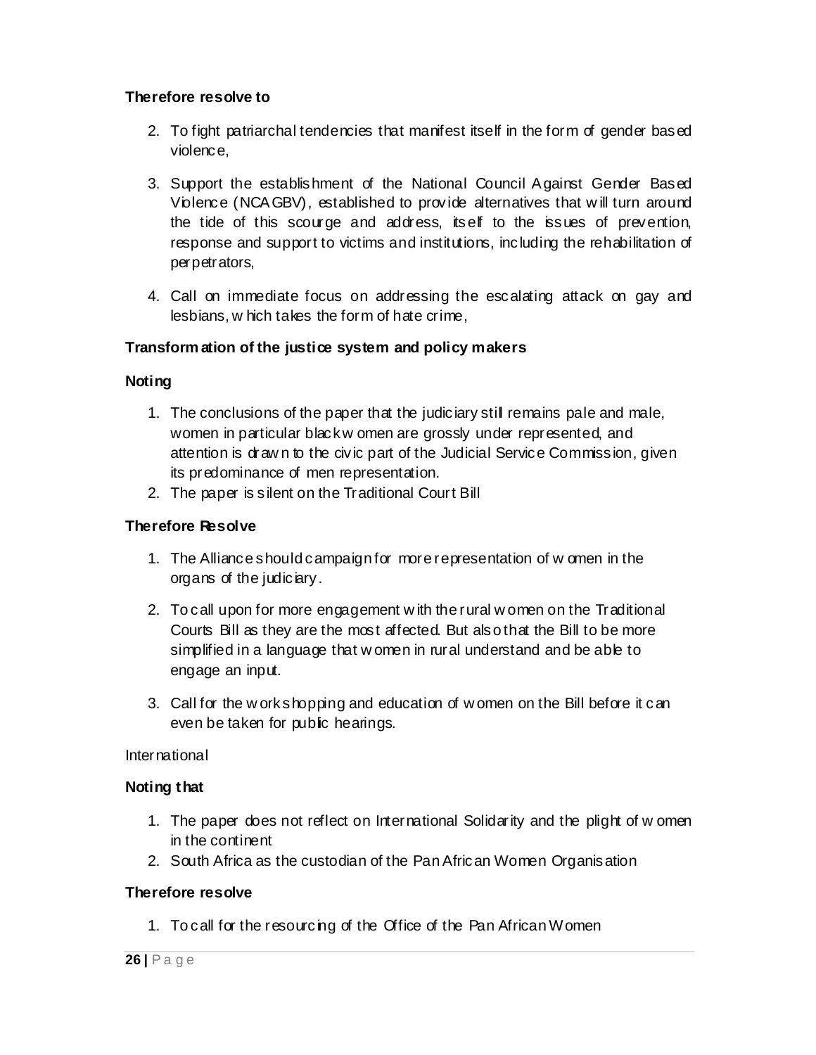**Therefore resolve to**

2. To fight patriarchal tendencies that manifest itself in the form of gender based violence,

3. Support the establishment of the National Council Against Gender Based Violence (NCAGBV), established to provide alternatives that will turn around the tide of this scourge and address, itself to the issues of prevention, response and support to victims and institutions, including the rehabilitation of perpetrators,

4. Call on immediate focus on addressing the escalating attack on gay and lesbians, which takes the form of hate crime,

**Transformation of the justice system and policy makers**

**Noting**

1. The conclusions of the paper that the judiciary still remains pale and male, women in particular black women are grossly under represented, and attention is drawn to the civic part of the Judicial Service Commission, given its predominance of men representation.
2. The paper is silent on the Traditional Court Bill

**Therefore Resolve**

1. The Alliance should campaign for more representation of women in the organs of the judiciary.

2. To call upon for more engagement with the rural women on the Traditional Courts Bill as they are the most affected. But also that the Bill to be more simplified in a language that women in rural understand and be able to engage an input.

3. Call for the workshopping and education of women on the Bill before it can even be taken for public hearings.

International

**Noting that**

1. The paper does not reflect on International Solidarity and the plight of women in the continent
2. South Africa as the custodian of the Pan African Women Organisation

**Therefore resolve**

1. To call for the resourcing of the Office of the Pan African Women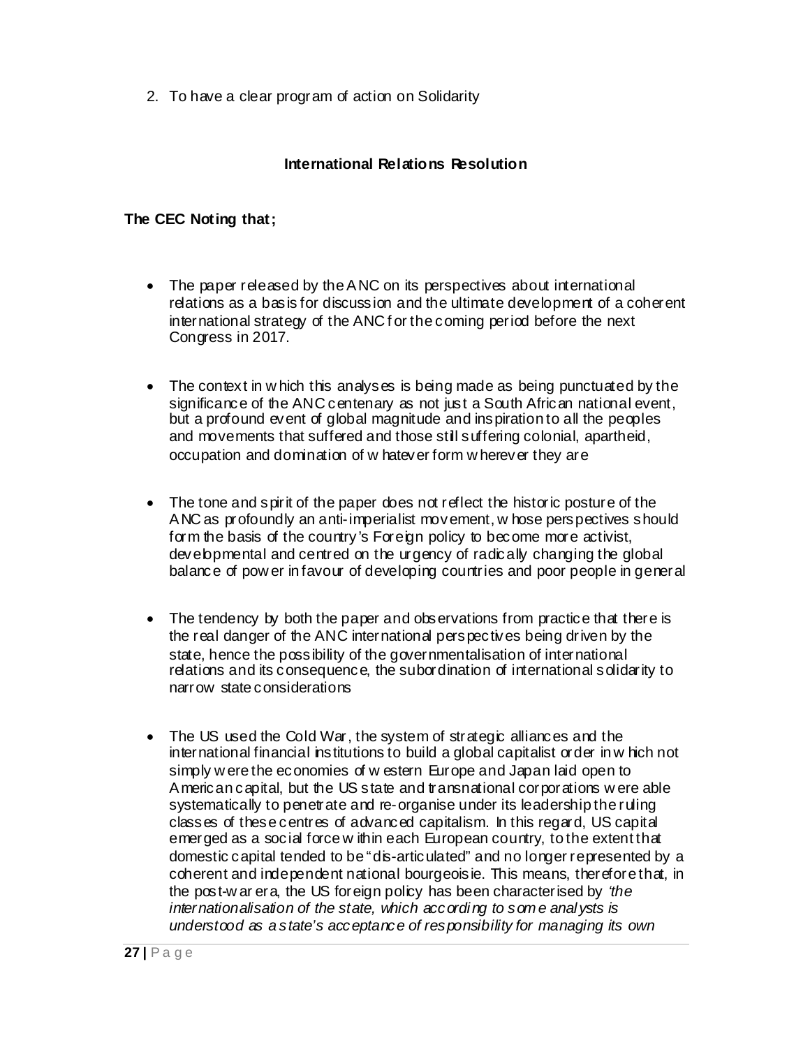2. To have a clear program of action on Solidarity

## International Relations Resolution

**The CEC Noting that;**

- The paper released by the ANC on its perspectives about international relations as a basis for discussion and the ultimate development of a coherent international strategy of the ANC for the coming period before the next Congress in 2017.

- The context in which this analyses is being made as being punctuated by the significance of the ANC centenary as not just a South African national event, but a profound event of global magnitude and inspiration to all the peoples and movements that suffered and those still suffering colonial, apartheid, occupation and domination of whatever form wherever they are

- The tone and spirit of the paper does not reflect the historic posture of the ANC as profoundly an anti-imperialist movement, whose perspectives should form the basis of the country's Foreign policy to become more activist, developmental and centred on the urgency of radically changing the global balance of power in favour of developing countries and poor people in general

- The tendency by both the paper and observations from practice that there is the real danger of the ANC international perspectives being driven by the state, hence the possibility of the governmentalisation of international relations and its consequence, the subordination of international solidarity to narrow state considerations

- The US used the Cold War, the system of strategic alliances and the international financial institutions to build a global capitalist order in which not simply were the economies of western Europe and Japan laid open to American capital, but the US state and transnational corporations were able systematically to penetrate and re-organise under its leadership the ruling classes of these centres of advanced capitalism. In this regard, US capital emerged as a social force within each European country, to the extent that domestic capital tended to be "dis-articulated" and no longer represented by a coherent and independent national bourgeoisie. This means, therefore that, in the post-war era, the US foreign policy has been characterised by *'the internationalisation of the state, which according to some analysts is understood as a state's acceptance of responsibility for managing its own*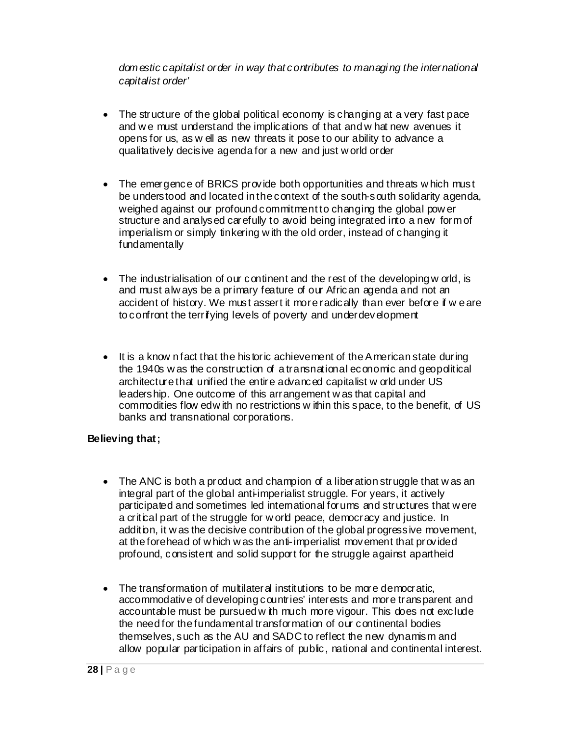*domestic capitalist order in way that contributes to managing the international capitalist order'*

- The structure of the global political economy is changing at a very fast pace and we must understand the implications of that and what new avenues it opens for us, as well as new threats it pose to our ability to advance a qualitatively decisive agenda for a new and just world order

- The emergence of BRICS provide both opportunities and threats which must be understood and located in the context of the south-south solidarity agenda, weighed against our profound commitment to changing the global power structure and analysed carefully to avoid being integrated into a new form of imperialism or simply tinkering with the old order, instead of changing it fundamentally

- The industrialisation of our continent and the rest of the developing world, is and must always be a primary feature of our African agenda and not an accident of history. We must assert it more radically than ever before if we are to confront the terrifying levels of poverty and underdevelopment

- It is a known fact that the historic achievement of the American state during the 1940s was the construction of a transnational economic and geopolitical architecture that unified the entire advanced capitalist world under US leadership. One outcome of this arrangement was that capital and commodities flowed with no restrictions within this space, to the benefit, of US banks and transnational corporations.

**Believing that;**

- The ANC is both a product and champion of a liberation struggle that was an integral part of the global anti-imperialist struggle. For years, it actively participated and sometimes led international forums and structures that were a critical part of the struggle for world peace, democracy and justice. In addition, it was the decisive contribution of the global progressive movement, at the forehead of which was the anti-imperialist movement that provided profound, consistent and solid support for the struggle against apartheid

- The transformation of multilateral institutions to be more democratic, accommodative of developing countries' interests and more transparent and accountable must be pursued with much more vigour. This does not exclude the need for the fundamental transformation of our continental bodies themselves, such as the AU and SADC to reflect the new dynamism and allow popular participation in affairs of public, national and continental interest.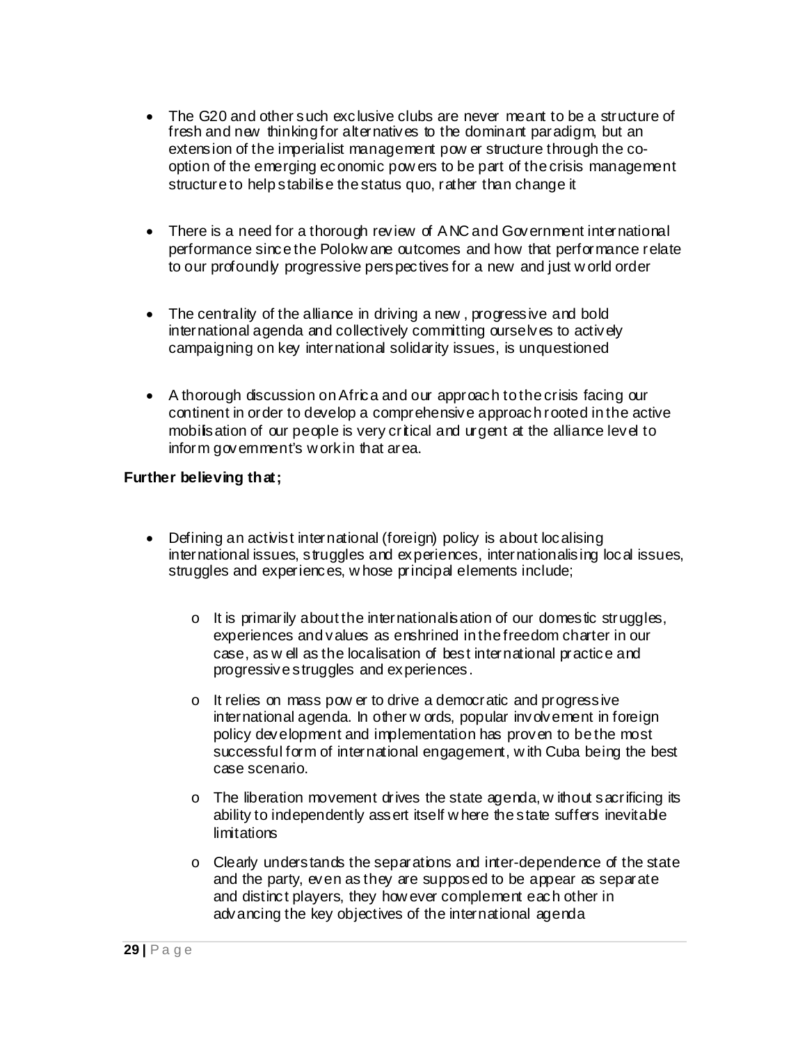- The G20 and other such exclusive clubs are never meant to be a structure of fresh and new thinking for alternatives to the dominant paradigm, but an extension of the imperialist management power structure through the co-option of the emerging economic powers to be part of the crisis management structure to help stabilise the status quo, rather than change it

- There is a need for a thorough review of ANC and Government international performance since the Polokwane outcomes and how that performance relate to our profoundly progressive perspectives for a new and just world order

- The centrality of the alliance in driving a new, progressive and bold international agenda and collectively committing ourselves to actively campaigning on key international solidarity issues, is unquestioned

- A thorough discussion on Africa and our approach to the crisis facing our continent in order to develop a comprehensive approach rooted in the active mobilisation of our people is very critical and urgent at the alliance level to inform government's work in that area.

**Further believing that;**

- Defining an activist international (foreign) policy is about localising international issues, struggles and experiences, internationalising local issues, struggles and experiences, whose principal elements include;

    - It is primarily about the internationalisation of our domestic struggles, experiences and values as enshrined in the freedom charter in our case, as well as the localisation of best international practice and progressive struggles and experiences.

    - It relies on mass power to drive a democratic and progressive international agenda. In other words, popular involvement in foreign policy development and implementation has proven to be the most successful form of international engagement, with Cuba being the best case scenario.

    - The liberation movement drives the state agenda, without sacrificing its ability to independently assert itself where the state suffers inevitable limitations

    - Clearly understands the separations and inter-dependence of the state and the party, even as they are supposed to be appear as separate and distinct players, they however complement each other in advancing the key objectives of the international agenda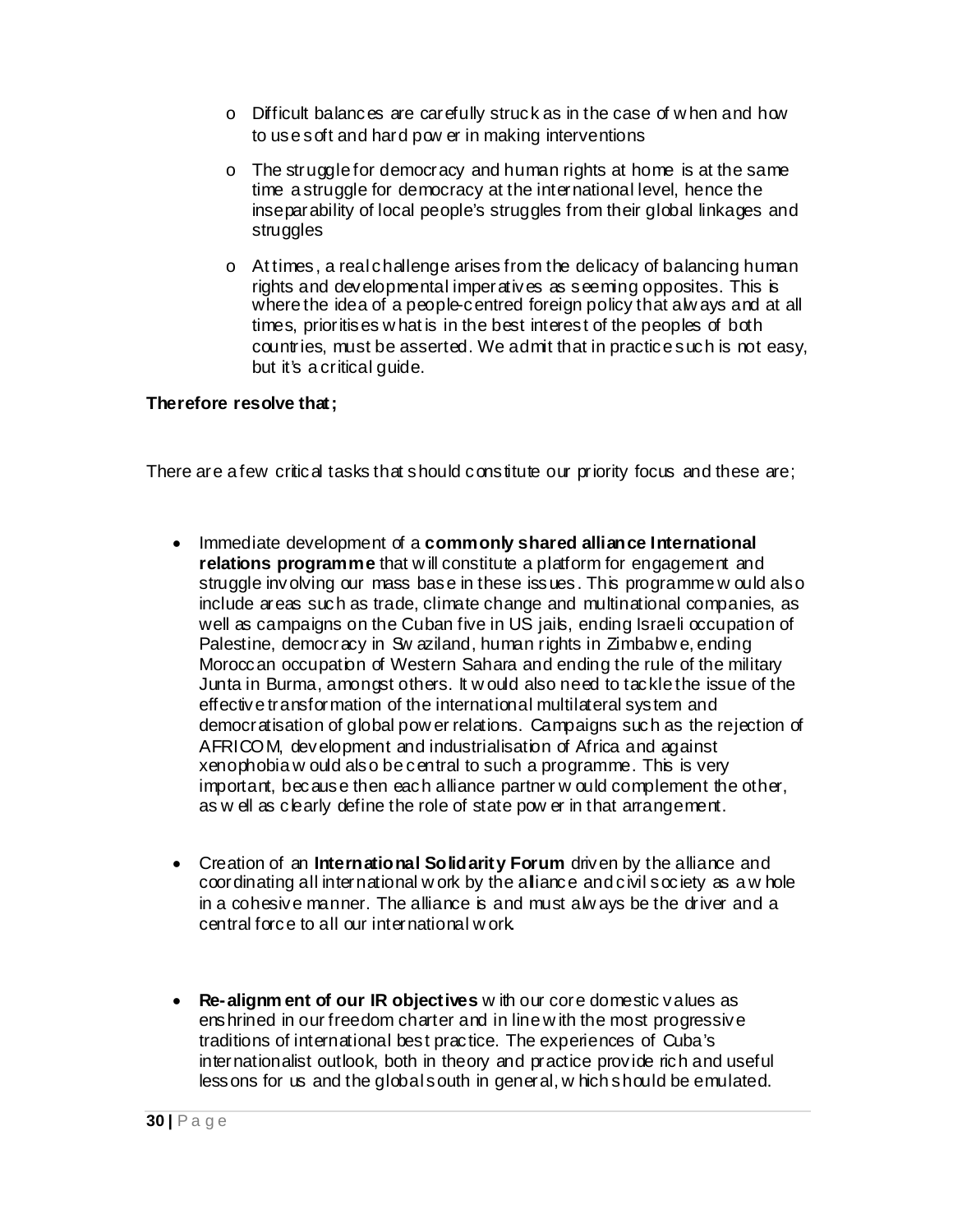- Difficult balances are carefully struck as in the case of when and how to use soft and hard power in making interventions

- The struggle for democracy and human rights at home is at the same time a struggle for democracy at the international level, hence the inseparability of local people's struggles from their global linkages and struggles

- At times, a real challenge arises from the delicacy of balancing human rights and developmental imperatives as seeming opposites. This is where the idea of a people-centred foreign policy that always and at all times, prioritises what is in the best interest of the peoples of both countries, must be asserted. We admit that in practice such is not easy, but it's a critical guide.

**Therefore resolve that;**

There are a few critical tasks that should constitute our priority focus and these are;

- Immediate development of a **commonly shared alliance International relations programme** that will constitute a platform for engagement and struggle involving our mass base in these issues. This programme would also include areas such as trade, climate change and multinational companies, as well as campaigns on the Cuban five in US jails, ending Israeli occupation of Palestine, democracy in Swaziland, human rights in Zimbabwe, ending Moroccan occupation of Western Sahara and ending the rule of the military Junta in Burma, amongst others. It would also need to tackle the issue of the effective transformation of the international multilateral system and democratisation of global power relations. Campaigns such as the rejection of AFRICOM, development and industrialisation of Africa and against xenophobia would also be central to such a programme. This is very important, because then each alliance partner would complement the other, as well as clearly define the role of state power in that arrangement.

- Creation of an **International Solidarity Forum** driven by the alliance and coordinating all international work by the alliance and civil society as a whole in a cohesive manner. The alliance is and must always be the driver and a central force to all our international work.

- **Re-alignment of our IR objectives** with our core domestic values as enshrined in our freedom charter and in line with the most progressive traditions of international best practice. The experiences of Cuba's internationalist outlook, both in theory and practice provide rich and useful lessons for us and the global south in general, which should be emulated.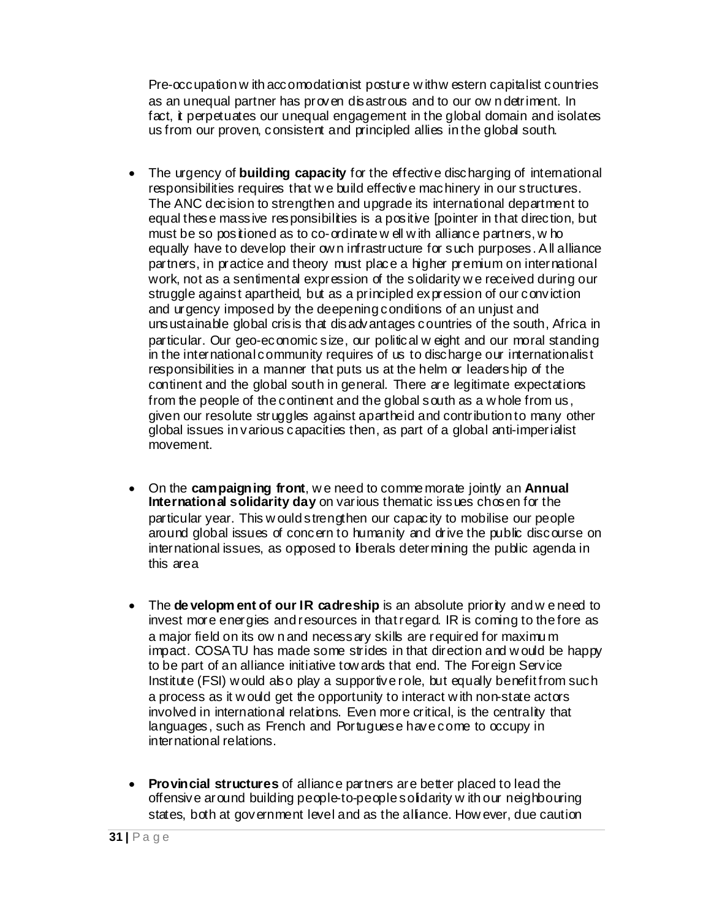Pre-occupation with accomodationist posture with western capitalist countries as an unequal partner has proven disastrous and to our own detriment. In fact, it perpetuates our unequal engagement in the global domain and isolates us from our proven, consistent and principled allies in the global south.

- The urgency of **building capacity** for the effective discharging of international responsibilities requires that we build effective machinery in our structures. The ANC decision to strengthen and upgrade its international department to equal these massive responsibilities is a positive [pointer in that direction, but must be so positioned as to co-ordinate well with alliance partners, who equally have to develop their own infrastructure for such purposes. All alliance partners, in practice and theory must place a higher premium on international work, not as a sentimental expression of the solidarity we received during our struggle against apartheid, but as a principled expression of our conviction and urgency imposed by the deepening conditions of an unjust and unsustainable global crisis that disadvantages countries of the south, Africa in particular. Our geo-economic size, our political weight and our moral standing in the international community requires of us to discharge our internationalist responsibilities in a manner that puts us at the helm or leadership of the continent and the global south in general. There are legitimate expectations from the people of the continent and the global south as a whole from us, given our resolute struggles against apartheid and contribution to many other global issues in various capacities then, as part of a global anti-imperialist movement.

- On the **campaigning front**, we need to commemorate jointly an **Annual International solidarity day** on various thematic issues chosen for the particular year. This would strengthen our capacity to mobilise our people around global issues of concern to humanity and drive the public discourse on international issues, as opposed to liberals determining the public agenda in this area

- The **development of our IR cadreship** is an absolute priority and we need to invest more energies and resources in that regard. IR is coming to the fore as a major field on its own and necessary skills are required for maximum impact. COSATU has made some strides in that direction and would be happy to be part of an alliance initiative towards that end. The Foreign Service Institute (FSI) would also play a supportive role, but equally benefit from such a process as it would get the opportunity to interact with non-state actors involved in international relations. Even more critical, is the centrality that languages, such as French and Portuguese have come to occupy in international relations.

- **Provincial structures** of alliance partners are better placed to lead the offensive around building people-to-people solidarity with our neighbouring states, both at government level and as the alliance. However, due caution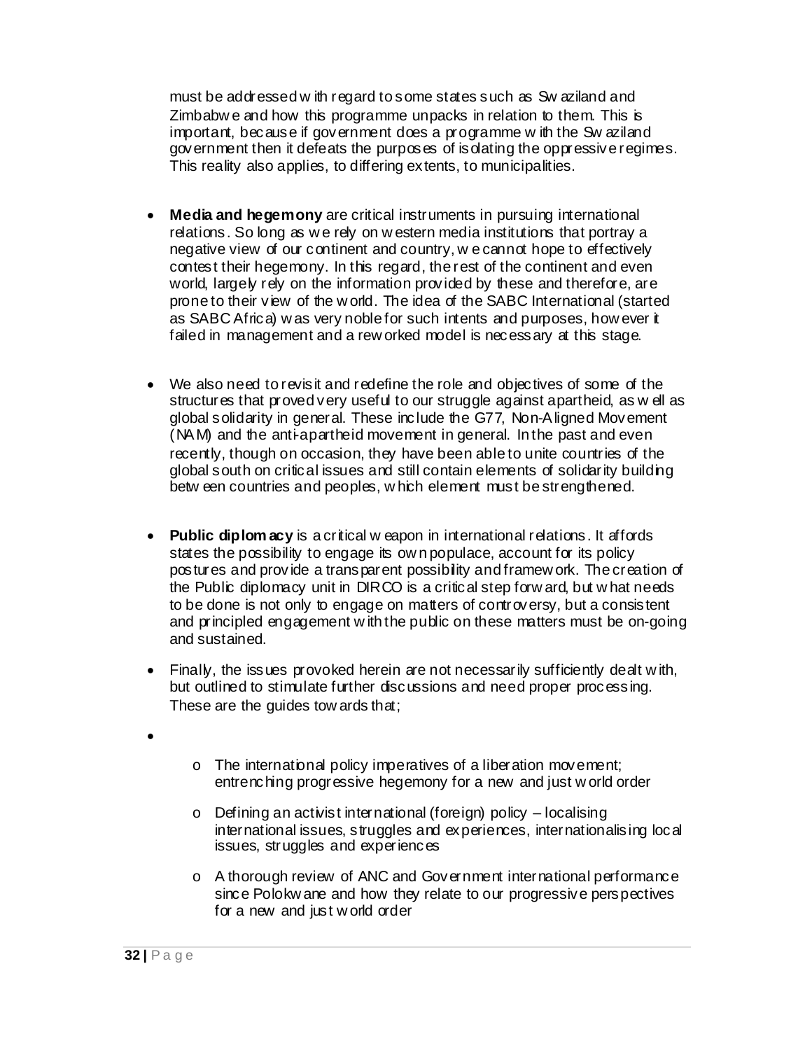must be addressed with regard to some states such as Swaziland and Zimbabwe and how this programme unpacks in relation to them. This is important, because if government does a programme with the Swaziland government then it defeats the purposes of isolating the oppressive regimes. This reality also applies, to differing extents, to municipalities.

- **Media and hegemony** are critical instruments in pursuing international relations. So long as we rely on western media institutions that portray a negative view of our continent and country, we cannot hope to effectively contest their hegemony. In this regard, the rest of the continent and even world, largely rely on the information provided by these and therefore, are prone to their view of the world. The idea of the SABC International (started as SABC Africa) was very noble for such intents and purposes, however it failed in management and a reworked model is necessary at this stage.

- We also need to revisit and redefine the role and objectives of some of the structures that proved very useful to our struggle against apartheid, as well as global solidarity in general. These include the G77, Non-Aligned Movement (NAM) and the anti-apartheid movement in general. In the past and even recently, though on occasion, they have been able to unite countries of the global south on critical issues and still contain elements of solidarity building between countries and peoples, which element must be strengthened.

- **Public diplomacy** is a critical weapon in international relations. It affords states the possibility to engage its own populace, account for its policy postures and provide a transparent possibility and framework. The creation of the Public diplomacy unit in DIRCO is a critical step forward, but what needs to be done is not only to engage on matters of controversy, but a consistent and principled engagement with the public on these matters must be on-going and sustained.

- Finally, the issues provoked herein are not necessarily sufficiently dealt with, but outlined to stimulate further discussions and need proper processing. These are the guides towards that;

- 
    - The international policy imperatives of a liberation movement; entrenching progressive hegemony for a new and just world order
    - Defining an activist international (foreign) policy – localising international issues, struggles and experiences, internationalising local issues, struggles and experiences
    - A thorough review of ANC and Government international performance since Polokwane and how they relate to our progressive perspectives for a new and just world order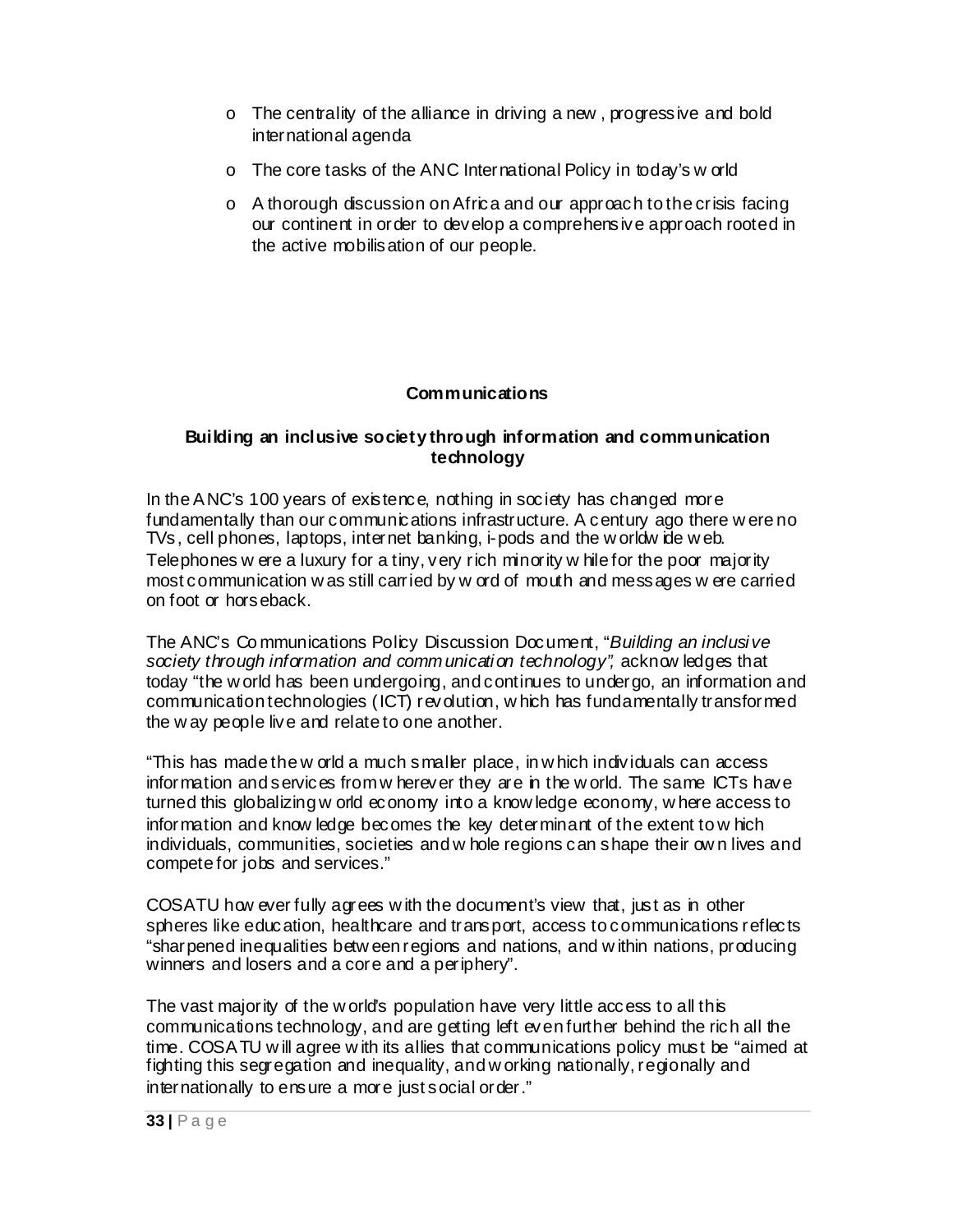- The centrality of the alliance in driving a new , progressive and bold international agenda
- The core tasks of the ANC International Policy in today's world
- A thorough discussion on Africa and our approach to the crisis facing our continent in order to develop a comprehensive approach rooted in the active mobilisation of our people.

## Communications

### Building an inclusive society through information and communication technology

In the ANC's 100 years of existence, nothing in society has changed more fundamentally than our communications infrastructure. A century ago there were no TVs, cell phones, laptops, internet banking, i-pods and the worldwide web. Telephones were a luxury for a tiny, very rich minority while for the poor majority most communication was still carried by word of mouth and messages were carried on foot or horseback.

The ANC's Communications Policy Discussion Document, "*Building an inclusive society through information and communication technology",* acknowledges that today "the world has been undergoing, and continues to undergo, an information and communication technologies (ICT) revolution, which has fundamentally transformed the way people live and relate to one another.

"This has made the world a much smaller place, in which individuals can access information and services from wherever they are in the world. The same ICTs have turned this globalizing world economy into a knowledge economy, where access to information and knowledge becomes the key determinant of the extent to which individuals, communities, societies and whole regions can shape their own lives and compete for jobs and services."

COSATU however fully agrees with the document's view that, just as in other spheres like education, healthcare and transport, access to communications reflects "sharpened inequalities between regions and nations, and within nations, producing winners and losers and a core and a periphery".

The vast majority of the world's population have very little access to all this communications technology, and are getting left even further behind the rich all the time. COSATU will agree with its allies that communications policy must be "aimed at fighting this segregation and inequality, and working nationally, regionally and internationally to ensure a more just social order."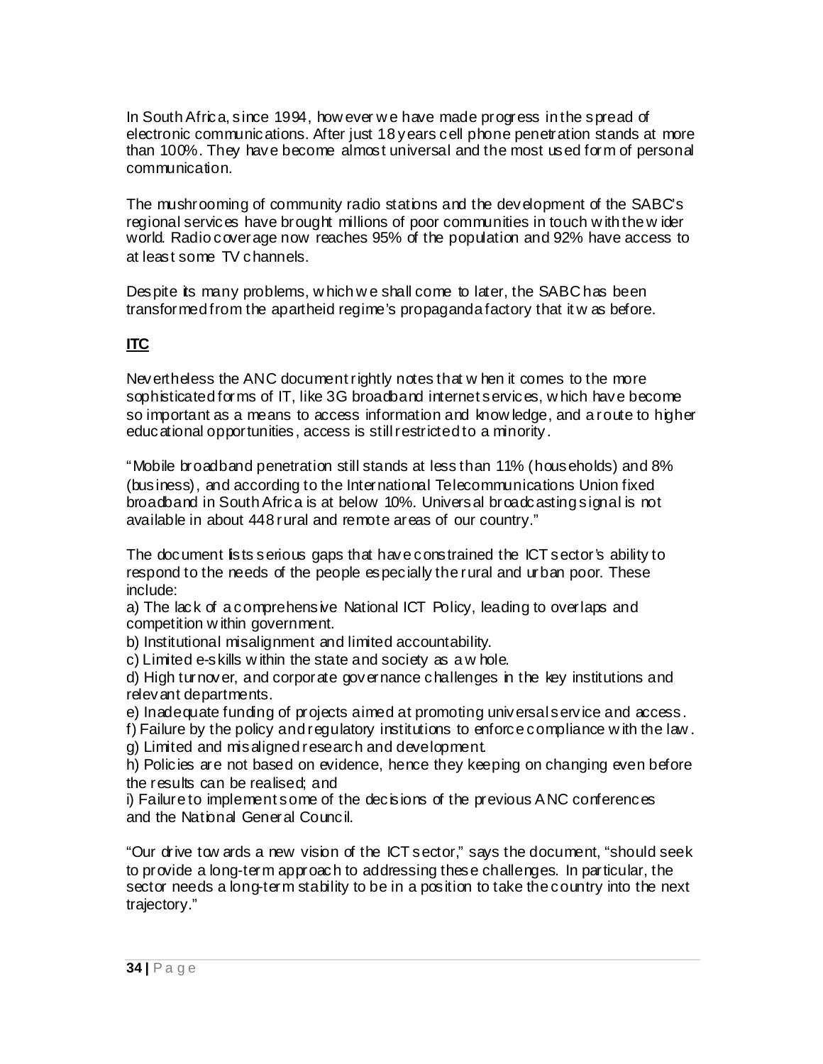In South Africa, since 1994, however we have made progress in the spread of electronic communications. After just 18 years cell phone penetration stands at more than 100%. They have become almost universal and the most used form of personal communication.

The mushrooming of community radio stations and the development of the SABC's regional services have brought millions of poor communities in touch with the wider world. Radio coverage now reaches 95% of the population and 92% have access to at least some TV channels.

Despite its many problems, which we shall come to later, the SABC has been transformed from the apartheid regime's propaganda factory that it was before.

## ITC

Nevertheless the ANC document rightly notes that when it comes to the more sophisticated forms of IT, like 3G broadband internet services, which have become so important as a means to access information and knowledge, and a route to higher educational opportunities, access is still restricted to a minority.

"Mobile broadband penetration still stands at less than 11% (households) and 8% (business), and according to the International Telecommunications Union fixed broadband in South Africa is at below 10%. Universal broadcasting signal is not available in about 448 rural and remote areas of our country."

The document lists serious gaps that have constrained the ICT sector's ability to respond to the needs of the people especially the rural and urban poor. These include:

a) The lack of a comprehensive National ICT Policy, leading to overlaps and competition within government.
b) Institutional misalignment and limited accountability.
c) Limited e-skills within the state and society as a whole.
d) High turnover, and corporate governance challenges in the key institutions and relevant departments.
e) Inadequate funding of projects aimed at promoting universal service and access.
f) Failure by the policy and regulatory institutions to enforce compliance with the law.
g) Limited and misaligned research and development.
h) Policies are not based on evidence, hence they keeping on changing even before the results can be realised; and
i) Failure to implement some of the decisions of the previous ANC conferences and the National General Council.

"Our drive towards a new vision of the ICT sector," says the document, "should seek to provide a long-term approach to addressing these challenges. In particular, the sector needs a long-term stability to be in a position to take the country into the next trajectory."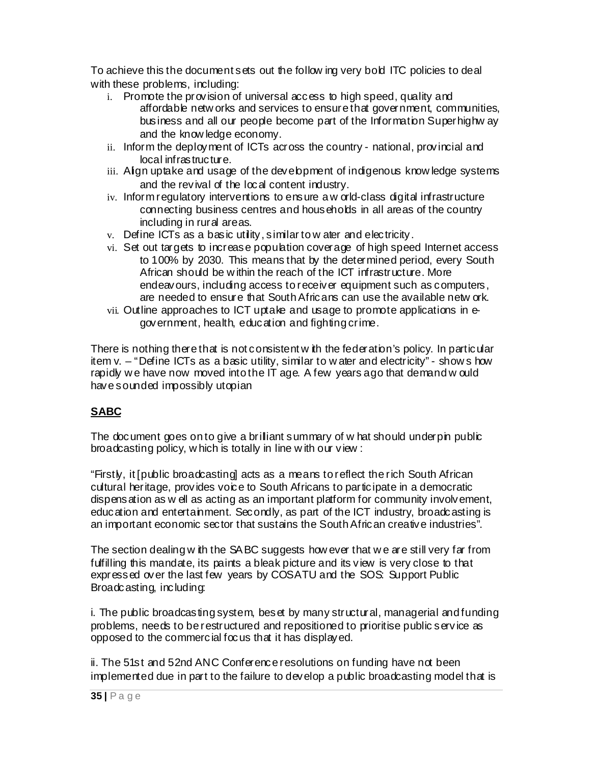To achieve this the document sets out the following very bold ITC policies to deal with these problems, including:

i. Promote the provision of universal access to high speed, quality and affordable networks and services to ensure that government, communities, business and all our people become part of the Information Superhighway and the knowledge economy.
ii. Inform the deployment of ICTs across the country - national, provincial and local infrastructure.
iii. Align uptake and usage of the development of indigenous knowledge systems and the revival of the local content industry.
iv. Inform regulatory interventions to ensure a world-class digital infrastructure connecting business centres and households in all areas of the country including in rural areas.
v. Define ICTs as a basic utility, similar to water and electricity.
vi. Set out targets to increase population coverage of high speed Internet access to 100% by 2030. This means that by the determined period, every South African should be within the reach of the ICT infrastructure. More endeavours, including access to receiver equipment such as computers, are needed to ensure that South Africans can use the available network.
vii. Outline approaches to ICT uptake and usage to promote applications in e-government, health, education and fighting crime.

There is nothing there that is not consistent with the federation's policy. In particular item v. – "Define ICTs as a basic utility, similar to water and electricity" - shows how rapidly we have now moved into the IT age. A few years ago that demand would have sounded impossibly utopian

## SABC

The document goes on to give a brilliant summary of what should underpin public broadcasting policy, which is totally in line with our view:

"Firstly, it [public broadcasting] acts as a means to reflect the rich South African cultural heritage, provides voice to South Africans to participate in a democratic dispensation as well as acting as an important platform for community involvement, education and entertainment. Secondly, as part of the ICT industry, broadcasting is an important economic sector that sustains the South African creative industries".

The section dealing with the SABC suggests however that we are still very far from fulfilling this mandate, its paints a bleak picture and its view is very close to that expressed over the last few years by COSATU and the SOS: Support Public Broadcasting, including:

i. The public broadcasting system, beset by many structural, managerial and funding problems, needs to be restructured and repositioned to prioritise public service as opposed to the commercial focus that it has displayed.

ii. The 51st and 52nd ANC Conference resolutions on funding have not been implemented due in part to the failure to develop a public broadcasting model that is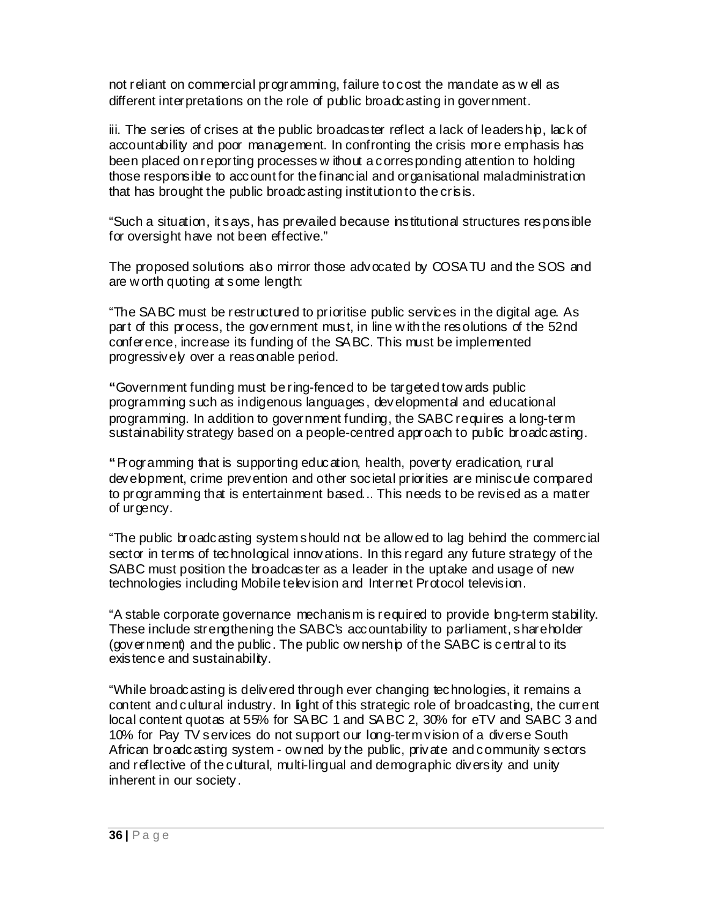not reliant on commercial programming, failure to cost the mandate as well as different interpretations on the role of public broadcasting in government.

iii. The series of crises at the public broadcaster reflect a lack of leadership, lack of accountability and poor management. In confronting the crisis more emphasis has been placed on reporting processes without a corresponding attention to holding those responsible to account for the financial and organisational maladministration that has brought the public broadcasting institution to the crisis.

"Such a situation, it says, has prevailed because institutional structures responsible for oversight have not been effective."

The proposed solutions also mirror those advocated by COSATU and the SOS and are worth quoting at some length:

"The SABC must be restructured to prioritise public services in the digital age. As part of this process, the government must, in line with the resolutions of the 52nd conference, increase its funding of the SABC. This must be implemented progressively over a reasonable period.

"Government funding must be ring-fenced to be targeted towards public programming such as indigenous languages, developmental and educational programming. In addition to government funding, the SABC requires a long-term sustainability strategy based on a people-centred approach to public broadcasting.

"Programming that is supporting education, health, poverty eradication, rural development, crime prevention and other societal priorities are miniscule compared to programming that is entertainment based... This needs to be revised as a matter of urgency.

"The public broadcasting system should not be allowed to lag behind the commercial sector in terms of technological innovations. In this regard any future strategy of the SABC must position the broadcaster as a leader in the uptake and usage of new technologies including Mobile television and Internet Protocol television.

"A stable corporate governance mechanism is required to provide long-term stability. These include strengthening the SABC's accountability to parliament, shareholder (government) and the public. The public ownership of the SABC is central to its existence and sustainability.

"While broadcasting is delivered through ever changing technologies, it remains a content and cultural industry. In light of this strategic role of broadcasting, the current local content quotas at 55% for SABC 1 and SABC 2, 30% for eTV and SABC 3 and 10% for Pay TV services do not support our long-term vision of a diverse South African broadcasting system - owned by the public, private and community sectors and reflective of the cultural, multi-lingual and demographic diversity and unity inherent in our society.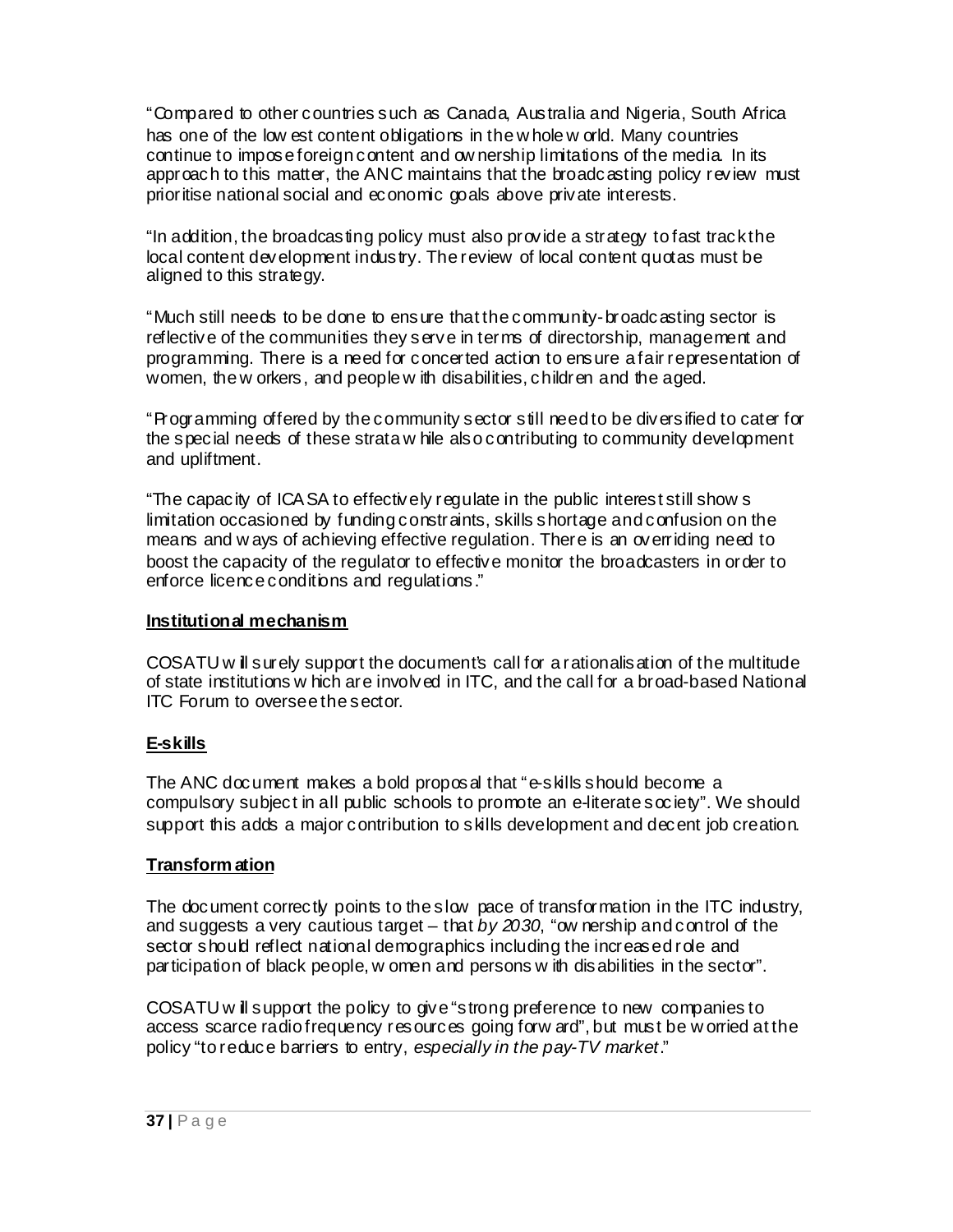"Compared to other countries such as Canada, Australia and Nigeria, South Africa has one of the lowest content obligations in the whole world. Many countries continue to impose foreign content and ownership limitations of the media. In its approach to this matter, the ANC maintains that the broadcasting policy review must prioritise national social and economic goals above private interests.

"In addition, the broadcasting policy must also provide a strategy to fast track the local content development industry. The review of local content quotas must be aligned to this strategy.

"Much still needs to be done to ensure that the community-broadcasting sector is reflective of the communities they serve in terms of directorship, management and programming. There is a need for concerted action to ensure a fair representation of women, the workers, and people with disabilities, children and the aged.

"Programming offered by the community sector still need to be diversified to cater for the special needs of these strata while also contributing to community development and upliftment.

"The capacity of ICASA to effectively regulate in the public interest still shows limitation occasioned by funding constraints, skills shortage and confusion on the means and ways of achieving effective regulation. There is an overriding need to boost the capacity of the regulator to effective monitor the broadcasters in order to enforce licence conditions and regulations."

**Institutional mechanism**

COSATU will surely support the document's call for a rationalisation of the multitude of state institutions which are involved in ITC, and the call for a broad-based National ITC Forum to oversee the sector.

**E-skills**

The ANC document makes a bold proposal that "e-skills should become a compulsory subject in all public schools to promote an e-literate society". We should support this adds a major contribution to skills development and decent job creation.

**Transformation**

The document correctly points to the slow pace of transformation in the ITC industry, and suggests a very cautious target – that *by 2030*, "ownership and control of the sector should reflect national demographics including the increased role and participation of black people, women and persons with disabilities in the sector".

COSATU will support the policy to give "strong preference to new companies to access scarce radio frequency resources going forward", but must be worried at the policy "to reduce barriers to entry, *especially in the pay-TV market*."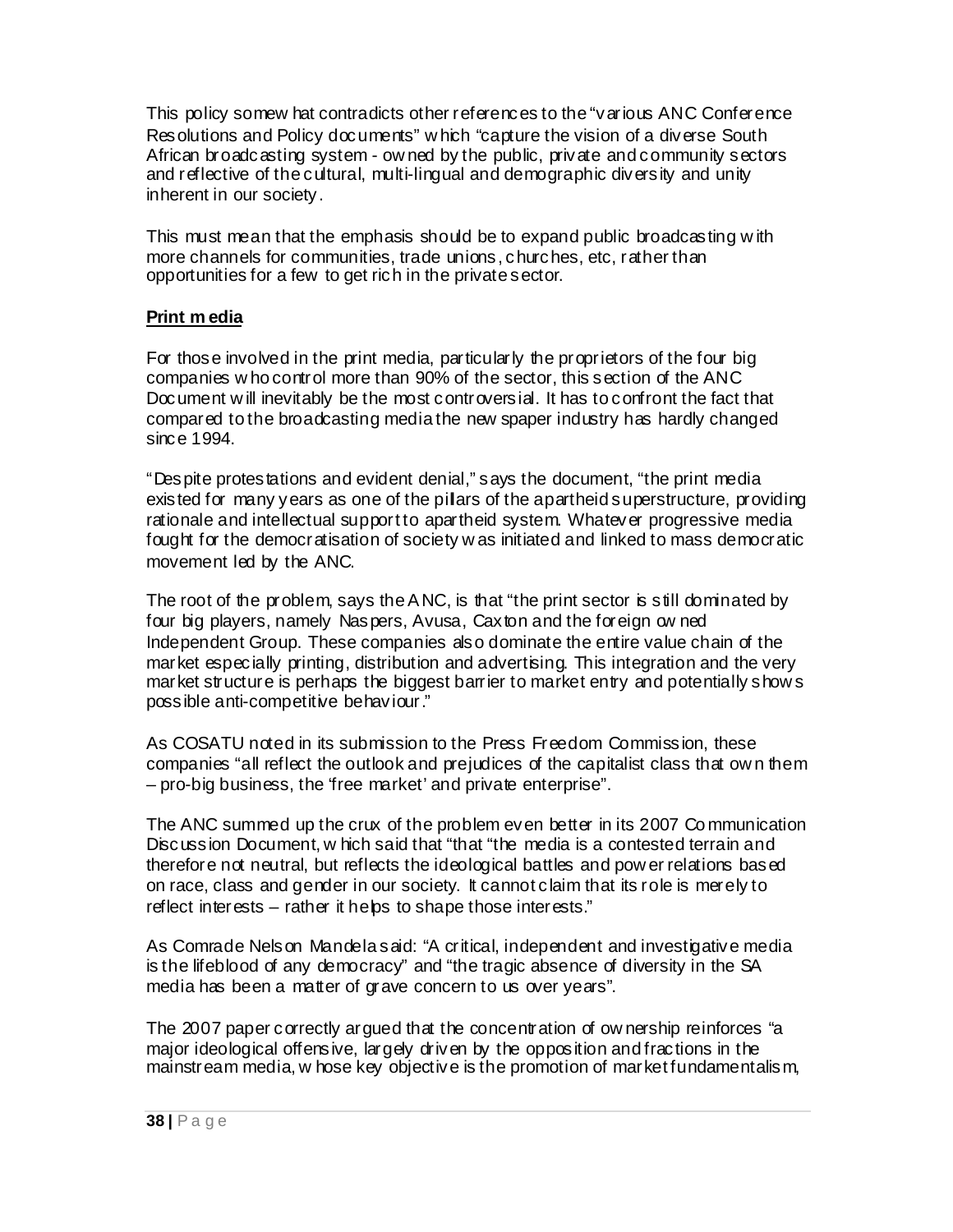This policy somewhat contradicts other references to the "various ANC Conference Resolutions and Policy documents" which "capture the vision of a diverse South African broadcasting system - owned by the public, private and community sectors and reflective of the cultural, multi-lingual and demographic diversity and unity inherent in our society.

This must mean that the emphasis should be to expand public broadcasting with more channels for communities, trade unions, churches, etc, rather than opportunities for a few to get rich in the private sector.

**Print media**

For those involved in the print media, particularly the proprietors of the four big companies who control more than 90% of the sector, this section of the ANC Document will inevitably be the most controversial. It has to confront the fact that compared to the broadcasting media the newspaper industry has hardly changed since 1994.

"Despite protestations and evident denial," says the document, "the print media existed for many years as one of the pillars of the apartheid superstructure, providing rationale and intellectual support to apartheid system. Whatever progressive media fought for the democratisation of society was initiated and linked to mass democratic movement led by the ANC.

The root of the problem, says the ANC, is that "the print sector is still dominated by four big players, namely Naspers, Avusa, Caxton and the foreign owned Independent Group. These companies also dominate the entire value chain of the market especially printing, distribution and advertising. This integration and the very market structure is perhaps the biggest barrier to market entry and potentially shows possible anti-competitive behaviour."

As COSATU noted in its submission to the Press Freedom Commission, these companies "all reflect the outlook and prejudices of the capitalist class that own them – pro-big business, the 'free market' and private enterprise".

The ANC summed up the crux of the problem even better in its 2007 Communication Discussion Document, which said that "that "the media is a contested terrain and therefore not neutral, but reflects the ideological battles and power relations based on race, class and gender in our society. It cannot claim that its role is merely to reflect interests – rather it helps to shape those interests."

As Comrade Nelson Mandela said: "A critical, independent and investigative media is the lifeblood of any democracy" and "the tragic absence of diversity in the SA media has been a matter of grave concern to us over years".

The 2007 paper correctly argued that the concentration of ownership reinforces "a major ideological offensive, largely driven by the opposition and fractions in the mainstream media, whose key objective is the promotion of market fundamentalism,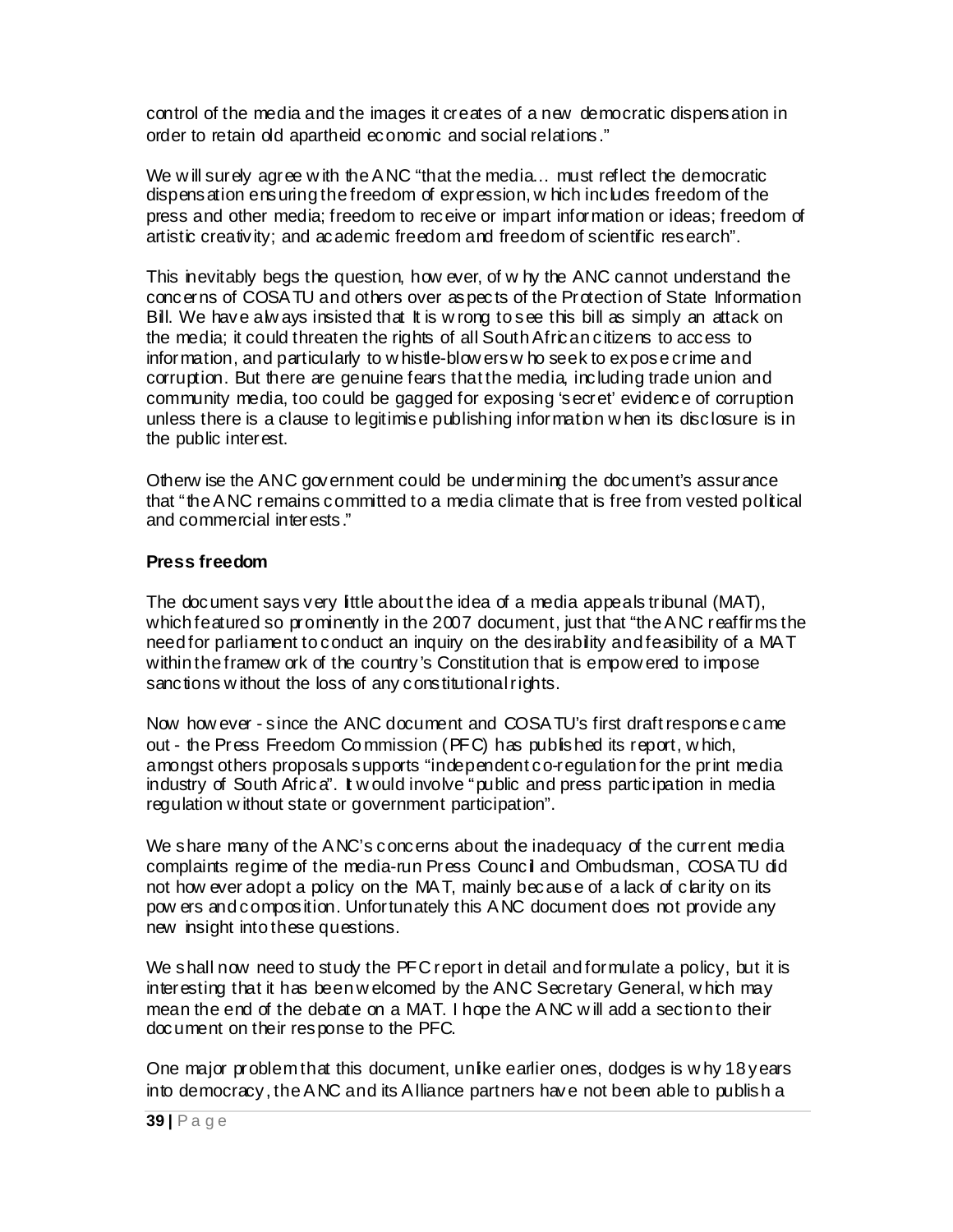control of the media and the images it creates of a new democratic dispensation in order to retain old apartheid economic and social relations."

We will surely agree with the ANC "that the media… must reflect the democratic dispensation ensuring the freedom of expression, which includes freedom of the press and other media; freedom to receive or impart information or ideas; freedom of artistic creativity; and academic freedom and freedom of scientific research".

This inevitably begs the question, however, of why the ANC cannot understand the concerns of COSATU and others over aspects of the Protection of State Information Bill. We have always insisted that it is wrong to see this bill as simply an attack on the media; it could threaten the rights of all South African citizens to access to information, and particularly to whistle-blowers who seek to expose crime and corruption. But there are genuine fears that the media, including trade union and community media, too could be gagged for exposing 'secret' evidence of corruption unless there is a clause to legitimise publishing information when its disclosure is in the public interest.

Otherwise the ANC government could be undermining the document's assurance that "the ANC remains committed to a media climate that is free from vested political and commercial interests."

**Press freedom**

The document says very little about the idea of a media appeals tribunal (MAT), which featured so prominently in the 2007 document, just that "the ANC reaffirms the need for parliament to conduct an inquiry on the desirability and feasibility of a MAT within the framework of the country's Constitution that is empowered to impose sanctions without the loss of any constitutional rights.

Now however - since the ANC document and COSATU's first draft response came out - the Press Freedom Commission (PFC) has published its report, which, amongst others proposals supports "independent co-regulation for the print media industry of South Africa". It would involve "public and press participation in media regulation without state or government participation".

We share many of the ANC's concerns about the inadequacy of the current media complaints regime of the media-run Press Council and Ombudsman, COSATU did not however adopt a policy on the MAT, mainly because of a lack of clarity on its powers and composition. Unfortunately this ANC document does not provide any new insight into these questions.

We shall now need to study the PFC report in detail and formulate a policy, but it is interesting that it has been welcomed by the ANC Secretary General, which may mean the end of the debate on a MAT. I hope the ANC will add a section to their document on their response to the PFC.

One major problem that this document, unlike earlier ones, dodges is why 18 years into democracy, the ANC and its Alliance partners have not been able to publish a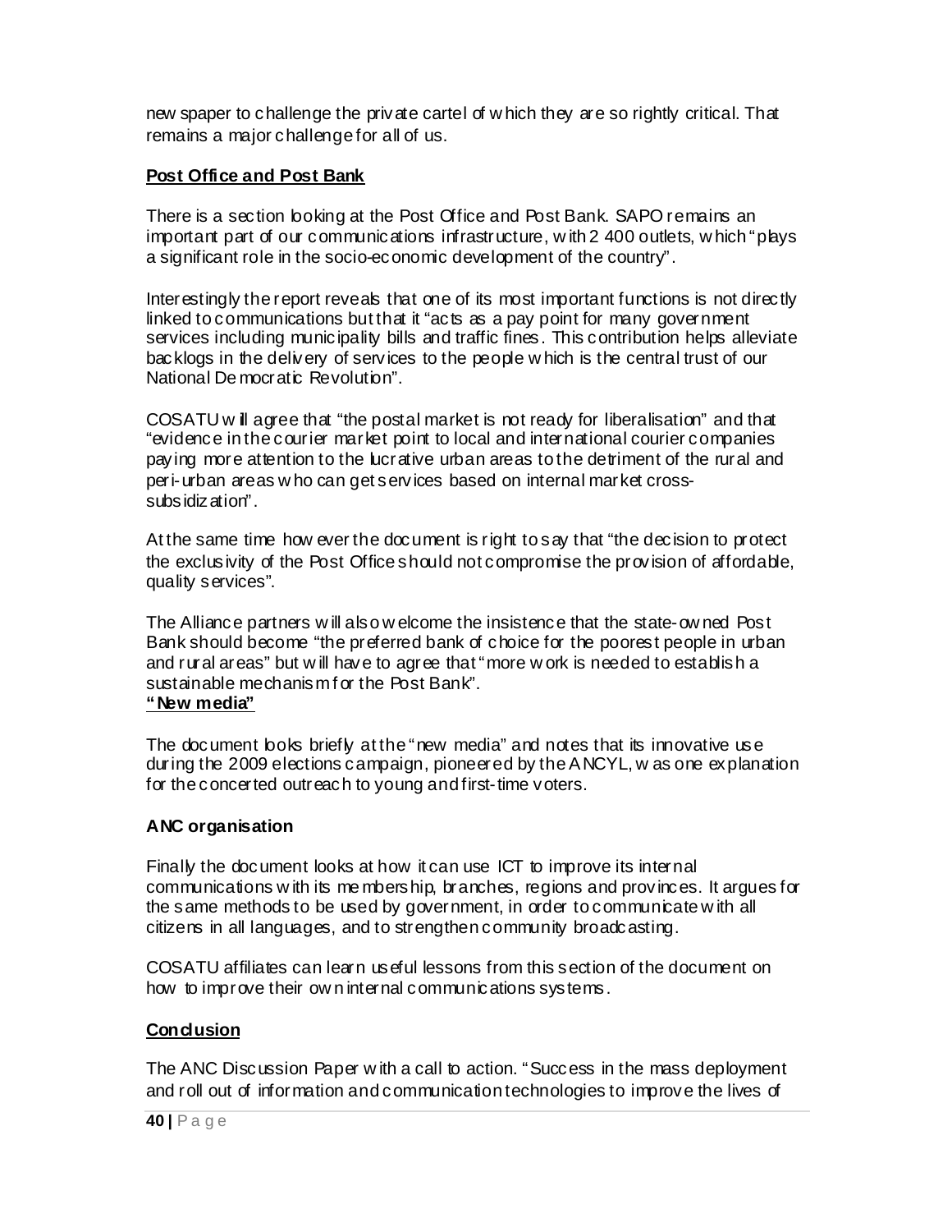newspaper to challenge the private cartel of which they are so rightly critical. That remains a major challenge for all of us.

**Post Office and Post Bank**

There is a section looking at the Post Office and Post Bank. SAPO remains an important part of our communications infrastructure, with 2 400 outlets, which "plays a significant role in the socio-economic development of the country".

Interestingly the report reveals that one of its most important functions is not directly linked to communications but that it "acts as a pay point for many government services including municipality bills and traffic fines. This contribution helps alleviate backlogs in the delivery of services to the people which is the central trust of our National Democratic Revolution".

COSATU will agree that "the postal market is not ready for liberalisation" and that "evidence in the courier market point to local and international courier companies paying more attention to the lucrative urban areas to the detriment of the rural and peri-urban areas who can get services based on internal market cross-subsidization".

At the same time however the document is right to say that "the decision to protect the exclusivity of the Post Office should not compromise the provision of affordable, quality services".

The Alliance partners will also welcome the insistence that the state-owned Post Bank should become "the preferred bank of choice for the poorest people in urban and rural areas" but will have to agree that "more work is needed to establish a sustainable mechanism for the Post Bank".

**"New media"**

The document looks briefly at the "new media" and notes that its innovative use during the 2009 elections campaign, pioneered by the ANCYL, was one explanation for the concerted outreach to young and first-time voters.

**ANC organisation**

Finally the document looks at how it can use ICT to improve its internal communications with its membership, branches, regions and provinces. It argues for the same methods to be used by government, in order to communicate with all citizens in all languages, and to strengthen community broadcasting.

COSATU affiliates can learn useful lessons from this section of the document on how to improve their own internal communications systems.

**Conclusion**

The ANC Discussion Paper with a call to action. "Success in the mass deployment and roll out of information and communication technologies to improve the lives of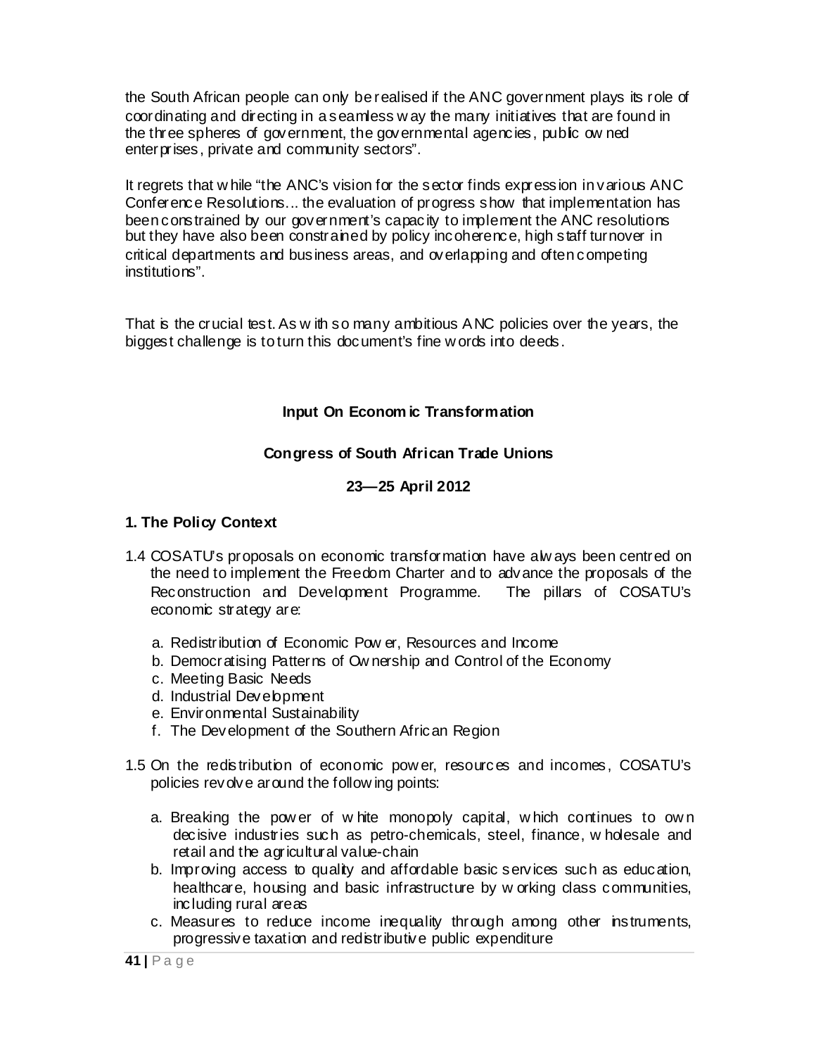the South African people can only be realised if the ANC government plays its role of coordinating and directing in a seamless way the many initiatives that are found in the three spheres of government, the governmental agencies, public owned enterprises, private and community sectors".

It regrets that while "the ANC's vision for the sector finds expression in various ANC Conference Resolutions... the evaluation of progress show that implementation has been constrained by our government's capacity to implement the ANC resolutions but they have also been constrained by policy incoherence, high staff turnover in critical departments and business areas, and overlapping and often competing institutions".

That is the crucial test. As with so many ambitious ANC policies over the years, the biggest challenge is to turn this document's fine words into deeds.

**Input On Economic Transformation**

**Congress of South African Trade Unions**

**23—25 April 2012**

**1. The Policy Context**

1.4 COSATU's proposals on economic transformation have always been centred on the need to implement the Freedom Charter and to advance the proposals of the Reconstruction and Development Programme. The pillars of COSATU's economic strategy are:

   a. Redistribution of Economic Power, Resources and Income
   b. Democratising Patterns of Ownership and Control of the Economy
   c. Meeting Basic Needs
   d. Industrial Development
   e. Environmental Sustainability
   f. The Development of the Southern African Region

1.5 On the redistribution of economic power, resources and incomes, COSATU's policies revolve around the following points:

   a. Breaking the power of white monopoly capital, which continues to own decisive industries such as petro-chemicals, steel, finance, wholesale and retail and the agricultural value-chain
   b. Improving access to quality and affordable basic services such as education, healthcare, housing and basic infrastructure by working class communities, including rural areas
   c. Measures to reduce income inequality through among other instruments, progressive taxation and redistributive public expenditure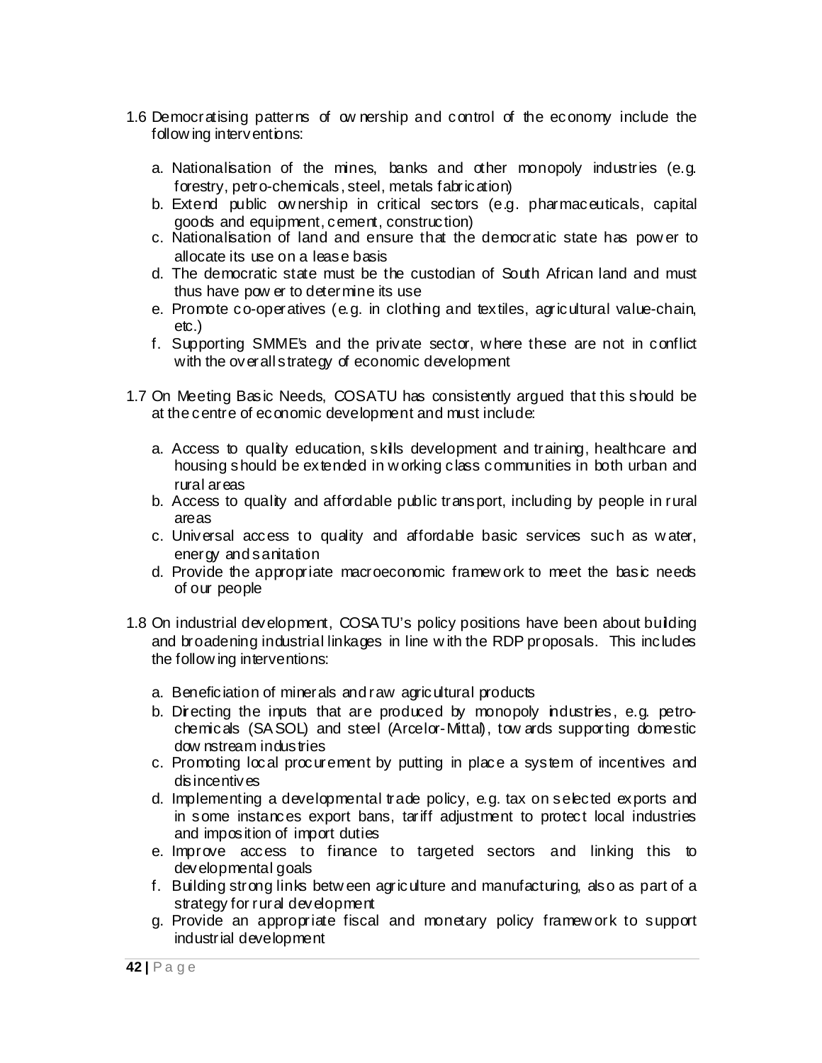1.6 Democratising patterns of ownership and control of the economy include the following interventions:

   a. Nationalisation of the mines, banks and other monopoly industries (e.g. forestry, petro-chemicals, steel, metals fabrication)
   b. Extend public ownership in critical sectors (e.g. pharmaceuticals, capital goods and equipment, cement, construction)
   c. Nationalisation of land and ensure that the democratic state has power to allocate its use on a lease basis
   d. The democratic state must be the custodian of South African land and must thus have power to determine its use
   e. Promote co-operatives (e.g. in clothing and textiles, agricultural value-chain, etc.)
   f. Supporting SMME's and the private sector, where these are not in conflict with the overall strategy of economic development

1.7 On Meeting Basic Needs, COSATU has consistently argued that this should be at the centre of economic development and must include:

   a. Access to quality education, skills development and training, healthcare and housing should be extended in working class communities in both urban and rural areas
   b. Access to quality and affordable public transport, including by people in rural areas
   c. Universal access to quality and affordable basic services such as water, energy and sanitation
   d. Provide the appropriate macroeconomic framework to meet the basic needs of our people

1.8 On industrial development, COSATU's policy positions have been about building and broadening industrial linkages in line with the RDP proposals. This includes the following interventions:

   a. Beneficiation of minerals and raw agricultural products
   b. Directing the inputs that are produced by monopoly industries, e.g. petro-chemicals (SASOL) and steel (Arcelor-Mittal), towards supporting domestic downstream industries
   c. Promoting local procurement by putting in place a system of incentives and disincentives
   d. Implementing a developmental trade policy, e.g. tax on selected exports and in some instances export bans, tariff adjustment to protect local industries and imposition of import duties
   e. Improve access to finance to targeted sectors and linking this to developmental goals
   f. Building strong links between agriculture and manufacturing, also as part of a strategy for rural development
   g. Provide an appropriate fiscal and monetary policy framework to support industrial development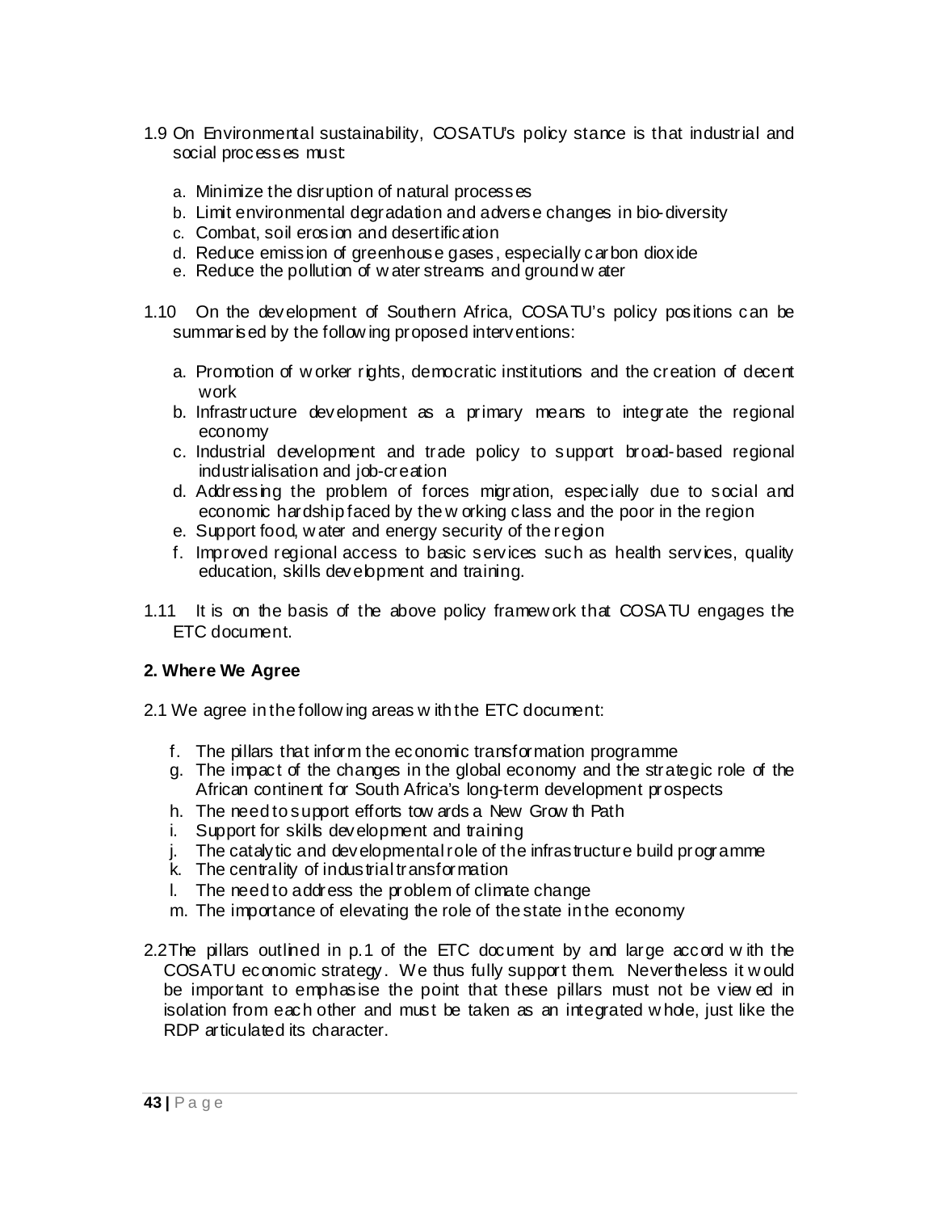1.9 On Environmental sustainability, COSATU's policy stance is that industrial and social processes must:

   a. Minimize the disruption of natural processes
   b. Limit environmental degradation and adverse changes in bio-diversity
   c. Combat, soil erosion and desertification
   d. Reduce emission of greenhouse gases, especially carbon dioxide
   e. Reduce the pollution of water streams and ground water

1.10 On the development of Southern Africa, COSATU's policy positions can be summarised by the following proposed interventions:

   a. Promotion of worker rights, democratic institutions and the creation of decent work
   b. Infrastructure development as a primary means to integrate the regional economy
   c. Industrial development and trade policy to support broad-based regional industrialisation and job-creation
   d. Addressing the problem of forces migration, especially due to social and economic hardship faced by the working class and the poor in the region
   e. Support food, water and energy security of the region
   f. Improved regional access to basic services such as health services, quality education, skills development and training.

1.11 It is on the basis of the above policy framework that COSATU engages the ETC document.

**2. Where We Agree**

2.1 We agree in the following areas with the ETC document:

   f. The pillars that inform the economic transformation programme
   g. The impact of the changes in the global economy and the strategic role of the African continent for South Africa's long-term development prospects
   h. The need to support efforts towards a New Growth Path
   i. Support for skills development and training
   j. The catalytic and developmental role of the infrastructure build programme
   k. The centrality of industrial transformation
   l. The need to address the problem of climate change
   m. The importance of elevating the role of the state in the economy

2.2 The pillars outlined in p.1 of the ETC document by and large accord with the COSATU economic strategy. We thus fully support them. Nevertheless it would be important to emphasise the point that these pillars must not be viewed in isolation from each other and must be taken as an integrated whole, just like the RDP articulated its character.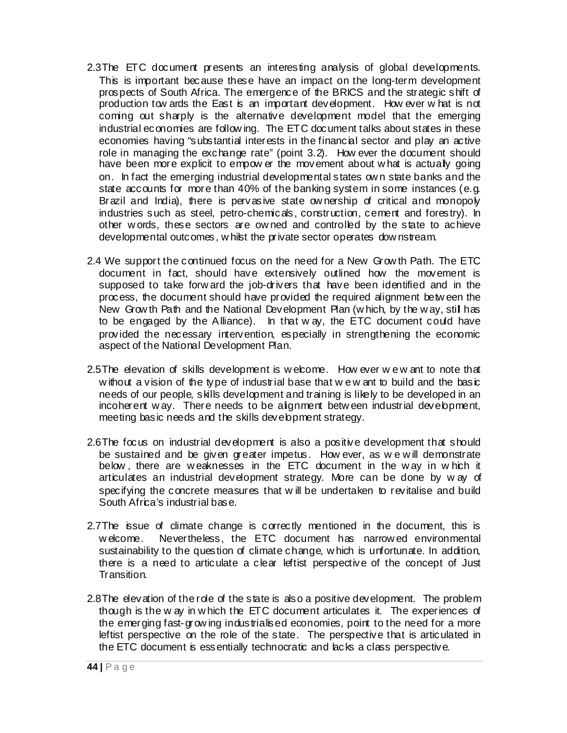2.3 The ETC document presents an interesting analysis of global developments. This is important because these have an impact on the long-term development prospects of South Africa. The emergence of the BRICS and the strategic shift of production towards the East is an important development. However what is not coming out sharply is the alternative development model that the emerging industrial economies are following. The ETC document talks about states in these economies having "substantial interests in the financial sector and play an active role in managing the exchange rate" (point 3.2). However the document should have been more explicit to empower the movement about what is actually going on. In fact the emerging industrial developmental states own state banks and the state accounts for more than 40% of the banking system in some instances (e.g. Brazil and India), there is pervasive state ownership of critical and monopoly industries such as steel, petro-chemicals, construction, cement and forestry). In other words, these sectors are owned and controlled by the state to achieve developmental outcomes, whilst the private sector operates downstream.

2.4 We support the continued focus on the need for a New Growth Path. The ETC document in fact, should have extensively outlined how the movement is supposed to take forward the job-drivers that have been identified and in the process, the document should have provided the required alignment between the New Growth Path and the National Development Plan (which, by the way, still has to be engaged by the Alliance). In that way, the ETC document could have provided the necessary intervention, especially in strengthening the economic aspect of the National Development Plan.

2.5 The elevation of skills development is welcome. However we want to note that without a vision of the type of industrial base that we want to build and the basic needs of our people, skills development and training is likely to be developed in an incoherent way. There needs to be alignment between industrial development, meeting basic needs and the skills development strategy.

2.6 The focus on industrial development is also a positive development that should be sustained and be given greater impetus. However, as we will demonstrate below, there are weaknesses in the ETC document in the way in which it articulates an industrial development strategy. More can be done by way of specifying the concrete measures that will be undertaken to revitalise and build South Africa's industrial base.

2.7 The issue of climate change is correctly mentioned in the document, this is welcome. Nevertheless, the ETC document has narrowed environmental sustainability to the question of climate change, which is unfortunate. In addition, there is a need to articulate a clear leftist perspective of the concept of Just Transition.

2.8 The elevation of the role of the state is also a positive development. The problem though is the way in which the ETC document articulates it. The experiences of the emerging fast-growing industrialised economies, point to the need for a more leftist perspective on the role of the state. The perspective that is articulated in the ETC document is essentially technocratic and lacks a class perspective.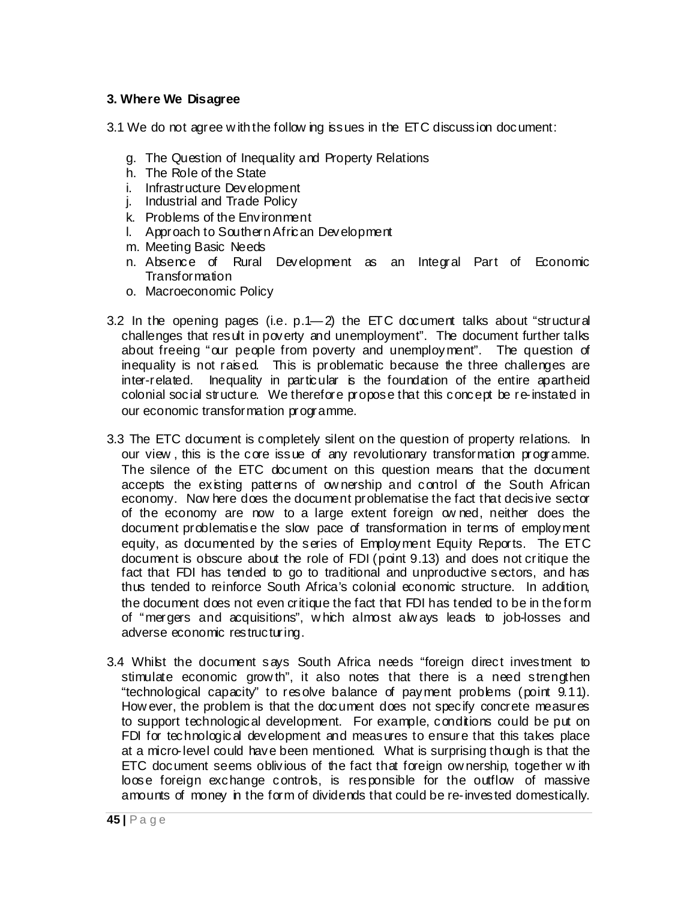### 3. Where We Disagree

3.1 We do not agree with the following issues in the ETC discussion document:

g. The Question of Inequality and Property Relations
h. The Role of the State
i. Infrastructure Development
j. Industrial and Trade Policy
k. Problems of the Environment
l. Approach to Southern African Development
m. Meeting Basic Needs
n. Absence of Rural Development as an Integral Part of Economic Transformation
o. Macroeconomic Policy

3.2 In the opening pages (i.e. p.1—2) the ETC document talks about "structural challenges that result in poverty and unemployment". The document further talks about freeing "our people from poverty and unemployment". The question of inequality is not raised. This is problematic because the three challenges are inter-related. Inequality in particular is the foundation of the entire apartheid colonial social structure. We therefore propose that this concept be re-instated in our economic transformation programme.

3.3 The ETC document is completely silent on the question of property relations. In our view, this is the core issue of any revolutionary transformation programme. The silence of the ETC document on this question means that the document accepts the existing patterns of ownership and control of the South African economy. Nowhere does the document problematise the fact that decisive sector of the economy are now to a large extent foreign owned, neither does the document problematise the slow pace of transformation in terms of employment equity, as documented by the series of Employment Equity Reports. The ETC document is obscure about the role of FDI (point 9.13) and does not critique the fact that FDI has tended to go to traditional and unproductive sectors, and has thus tended to reinforce South Africa's colonial economic structure. In addition, the document does not even critique the fact that FDI has tended to be in the form of "mergers and acquisitions", which almost always leads to job-losses and adverse economic restructuring.

3.4 Whilst the document says South Africa needs "foreign direct investment to stimulate economic growth", it also notes that there is a need strengthen "technological capacity" to resolve balance of payment problems (point 9.11). However, the problem is that the document does not specify concrete measures to support technological development. For example, conditions could be put on FDI for technological development and measures to ensure that this takes place at a micro-level could have been mentioned. What is surprising though is that the ETC document seems oblivious of the fact that foreign ownership, together with loose foreign exchange controls, is responsible for the outflow of massive amounts of money in the form of dividends that could be re-invested domestically.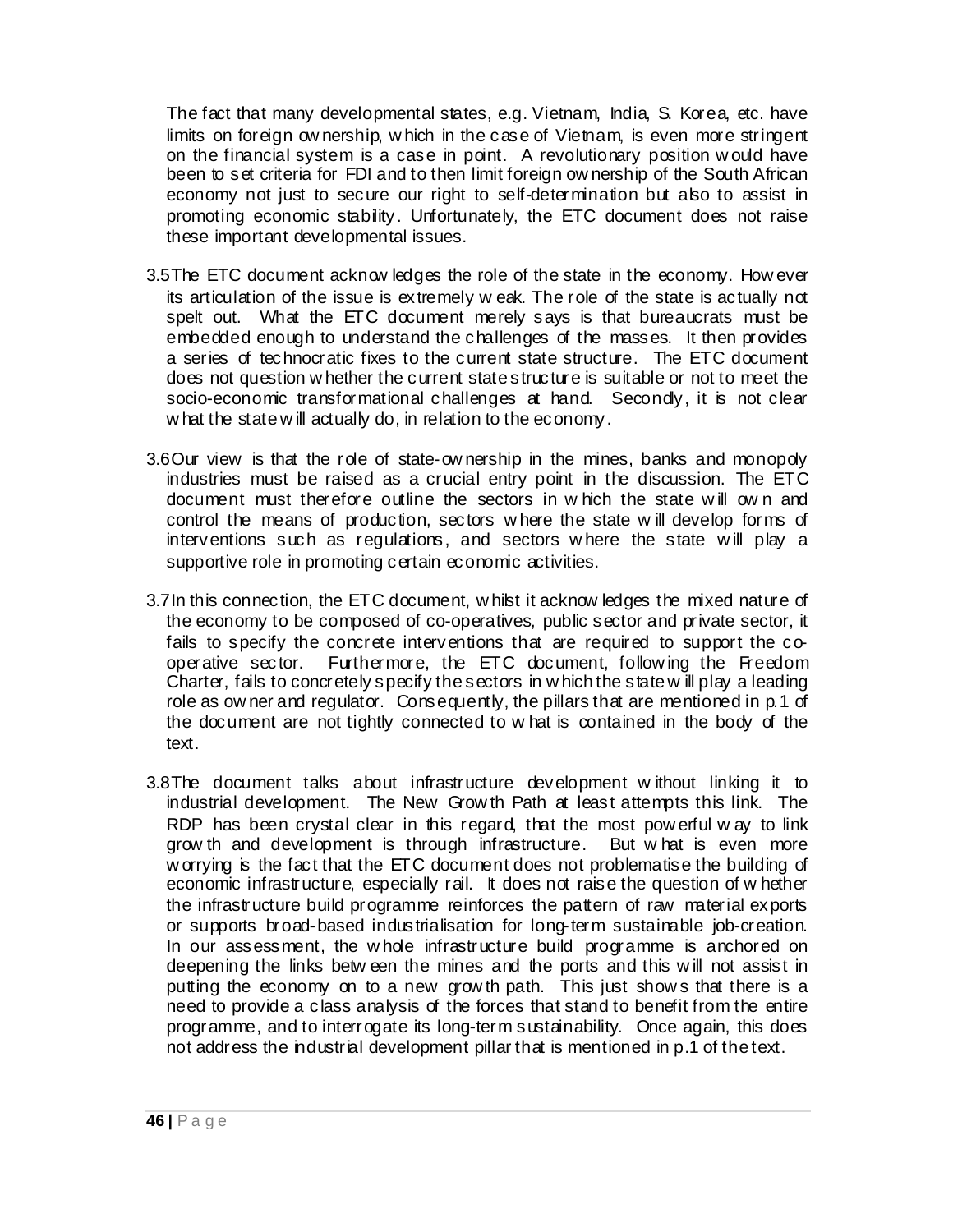The fact that many developmental states, e.g. Vietnam, India, S. Korea, etc. have limits on foreign ownership, which in the case of Vietnam, is even more stringent on the financial system is a case in point. A revolutionary position would have been to set criteria for FDI and to then limit foreign ownership of the South African economy not just to secure our right to self-determination but also to assist in promoting economic stability. Unfortunately, the ETC document does not raise these important developmental issues.

3.5 The ETC document acknowledges the role of the state in the economy. However its articulation of the issue is extremely weak. The role of the state is actually not spelt out. What the ETC document merely says is that bureaucrats must be embedded enough to understand the challenges of the masses. It then provides a series of technocratic fixes to the current state structure. The ETC document does not question whether the current state structure is suitable or not to meet the socio-economic transformational challenges at hand. Secondly, it is not clear what the state will actually do, in relation to the economy.

3.6 Our view is that the role of state-ownership in the mines, banks and monopoly industries must be raised as a crucial entry point in the discussion. The ETC document must therefore outline the sectors in which the state will own and control the means of production, sectors where the state will develop forms of interventions such as regulations, and sectors where the state will play a supportive role in promoting certain economic activities.

3.7 In this connection, the ETC document, whilst it acknowledges the mixed nature of the economy to be composed of co-operatives, public sector and private sector, it fails to specify the concrete interventions that are required to support the co-operative sector. Furthermore, the ETC document, following the Freedom Charter, fails to concretely specify the sectors in which the state will play a leading role as owner and regulator. Consequently, the pillars that are mentioned in p.1 of the document are not tightly connected to what is contained in the body of the text.

3.8 The document talks about infrastructure development without linking it to industrial development. The New Growth Path at least attempts this link. The RDP has been crystal clear in this regard, that the most powerful way to link growth and development is through infrastructure. But what is even more worrying is the fact that the ETC document does not problematise the building of economic infrastructure, especially rail. It does not raise the question of whether the infrastructure build programme reinforces the pattern of raw material exports or supports broad-based industrialisation for long-term sustainable job-creation. In our assessment, the whole infrastructure build programme is anchored on deepening the links between the mines and the ports and this will not assist in putting the economy on to a new growth path. This just shows that there is a need to provide a class analysis of the forces that stand to benefit from the entire programme, and to interrogate its long-term sustainability. Once again, this does not address the industrial development pillar that is mentioned in p.1 of the text.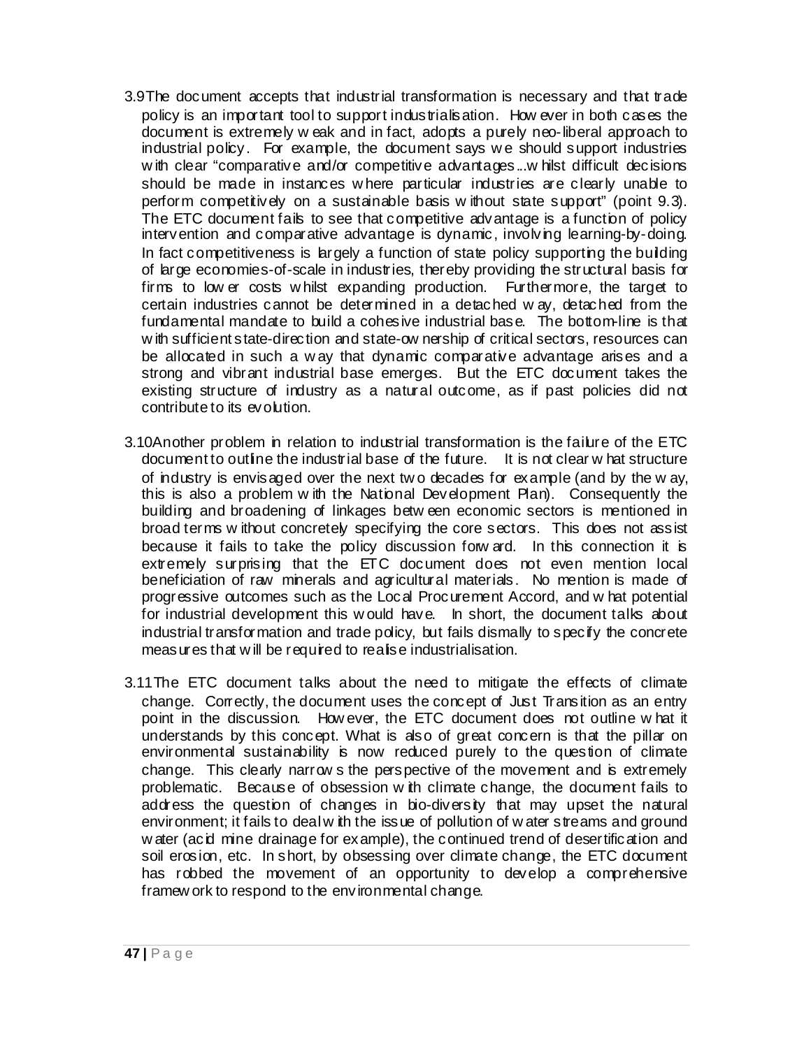3.9 The document accepts that industrial transformation is necessary and that trade policy is an important tool to support industrialisation. However in both cases the document is extremely weak and in fact, adopts a purely neo-liberal approach to industrial policy. For example, the document says we should support industries with clear "comparative and/or competitive advantages...whilst difficult decisions should be made in instances where particular industries are clearly unable to perform competitively on a sustainable basis without state support" (point 9.3). The ETC document fails to see that competitive advantage is a function of policy intervention and comparative advantage is dynamic, involving learning-by-doing. In fact competitiveness is largely a function of state policy supporting the building of large economies-of-scale in industries, thereby providing the structural basis for firms to lower costs whilst expanding production. Furthermore, the target to certain industries cannot be determined in a detached way, detached from the fundamental mandate to build a cohesive industrial base. The bottom-line is that with sufficient state-direction and state-ownership of critical sectors, resources can be allocated in such a way that dynamic comparative advantage arises and a strong and vibrant industrial base emerges. But the ETC document takes the existing structure of industry as a natural outcome, as if past policies did not contribute to its evolution.

3.10 Another problem in relation to industrial transformation is the failure of the ETC document to outline the industrial base of the future. It is not clear what structure of industry is envisaged over the next two decades for example (and by the way, this is also a problem with the National Development Plan). Consequently the building and broadening of linkages between economic sectors is mentioned in broad terms without concretely specifying the core sectors. This does not assist because it fails to take the policy discussion forward. In this connection it is extremely surprising that the ETC document does not even mention local beneficiation of raw minerals and agricultural materials. No mention is made of progressive outcomes such as the Local Procurement Accord, and what potential for industrial development this would have. In short, the document talks about industrial transformation and trade policy, but fails dismally to specify the concrete measures that will be required to realise industrialisation.

3.11 The ETC document talks about the need to mitigate the effects of climate change. Correctly, the document uses the concept of Just Transition as an entry point in the discussion. However, the ETC document does not outline what it understands by this concept. What is also of great concern is that the pillar on environmental sustainability is now reduced purely to the question of climate change. This clearly narrows the perspective of the movement and is extremely problematic. Because of obsession with climate change, the document fails to address the question of changes in bio-diversity that may upset the natural environment; it fails to deal with the issue of pollution of water streams and ground water (acid mine drainage for example), the continued trend of desertification and soil erosion, etc. In short, by obsessing over climate change, the ETC document has robbed the movement of an opportunity to develop a comprehensive framework to respond to the environmental change.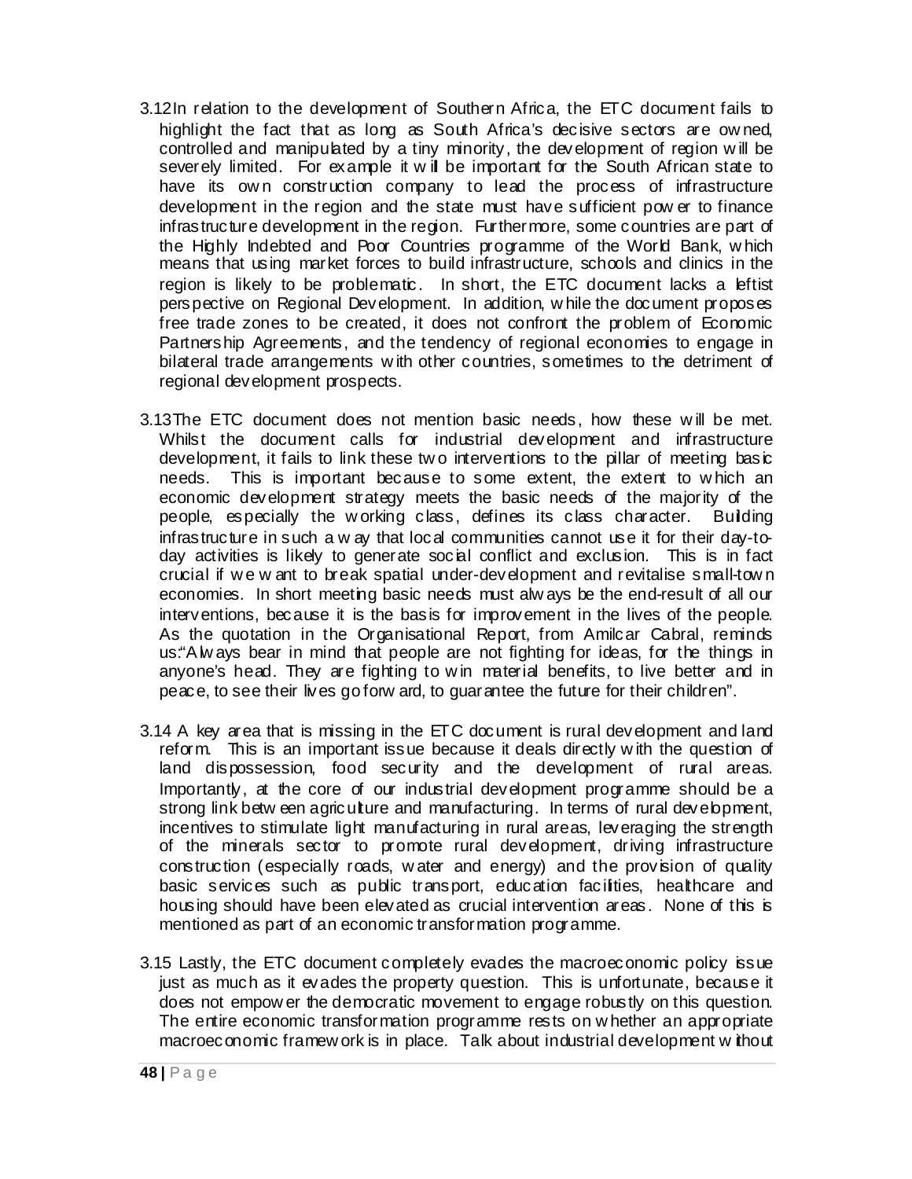3.12 In relation to the development of Southern Africa, the ETC document fails to highlight the fact that as long as South Africa's decisive sectors are owned, controlled and manipulated by a tiny minority, the development of region will be severely limited. For example it will be important for the South African state to have its own construction company to lead the process of infrastructure development in the region and the state must have sufficient power to finance infrastructure development in the region. Furthermore, some countries are part of the Highly Indebted and Poor Countries programme of the World Bank, which means that using market forces to build infrastructure, schools and clinics in the region is likely to be problematic. In short, the ETC document lacks a leftist perspective on Regional Development. In addition, while the document proposes free trade zones to be created, it does not confront the problem of Economic Partnership Agreements, and the tendency of regional economies to engage in bilateral trade arrangements with other countries, sometimes to the detriment of regional development prospects.

3.13 The ETC document does not mention basic needs, how these will be met. Whilst the document calls for industrial development and infrastructure development, it fails to link these two interventions to the pillar of meeting basic needs. This is important because to some extent, the extent to which an economic development strategy meets the basic needs of the majority of the people, especially the working class, defines its class character. Building infrastructure in such a way that local communities cannot use it for their day-to-day activities is likely to generate social conflict and exclusion. This is in fact crucial if we want to break spatial under-development and revitalise small-town economies. In short meeting basic needs must always be the end-result of all our interventions, because it is the basis for improvement in the lives of the people. As the quotation in the Organisational Report, from Amilcar Cabral, reminds us:"Always bear in mind that people are not fighting for ideas, for the things in anyone's head. They are fighting to win material benefits, to live better and in peace, to see their lives go forward, to guarantee the future for their children".

3.14 A key area that is missing in the ETC document is rural development and land reform. This is an important issue because it deals directly with the question of land dispossession, food security and the development of rural areas. Importantly, at the core of our industrial development programme should be a strong link between agriculture and manufacturing. In terms of rural development, incentives to stimulate light manufacturing in rural areas, leveraging the strength of the minerals sector to promote rural development, driving infrastructure construction (especially roads, water and energy) and the provision of quality basic services such as public transport, education facilities, healthcare and housing should have been elevated as crucial intervention areas. None of this is mentioned as part of an economic transformation programme.

3.15 Lastly, the ETC document completely evades the macroeconomic policy issue just as much as it evades the property question. This is unfortunate, because it does not empower the democratic movement to engage robustly on this question. The entire economic transformation programme rests on whether an appropriate macroeconomic framework is in place. Talk about industrial development without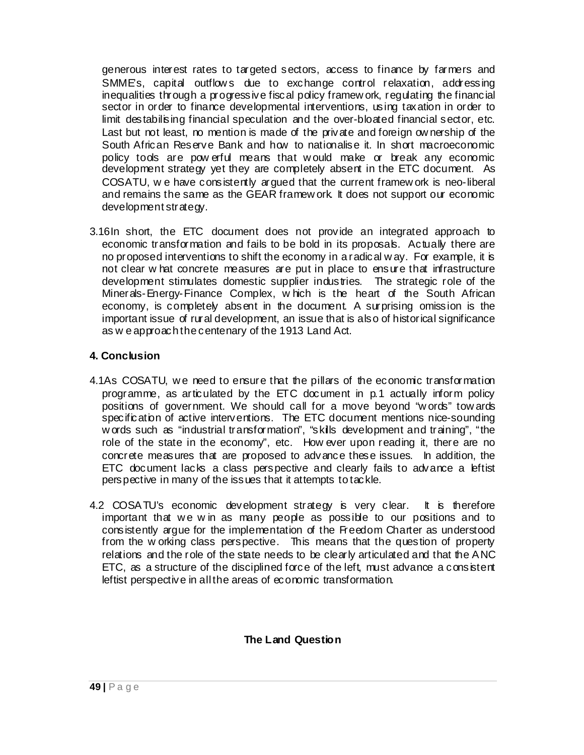generous interest rates to targeted sectors, access to finance by farmers and SMME's, capital outflows due to exchange control relaxation, addressing inequalities through a progressive fiscal policy framework, regulating the financial sector in order to finance developmental interventions, using taxation in order to limit destabilising financial speculation and the over-bloated financial sector, etc. Last but not least, no mention is made of the private and foreign ownership of the South African Reserve Bank and how to nationalise it. In short macroeconomic policy tools are powerful means that would make or break any economic development strategy yet they are completely absent in the ETC document. As COSATU, we have consistently argued that the current framework is neo-liberal and remains the same as the GEAR framework. It does not support our economic development strategy.

3.16 In short, the ETC document does not provide an integrated approach to economic transformation and fails to be bold in its proposals. Actually there are no proposed interventions to shift the economy in a radical way. For example, it is not clear what concrete measures are put in place to ensure that infrastructure development stimulates domestic supplier industries. The strategic role of the Minerals-Energy-Finance Complex, which is the heart of the South African economy, is completely absent in the document. A surprising omission is the important issue of rural development, an issue that is also of historical significance as we approach the centenary of the 1913 Land Act.

## 4. Conclusion

4.1 As COSATU, we need to ensure that the pillars of the economic transformation programme, as articulated by the ETC document in p.1 actually inform policy positions of government. We should call for a move beyond "words" towards specification of active interventions. The ETC document mentions nice-sounding words such as "industrial transformation", "skills development and training", "the role of the state in the economy", etc. However upon reading it, there are no concrete measures that are proposed to advance these issues. In addition, the ETC document lacks a class perspective and clearly fails to advance a leftist perspective in many of the issues that it attempts to tackle.

4.2 COSATU's economic development strategy is very clear. It is therefore important that we win as many people as possible to our positions and to consistently argue for the implementation of the Freedom Charter as understood from the working class perspective. This means that the question of property relations and the role of the state needs to be clearly articulated and that the ANC ETC, as a structure of the disciplined force of the left, must advance a consistent leftist perspective in all the areas of economic transformation.

## The Land Question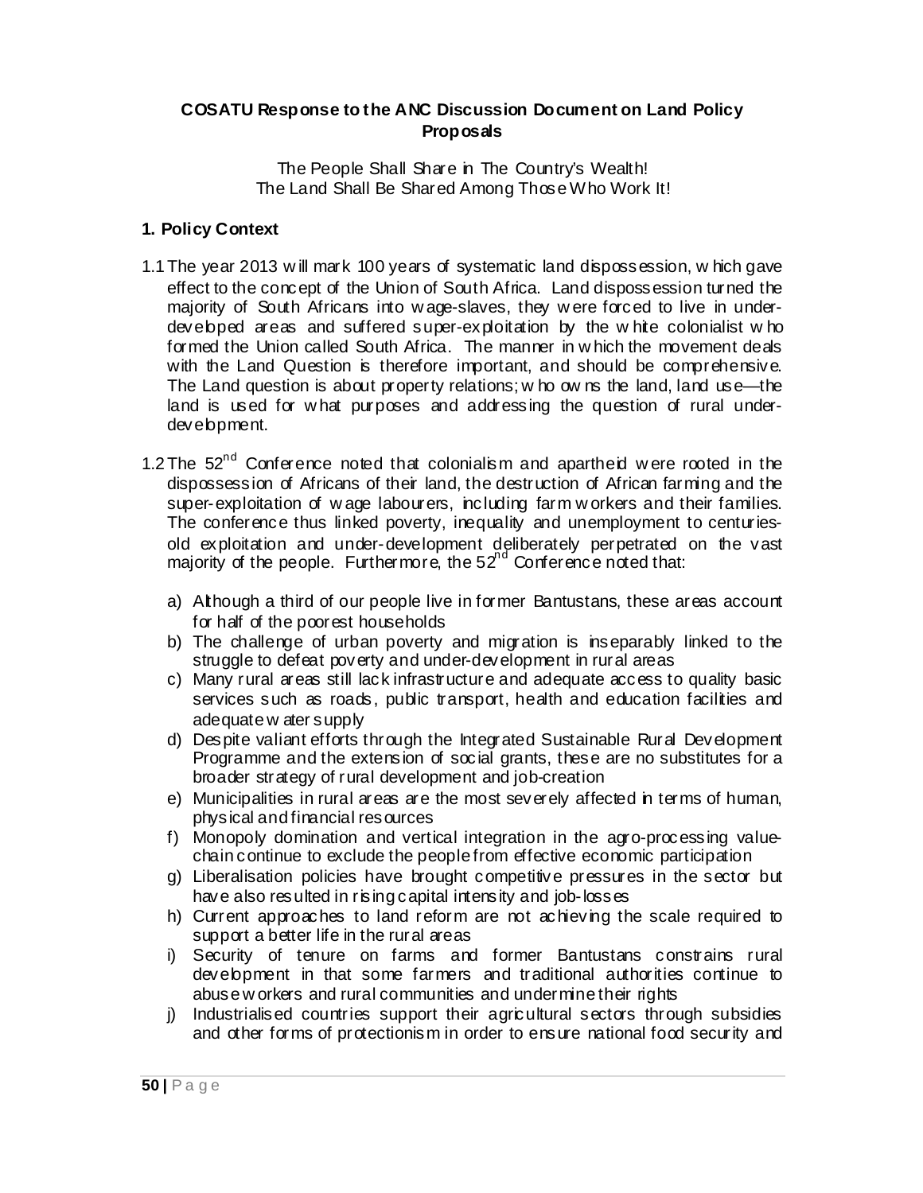**COSATU Response to the ANC Discussion Document on Land Policy Proposals**

The People Shall Share in The Country's Wealth!
The Land Shall Be Shared Among Those Who Work It!

## 1. Policy Context

1.1 The year 2013 will mark 100 years of systematic land dispossession, which gave effect to the concept of the Union of South Africa. Land dispossession turned the majority of South Africans into wage-slaves, they were forced to live in under-developed areas and suffered super-exploitation by the white colonialist who formed the Union called South Africa. The manner in which the movement deals with the Land Question is therefore important, and should be comprehensive. The Land question is about property relations; who owns the land, land use—the land is used for what purposes and addressing the question of rural under-development.

1.2 The 52[nd] Conference noted that colonialism and apartheid were rooted in the dispossession of Africans of their land, the destruction of African farming and the super-exploitation of wage labourers, including farm workers and their families. The conference thus linked poverty, inequality and unemployment to centuries-old exploitation and under-development deliberately perpetrated on the vast majority of the people. Furthermore, the 52[nd] Conference noted that:

a) Although a third of our people live in former Bantustans, these areas account for half of the poorest households
b) The challenge of urban poverty and migration is inseparably linked to the struggle to defeat poverty and under-development in rural areas
c) Many rural areas still lack infrastructure and adequate access to quality basic services such as roads, public transport, health and education facilities and adequate water supply
d) Despite valiant efforts through the Integrated Sustainable Rural Development Programme and the extension of social grants, these are no substitutes for a broader strategy of rural development and job-creation
e) Municipalities in rural areas are the most severely affected in terms of human, physical and financial resources
f) Monopoly domination and vertical integration in the agro-processing value-chain continue to exclude the people from effective economic participation
g) Liberalisation policies have brought competitive pressures in the sector but have also resulted in rising capital intensity and job-losses
h) Current approaches to land reform are not achieving the scale required to support a better life in the rural areas
i) Security of tenure on farms and former Bantustans constrains rural development in that some farmers and traditional authorities continue to abuse workers and rural communities and undermine their rights
j) Industrialised countries support their agricultural sectors through subsidies and other forms of protectionism in order to ensure national food security and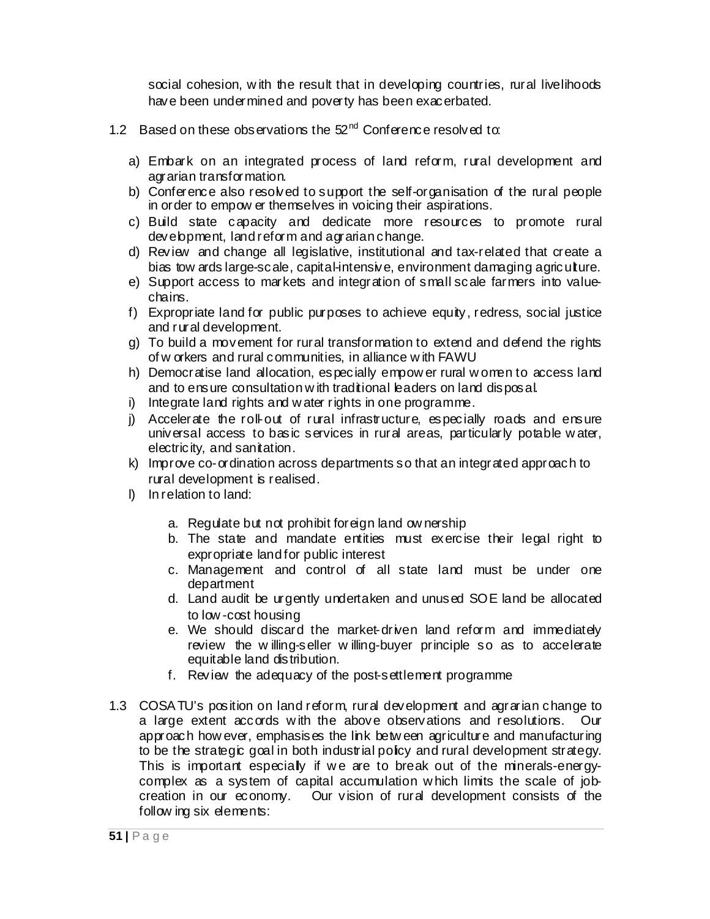social cohesion, with the result that in developing countries, rural livelihoods have been undermined and poverty has been exacerbated.

1.2 Based on these observations the 52nd Conference resolved to:

a) Embark on an integrated process of land reform, rural development and agrarian transformation.
b) Conference also resolved to support the self-organisation of the rural people in order to empower themselves in voicing their aspirations.
c) Build state capacity and dedicate more resources to promote rural development, land reform and agrarian change.
d) Review and change all legislative, institutional and tax-related that create a bias towards large-scale, capital-intensive, environment damaging agriculture.
e) Support access to markets and integration of small scale farmers into value-chains.
f) Expropriate land for public purposes to achieve equity, redress, social justice and rural development.
g) To build a movement for rural transformation to extend and defend the rights of workers and rural communities, in alliance with FAWU
h) Democratise land allocation, especially empower rural women to access land and to ensure consultation with traditional leaders on land disposal.
i) Integrate land rights and water rights in one programme.
j) Accelerate the roll-out of rural infrastructure, especially roads and ensure universal access to basic services in rural areas, particularly potable water, electricity, and sanitation.
k) Improve co-ordination across departments so that an integrated approach to rural development is realised.
l) In relation to land:

   a. Regulate but not prohibit foreign land ownership
   b. The state and mandate entities must exercise their legal right to expropriate land for public interest
   c. Management and control of all state land must be under one department
   d. Land audit be urgently undertaken and unused SOE land be allocated to low-cost housing
   e. We should discard the market-driven land reform and immediately review the willing-seller willing-buyer principle so as to accelerate equitable land distribution.
   f. Review the adequacy of the post-settlement programme

1.3 COSATU's position on land reform, rural development and agrarian change to a large extent accords with the above observations and resolutions. Our approach however, emphasises the link between agriculture and manufacturing to be the strategic goal in both industrial policy and rural development strategy. This is important especially if we are to break out of the minerals-energy-complex as a system of capital accumulation which limits the scale of job-creation in our economy. Our vision of rural development consists of the following six elements: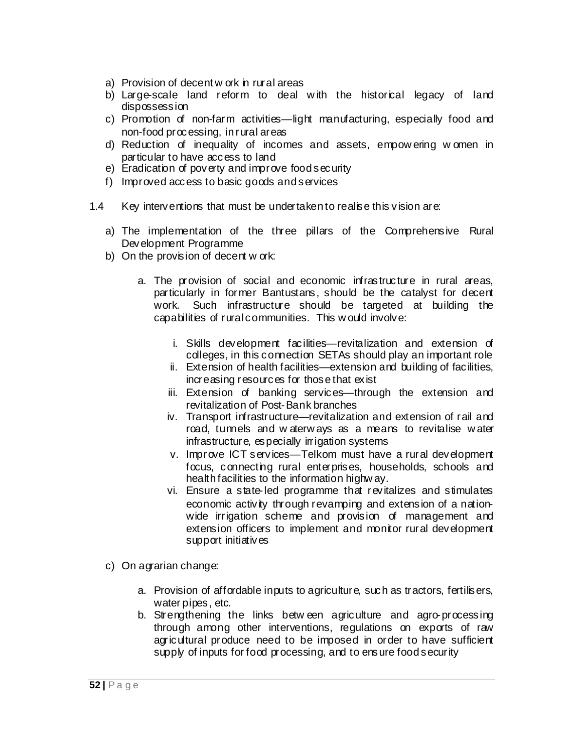a) Provision of decent work in rural areas
b) Large-scale land reform to deal with the historical legacy of land dispossession
c) Promotion of non-farm activities—light manufacturing, especially food and non-food processing, in rural areas
d) Reduction of inequality of incomes and assets, empowering women in particular to have access to land
e) Eradication of poverty and improve food security
f) Improved access to basic goods and services

1.4 Key interventions that must be undertaken to realise this vision are:

a) The implementation of the three pillars of the Comprehensive Rural Development Programme
b) On the provision of decent work:

    a. The provision of social and economic infrastructure in rural areas, particularly in former Bantustans, should be the catalyst for decent work. Such infrastructure should be targeted at building the capabilities of rural communities. This would involve:

        i. Skills development facilities—revitalization and extension of colleges, in this connection SETAs should play an important role
        ii. Extension of health facilities—extension and building of facilities, increasing resources for those that exist
        iii. Extension of banking services—through the extension and revitalization of Post-Bank branches
        iv. Transport infrastructure—revitalization and extension of rail and road, tunnels and waterways as a means to revitalise water infrastructure, especially irrigation systems
        v. Improve ICT services—Telkom must have a rural development focus, connecting rural enterprises, households, schools and health facilities to the information highway.
        vi. Ensure a state-led programme that revitalizes and stimulates economic activity through revamping and extension of a nation-wide irrigation scheme and provision of management and extension officers to implement and monitor rural development support initiatives

c) On agrarian change:

    a. Provision of affordable inputs to agriculture, such as tractors, fertilisers, water pipes, etc.
    b. Strengthening the links between agriculture and agro-processing through among other interventions, regulations on exports of raw agricultural produce need to be imposed in order to have sufficient supply of inputs for food processing, and to ensure food security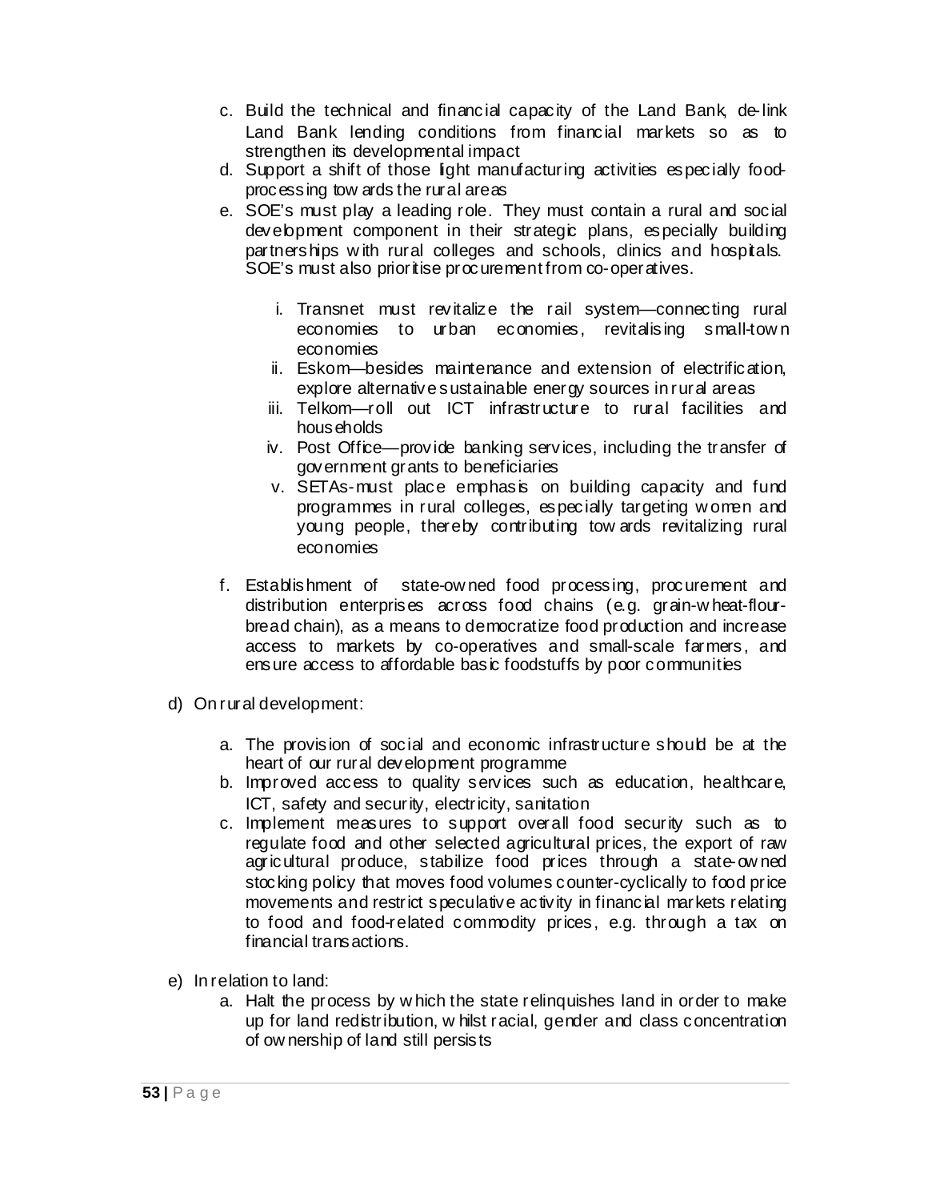c. Build the technical and financial capacity of the Land Bank, de-link Land Bank lending conditions from financial markets so as to strengthen its developmental impact
d. Support a shift of those light manufacturing activities especially food-processing towards the rural areas
e. SOE's must play a leading role. They must contain a rural and social development component in their strategic plans, especially building partnerships with rural colleges and schools, clinics and hospitals. SOE's must also prioritise procurement from co-operatives.

   i. Transnet must revitalize the rail system—connecting rural economies to urban economies, revitalising small-town economies
   ii. Eskom—besides maintenance and extension of electrification, explore alternative sustainable energy sources in rural areas
   iii. Telkom—roll out ICT infrastructure to rural facilities and households
   iv. Post Office—provide banking services, including the transfer of government grants to beneficiaries
   v. SETAs-must place emphasis on building capacity and fund programmes in rural colleges, especially targeting women and young people, thereby contributing towards revitalizing rural economies

f. Establishment of state-owned food processing, procurement and distribution enterprises across food chains (e.g. grain-wheat-flour-bread chain), as a means to democratize food production and increase access to markets by co-operatives and small-scale farmers, and ensure access to affordable basic foodstuffs by poor communities

d) On rural development:

   a. The provision of social and economic infrastructure should be at the heart of our rural development programme
   b. Improved access to quality services such as education, healthcare, ICT, safety and security, electricity, sanitation
   c. Implement measures to support overall food security such as to regulate food and other selected agricultural prices, the export of raw agricultural produce, stabilize food prices through a state-owned stocking policy that moves food volumes counter-cyclically to food price movements and restrict speculative activity in financial markets relating to food and food-related commodity prices, e.g. through a tax on financial transactions.

e) In relation to land:
   a. Halt the process by which the state relinquishes land in order to make up for land redistribution, whilst racial, gender and class concentration of ownership of land still persists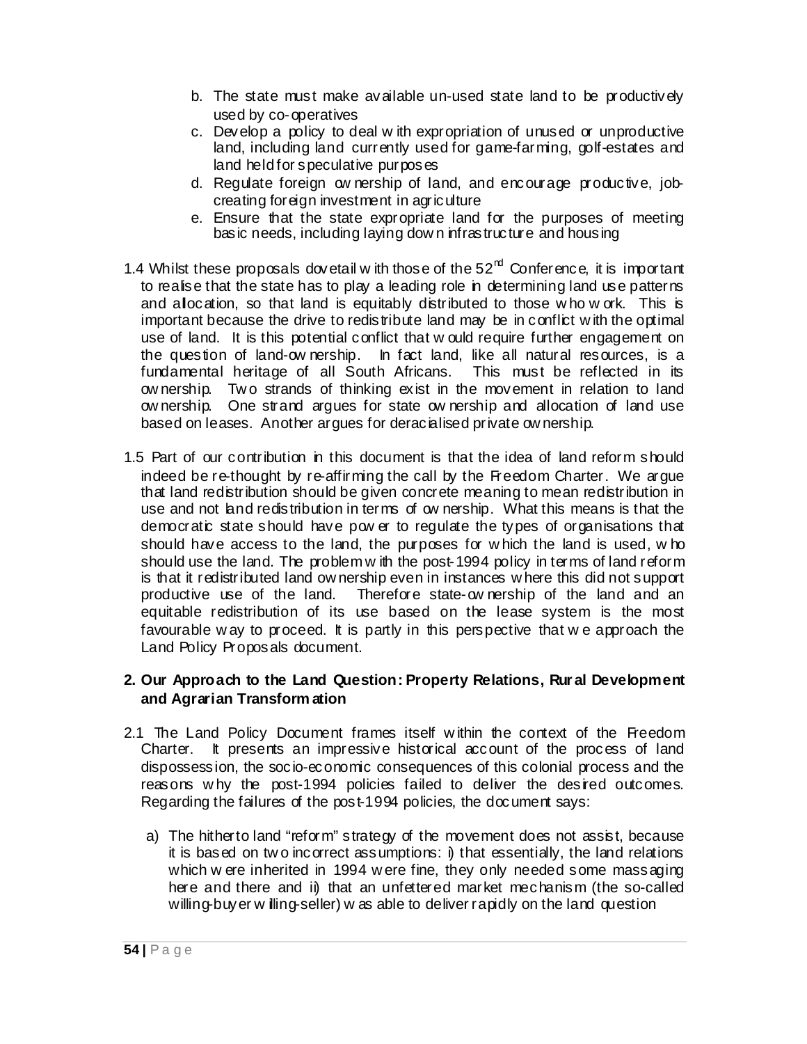b. The state must make available un-used state land to be productively used by co-operatives
c. Develop a policy to deal with expropriation of unused or unproductive land, including land currently used for game-farming, golf-estates and land held for speculative purposes
d. Regulate foreign ownership of land, and encourage productive, job-creating foreign investment in agriculture
e. Ensure that the state expropriate land for the purposes of meeting basic needs, including laying down infrastructure and housing

1.4 Whilst these proposals dovetail with those of the 52nd Conference, it is important to realise that the state has to play a leading role in determining land use patterns and allocation, so that land is equitably distributed to those who work. This is important because the drive to redistribute land may be in conflict with the optimal use of land. It is this potential conflict that would require further engagement on the question of land-ownership. In fact land, like all natural resources, is a fundamental heritage of all South Africans. This must be reflected in its ownership. Two strands of thinking exist in the movement in relation to land ownership. One strand argues for state ownership and allocation of land use based on leases. Another argues for deracialised private ownership.

1.5 Part of our contribution in this document is that the idea of land reform should indeed be re-thought by re-affirming the call by the Freedom Charter. We argue that land redistribution should be given concrete meaning to mean redistribution in use and not land redistribution in terms of ownership. What this means is that the democratic state should have power to regulate the types of organisations that should have access to the land, the purposes for which the land is used, who should use the land. The problem with the post-1994 policy in terms of land reform is that it redistributed land ownership even in instances where this did not support productive use of the land. Therefore state-ownership of the land and an equitable redistribution of its use based on the lease system is the most favourable way to proceed. It is partly in this perspective that we approach the Land Policy Proposals document.

## 2. Our Approach to the Land Question: Property Relations, Rural Development and Agrarian Transformation

2.1 The Land Policy Document frames itself within the context of the Freedom Charter. It presents an impressive historical account of the process of land dispossession, the socio-economic consequences of this colonial process and the reasons why the post-1994 policies failed to deliver the desired outcomes. Regarding the failures of the post-1994 policies, the document says:

a) The hitherto land "reform" strategy of the movement does not assist, because it is based on two incorrect assumptions: i) that essentially, the land relations which were inherited in 1994 were fine, they only needed some massaging here and there and ii) that an unfettered market mechanism (the so-called willing-buyer willing-seller) was able to deliver rapidly on the land question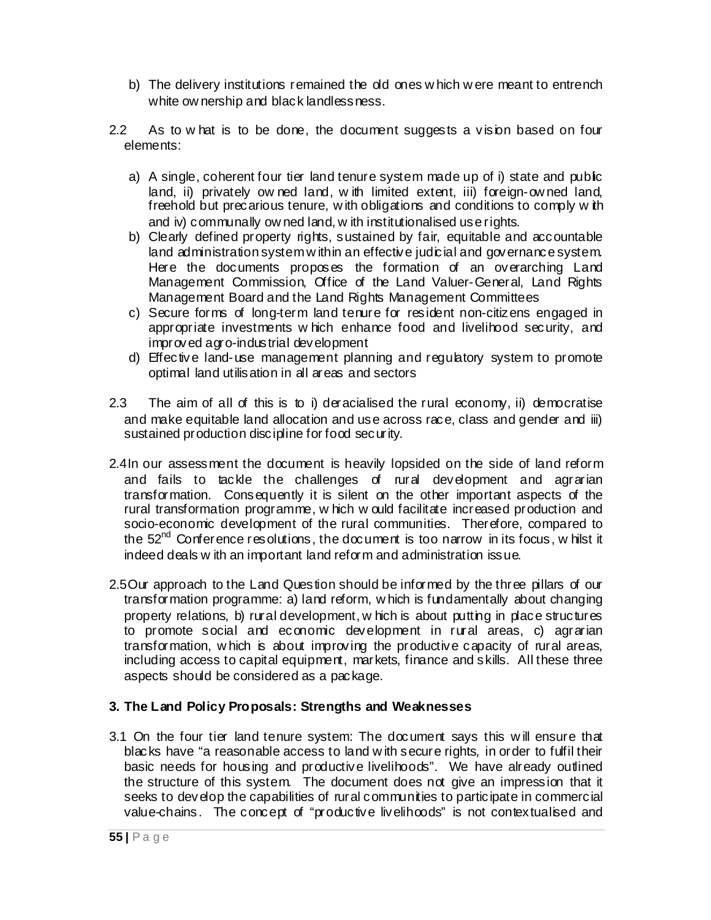b) The delivery institutions remained the old ones which were meant to entrench white ownership and black landlessness.

2.2 As to what is to be done, the document suggests a vision based on four elements:

a) A single, coherent four tier land tenure system made up of i) state and public land, ii) privately owned land, with limited extent, iii) foreign-owned land, freehold but precarious tenure, with obligations and conditions to comply with and iv) communally owned land, with institutionalised use rights.
b) Clearly defined property rights, sustained by fair, equitable and accountable land administration system within an effective judicial and governance system. Here the documents proposes the formation of an overarching Land Management Commission, Office of the Land Valuer-General, Land Rights Management Board and the Land Rights Management Committees
c) Secure forms of long-term land tenure for resident non-citizens engaged in appropriate investments which enhance food and livelihood security, and improved agro-industrial development
d) Effective land-use management planning and regulatory system to promote optimal land utilisation in all areas and sectors

2.3 The aim of all of this is to i) deracialised the rural economy, ii) democratise and make equitable land allocation and use across race, class and gender and iii) sustained production discipline for food security.

2.4 In our assessment the document is heavily lopsided on the side of land reform and fails to tackle the challenges of rural development and agrarian transformation. Consequently it is silent on the other important aspects of the rural transformation programme, which would facilitate increased production and socio-economic development of the rural communities. Therefore, compared to the 52nd Conference resolutions, the document is too narrow in its focus, whilst it indeed deals with an important land reform and administration issue.

2.5 Our approach to the Land Question should be informed by the three pillars of our transformation programme: a) land reform, which is fundamentally about changing property relations, b) rural development, which is about putting in place structures to promote social and economic development in rural areas, c) agrarian transformation, which is about improving the productive capacity of rural areas, including access to capital equipment, markets, finance and skills. All these three aspects should be considered as a package.

### 3. The Land Policy Proposals: Strengths and Weaknesses

3.1 On the four tier land tenure system: The document says this will ensure that blacks have "a reasonable access to land with secure rights, in order to fulfil their basic needs for housing and productive livelihoods". We have already outlined the structure of this system. The document does not give an impression that it seeks to develop the capabilities of rural communities to participate in commercial value-chains. The concept of "productive livelihoods" is not contextualised and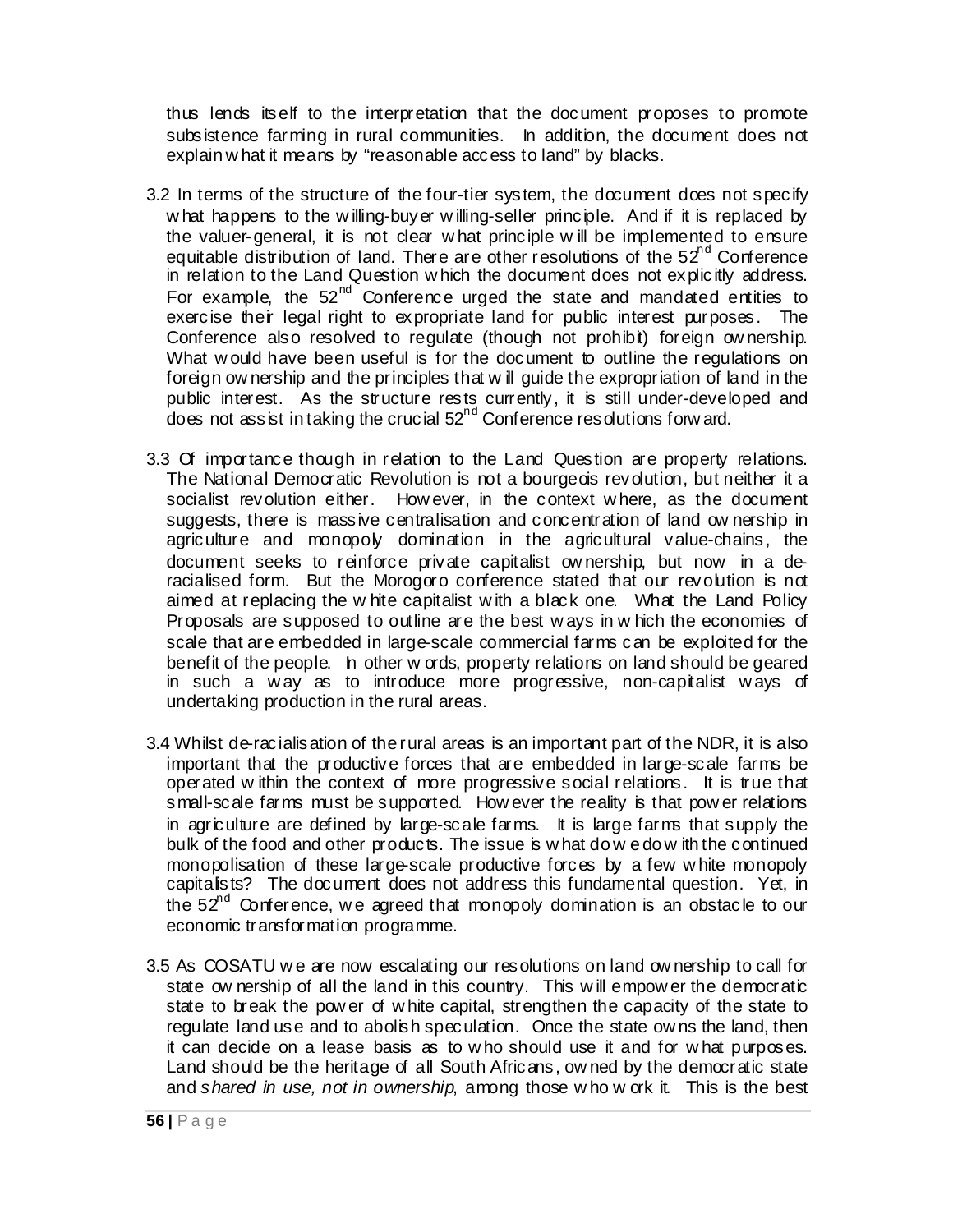thus lends itself to the interpretation that the document proposes to promote subsistence farming in rural communities. In addition, the document does not explain what it means by "reasonable access to land" by blacks.

3.2 In terms of the structure of the four-tier system, the document does not specify what happens to the willing-buyer willing-seller principle. And if it is replaced by the valuer-general, it is not clear what principle will be implemented to ensure equitable distribution of land. There are other resolutions of the 52nd Conference in relation to the Land Question which the document does not explicitly address. For example, the 52nd Conference urged the state and mandated entities to exercise their legal right to expropriate land for public interest purposes. The Conference also resolved to regulate (though not prohibit) foreign ownership. What would have been useful is for the document to outline the regulations on foreign ownership and the principles that will guide the expropriation of land in the public interest. As the structure rests currently, it is still under-developed and does not assist in taking the crucial 52nd Conference resolutions forward.

3.3 Of importance though in relation to the Land Question are property relations. The National Democratic Revolution is not a bourgeois revolution, but neither it a socialist revolution either. However, in the context where, as the document suggests, there is massive centralisation and concentration of land ownership in agriculture and monopoly domination in the agricultural value-chains, the document seeks to reinforce private capitalist ownership, but now in a de-racialised form. But the Morogoro conference stated that our revolution is not aimed at replacing the white capitalist with a black one. What the Land Policy Proposals are supposed to outline are the best ways in which the economies of scale that are embedded in large-scale commercial farms can be exploited for the benefit of the people. In other words, property relations on land should be geared in such a way as to introduce more progressive, non-capitalist ways of undertaking production in the rural areas.

3.4 Whilst de-racialisation of the rural areas is an important part of the NDR, it is also important that the productive forces that are embedded in large-scale farms be operated within the context of more progressive social relations. It is true that small-scale farms must be supported. However the reality is that power relations in agriculture are defined by large-scale farms. It is large farms that supply the bulk of the food and other products. The issue is what do we do with the continued monopolisation of these large-scale productive forces by a few white monopoly capitalists? The document does not address this fundamental question. Yet, in the 52nd Conference, we agreed that monopoly domination is an obstacle to our economic transformation programme.

3.5 As COSATU we are now escalating our resolutions on land ownership to call for state ownership of all the land in this country. This will empower the democratic state to break the power of white capital, strengthen the capacity of the state to regulate land use and to abolish speculation. Once the state owns the land, then it can decide on a lease basis as to who should use it and for what purposes. Land should be the heritage of all South Africans, owned by the democratic state and *shared in use, not in ownership*, among those who work it. This is the best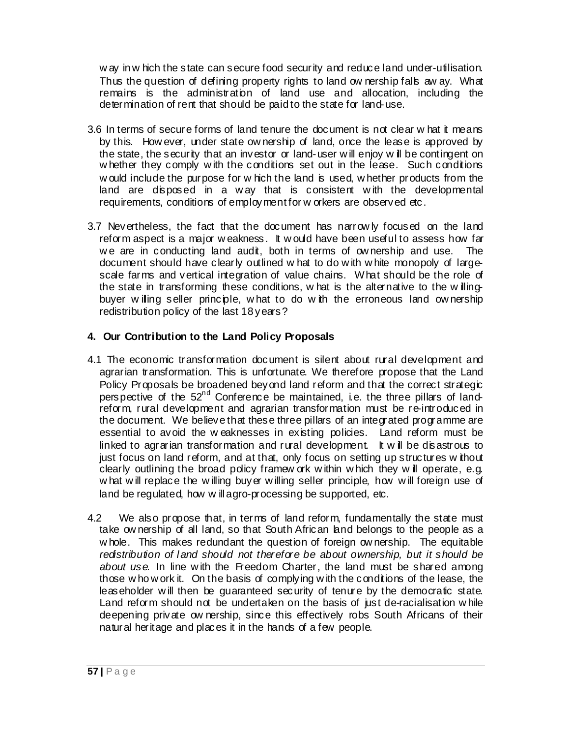way in which the state can secure food security and reduce land under-utilisation. Thus the question of defining property rights to land ownership falls away. What remains is the administration of land use and allocation, including the determination of rent that should be paid to the state for land-use.

3.6 In terms of secure forms of land tenure the document is not clear what it means by this. However, under state ownership of land, once the lease is approved by the state, the security that an investor or land-user will enjoy will be contingent on whether they comply with the conditions set out in the lease. Such conditions would include the purpose for which the land is used, whether products from the land are disposed in a way that is consistent with the developmental requirements, conditions of employment for workers are observed etc.

3.7 Nevertheless, the fact that the document has narrowly focused on the land reform aspect is a major weakness. It would have been useful to assess how far we are in conducting land audit, both in terms of ownership and use. The document should have clearly outlined what to do with white monopoly of large-scale farms and vertical integration of value chains. What should be the role of the state in transforming these conditions, what is the alternative to the willing-buyer willing seller principle, what to do with the erroneous land ownership redistribution policy of the last 18 years?

## 4. Our Contribution to the Land Policy Proposals

4.1 The economic transformation document is silent about rural development and agrarian transformation. This is unfortunate. We therefore propose that the Land Policy Proposals be broadened beyond land reform and that the correct strategic perspective of the 52nd Conference be maintained, i.e. the three pillars of land-reform, rural development and agrarian transformation must be re-introduced in the document. We believe that these three pillars of an integrated programme are essential to avoid the weaknesses in existing policies. Land reform must be linked to agrarian transformation and rural development. It will be disastrous to just focus on land reform, and at that, only focus on setting up structures without clearly outlining the broad policy framework within which they will operate, e.g. what will replace the willing buyer willing seller principle, how will foreign use of land be regulated, how will agro-processing be supported, etc.

4.2 We also propose that, in terms of land reform, fundamentally the state must take ownership of all land, so that South African land belongs to the people as a whole. This makes redundant the question of foreign ownership. The equitable *redistribution of land should not therefore be about ownership, but it should be about use*. In line with the Freedom Charter, the land must be shared among those who work it. On the basis of complying with the conditions of the lease, the leaseholder will then be guaranteed security of tenure by the democratic state. Land reform should not be undertaken on the basis of just de-racialisation while deepening private ownership, since this effectively robs South Africans of their natural heritage and places it in the hands of a few people.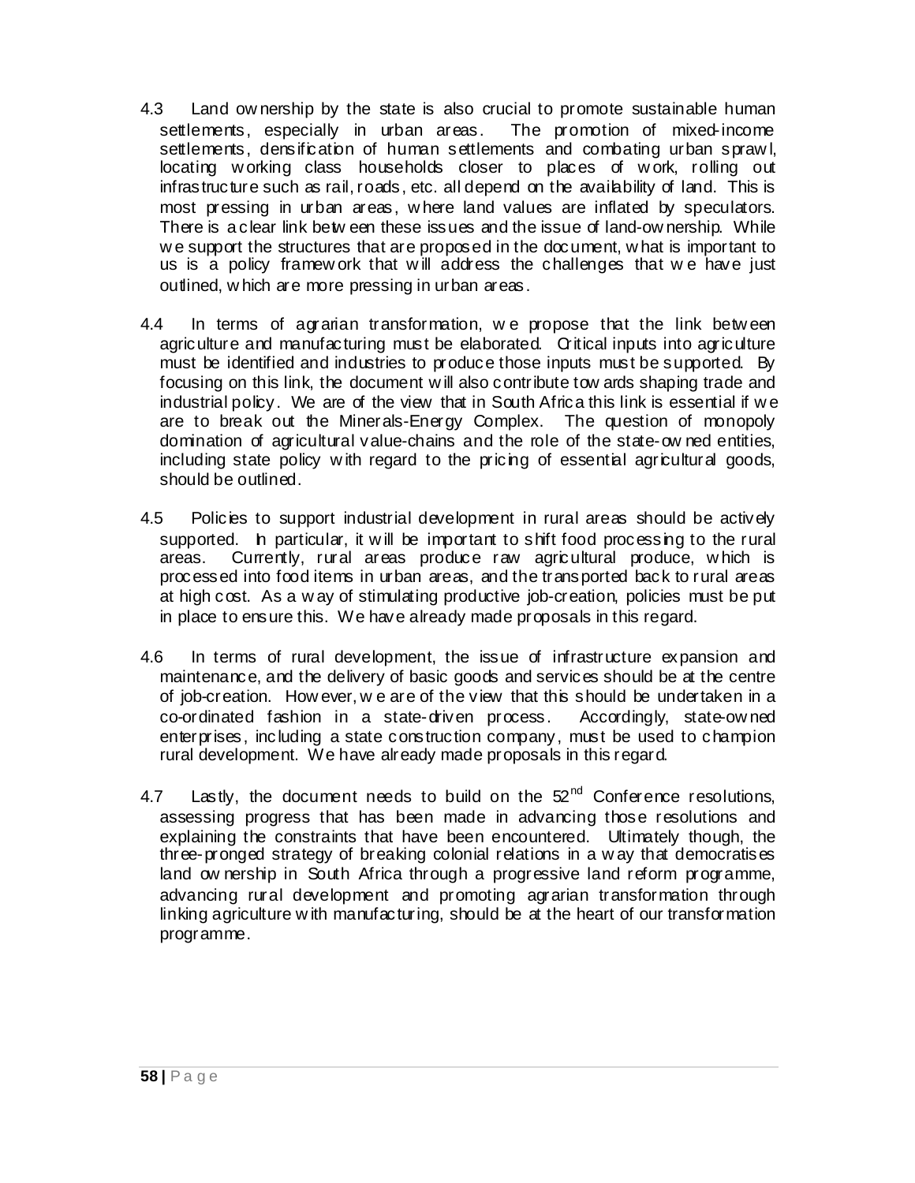4.3 Land ownership by the state is also crucial to promote sustainable human settlements, especially in urban areas. The promotion of mixed-income settlements, densification of human settlements and combating urban sprawl, locating working class households closer to places of work, rolling out infrastructure such as rail, roads, etc. all depend on the availability of land. This is most pressing in urban areas, where land values are inflated by speculators. There is a clear link between these issues and the issue of land-ownership. While we support the structures that are proposed in the document, what is important to us is a policy framework that will address the challenges that we have just outlined, which are more pressing in urban areas.

4.4 In terms of agrarian transformation, we propose that the link between agriculture and manufacturing must be elaborated. Critical inputs into agriculture must be identified and industries to produce those inputs must be supported. By focusing on this link, the document will also contribute towards shaping trade and industrial policy. We are of the view that in South Africa this link is essential if we are to break out the Minerals-Energy Complex. The question of monopoly domination of agricultural value-chains and the role of the state-owned entities, including state policy with regard to the pricing of essential agricultural goods, should be outlined.

4.5 Policies to support industrial development in rural areas should be actively supported. In particular, it will be important to shift food processing to the rural areas. Currently, rural areas produce raw agricultural produce, which is processed into food items in urban areas, and the transported back to rural areas at high cost. As a way of stimulating productive job-creation, policies must be put in place to ensure this. We have already made proposals in this regard.

4.6 In terms of rural development, the issue of infrastructure expansion and maintenance, and the delivery of basic goods and services should be at the centre of job-creation. However, we are of the view that this should be undertaken in a co-ordinated fashion in a state-driven process. Accordingly, state-owned enterprises, including a state construction company, must be used to champion rural development. We have already made proposals in this regard.

4.7 Lastly, the document needs to build on the 52nd Conference resolutions, assessing progress that has been made in advancing those resolutions and explaining the constraints that have been encountered. Ultimately though, the three-pronged strategy of breaking colonial relations in a way that democratises land ownership in South Africa through a progressive land reform programme, advancing rural development and promoting agrarian transformation through linking agriculture with manufacturing, should be at the heart of our transformation programme.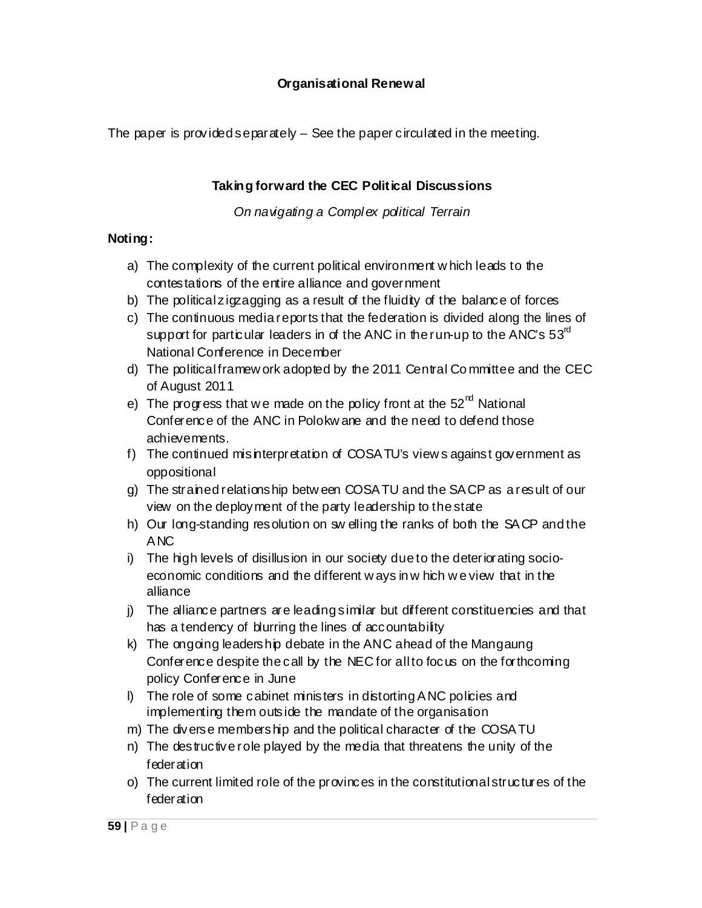**Organisational Renewal**

The paper is provided separately – See the paper circulated in the meeting.

**Taking forward the CEC Political Discussions**

*On navigating a Complex political Terrain*

**Noting:**

a) The complexity of the current political environment which leads to the contestations of the entire alliance and government
b) The political zigzagging as a result of the fluidity of the balance of forces
c) The continuous media reports that the federation is divided along the lines of support for particular leaders in of the ANC in the run-up to the ANC's 53rd National Conference in December
d) The political framework adopted by the 2011 Central Committee and the CEC of August 2011
e) The progress that we made on the policy front at the 52nd National Conference of the ANC in Polokwane and the need to defend those achievements.
f) The continued misinterpretation of COSATU's views against government as oppositional
g) The strained relationship between COSATU and the SACP as a result of our view on the deployment of the party leadership to the state
h) Our long-standing resolution on swelling the ranks of both the SACP and the ANC
i) The high levels of disillusion in our society due to the deteriorating socio-economic conditions and the different ways in which we view that in the alliance
j) The alliance partners are leading similar but different constituencies and that has a tendency of blurring the lines of accountability
k) The ongoing leadership debate in the ANC ahead of the Mangaung Conference despite the call by the NEC for all to focus on the forthcoming policy Conference in June
l) The role of some cabinet ministers in distorting ANC policies and implementing them outside the mandate of the organisation
m) The diverse membership and the political character of the COSATU
n) The destructive role played by the media that threatens the unity of the federation
o) The current limited role of the provinces in the constitutional structures of the federation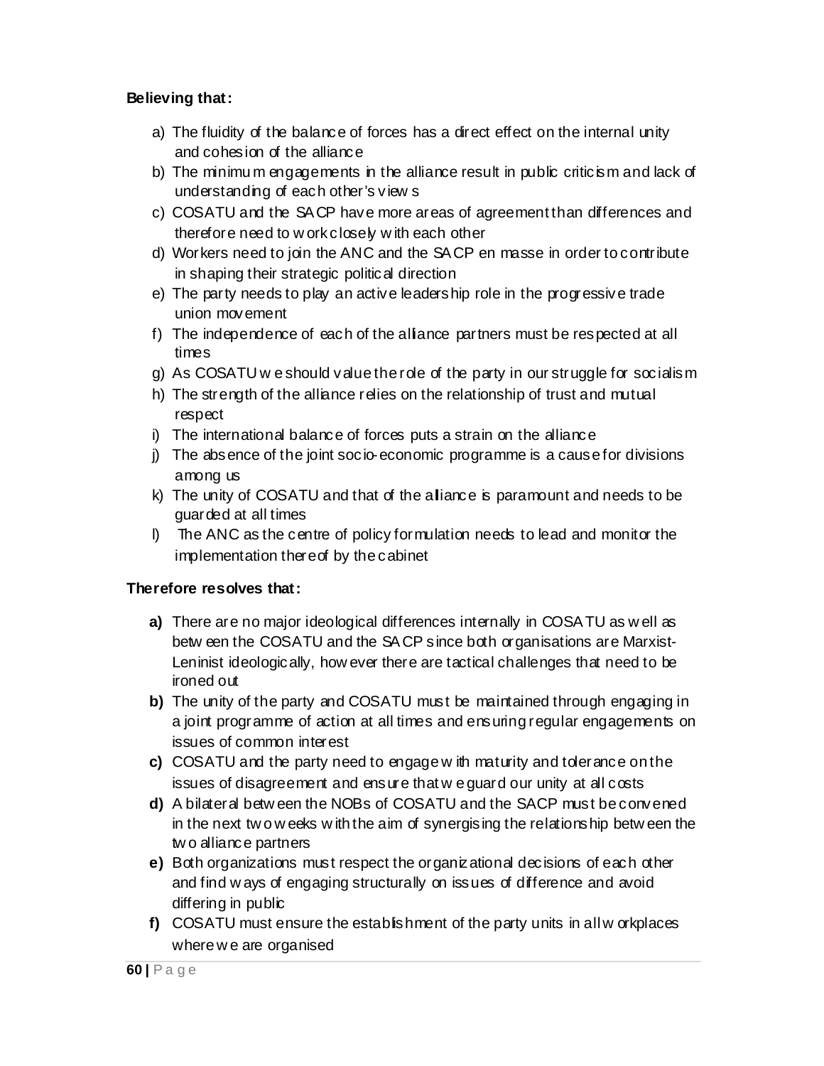**Believing that:**

a) The fluidity of the balance of forces has a direct effect on the internal unity and cohesion of the alliance
b) The minimum engagements in the alliance result in public criticism and lack of understanding of each other's views
c) COSATU and the SACP have more areas of agreement than differences and therefore need to work closely with each other
d) Workers need to join the ANC and the SACP en masse in order to contribute in shaping their strategic political direction
e) The party needs to play an active leadership role in the progressive trade union movement
f) The independence of each of the alliance partners must be respected at all times
g) As COSATU we should value the role of the party in our struggle for socialism
h) The strength of the alliance relies on the relationship of trust and mutual respect
i) The international balance of forces puts a strain on the alliance
j) The absence of the joint socio-economic programme is a cause for divisions among us
k) The unity of COSATU and that of the alliance is paramount and needs to be guarded at all times
l) The ANC as the centre of policy formulation needs to lead and monitor the implementation thereof by the cabinet

**Therefore resolves that:**

**a)** There are no major ideological differences internally in COSATU as well as between the COSATU and the SACP since both organisations are Marxist-Leninist ideologically, however there are tactical challenges that need to be ironed out
**b)** The unity of the party and COSATU must be maintained through engaging in a joint programme of action at all times and ensuring regular engagements on issues of common interest
**c)** COSATU and the party need to engage with maturity and tolerance on the issues of disagreement and ensure that we guard our unity at all costs
**d)** A bilateral between the NOBs of COSATU and the SACP must be convened in the next two weeks with the aim of synergising the relationship between the two alliance partners
**e)** Both organizations must respect the organizational decisions of each other and find ways of engaging structurally on issues of difference and avoid differing in public
**f)** COSATU must ensure the establishment of the party units in all workplaces where we are organised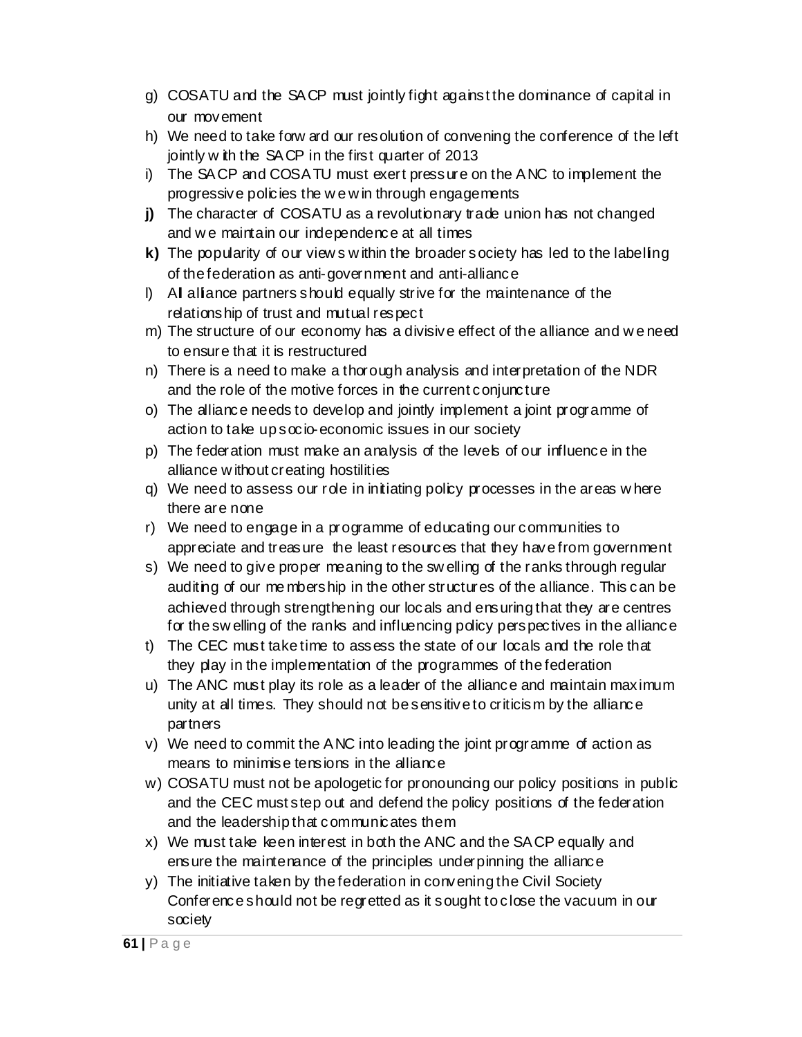g) COSATU and the SACP must jointly fight against the dominance of capital in our movement
h) We need to take forward our resolution of convening the conference of the left jointly with the SACP in the first quarter of 2013
i) The SACP and COSATU must exert pressure on the ANC to implement the progressive policies the we win through engagements
**j)** The character of COSATU as a revolutionary trade union has not changed and we maintain our independence at all times
**k)** The popularity of our views within the broader society has led to the labelling of the federation as anti-government and anti-alliance
l) All alliance partners should equally strive for the maintenance of the relationship of trust and mutual respect
m) The structure of our economy has a divisive effect of the alliance and we need to ensure that it is restructured
n) There is a need to make a thorough analysis and interpretation of the NDR and the role of the motive forces in the current conjuncture
o) The alliance needs to develop and jointly implement a joint programme of action to take up socio-economic issues in our society
p) The federation must make an analysis of the levels of our influence in the alliance without creating hostilities
q) We need to assess our role in initiating policy processes in the areas where there are none
r) We need to engage in a programme of educating our communities to appreciate and treasure the least resources that they have from government
s) We need to give proper meaning to the swelling of the ranks through regular auditing of our membership in the other structures of the alliance. This can be achieved through strengthening our locals and ensuring that they are centres for the swelling of the ranks and influencing policy perspectives in the alliance
t) The CEC must take time to assess the state of our locals and the role that they play in the implementation of the programmes of the federation
u) The ANC must play its role as a leader of the alliance and maintain maximum unity at all times. They should not be sensitive to criticism by the alliance partners
v) We need to commit the ANC into leading the joint programme of action as means to minimise tensions in the alliance
w) COSATU must not be apologetic for pronouncing our policy positions in public and the CEC must step out and defend the policy positions of the federation and the leadership that communicates them
x) We must take keen interest in both the ANC and the SACP equally and ensure the maintenance of the principles underpinning the alliance
y) The initiative taken by the federation in convening the Civil Society Conference should not be regretted as it sought to close the vacuum in our society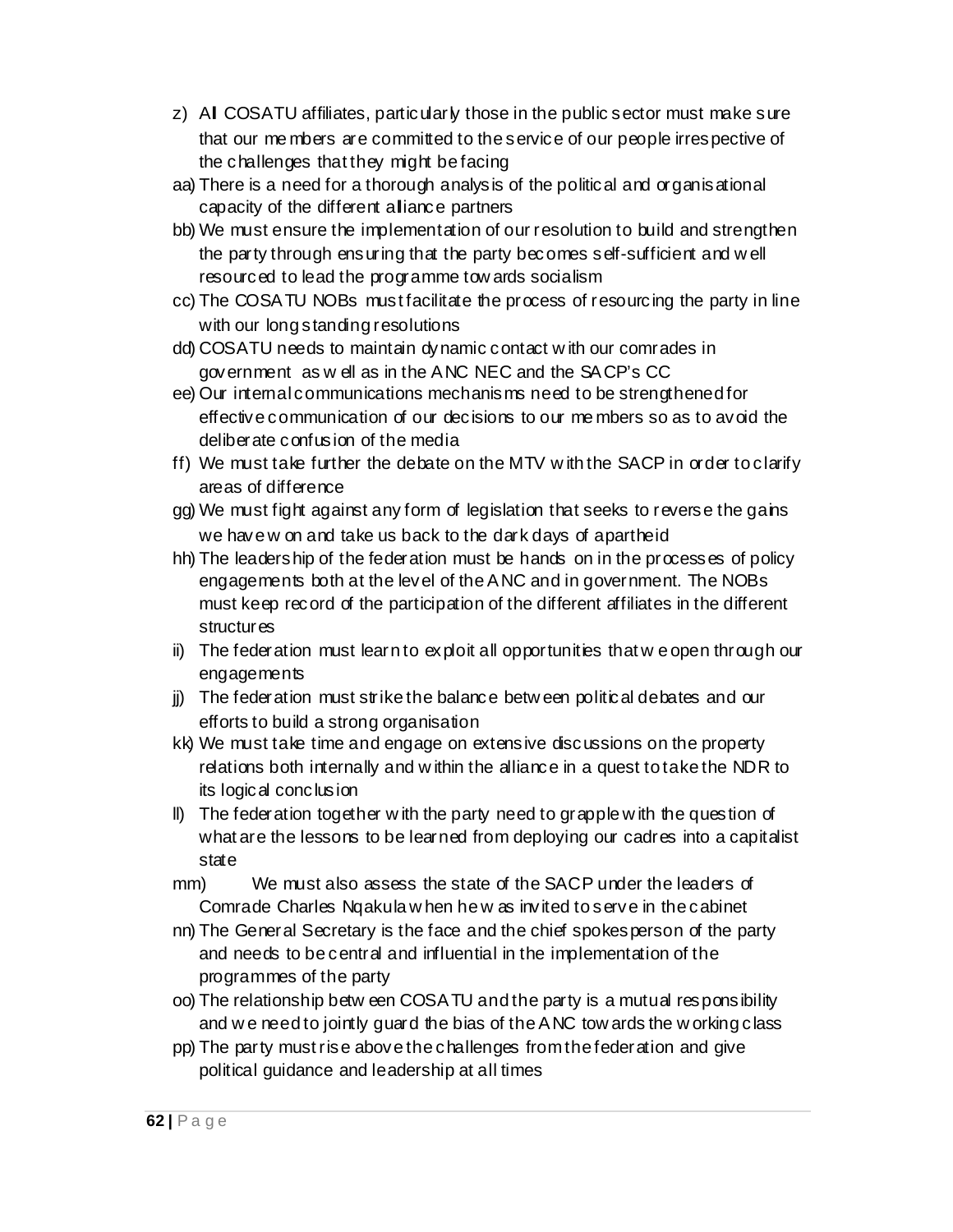z) All COSATU affiliates, particularly those in the public sector must make sure that our members are committed to the service of our people irrespective of the challenges that they might be facing

aa) There is a need for a thorough analysis of the political and organisational capacity of the different alliance partners

bb) We must ensure the implementation of our resolution to build and strengthen the party through ensuring that the party becomes self-sufficient and well resourced to lead the programme towards socialism

cc) The COSATU NOBs must facilitate the process of resourcing the party in line with our long standing resolutions

dd) COSATU needs to maintain dynamic contact with our comrades in government as well as in the ANC NEC and the SACP's CC

ee) Our internal communications mechanisms need to be strengthened for effective communication of our decisions to our members so as to avoid the deliberate confusion of the media

ff) We must take further the debate on the MTV with the SACP in order to clarify areas of difference

gg) We must fight against any form of legislation that seeks to reverse the gains we have won and take us back to the dark days of apartheid

hh) The leadership of the federation must be hands on in the processes of policy engagements both at the level of the ANC and in government. The NOBs must keep record of the participation of the different affiliates in the different structures

ii) The federation must learn to exploit all opportunities that we open through our engagements

jj) The federation must strike the balance between political debates and our efforts to build a strong organisation

kk) We must take time and engage on extensive discussions on the property relations both internally and within the alliance in a quest to take the NDR to its logical conclusion

ll) The federation together with the party need to grapple with the question of what are the lessons to be learned from deploying our cadres into a capitalist state

mm) We must also assess the state of the SACP under the leaders of Comrade Charles Nqakula when he was invited to serve in the cabinet

nn) The General Secretary is the face and the chief spokesperson of the party and needs to be central and influential in the implementation of the programmes of the party

oo) The relationship between COSATU and the party is a mutual responsibility and we need to jointly guard the bias of the ANC towards the working class

pp) The party must rise above the challenges from the federation and give political guidance and leadership at all times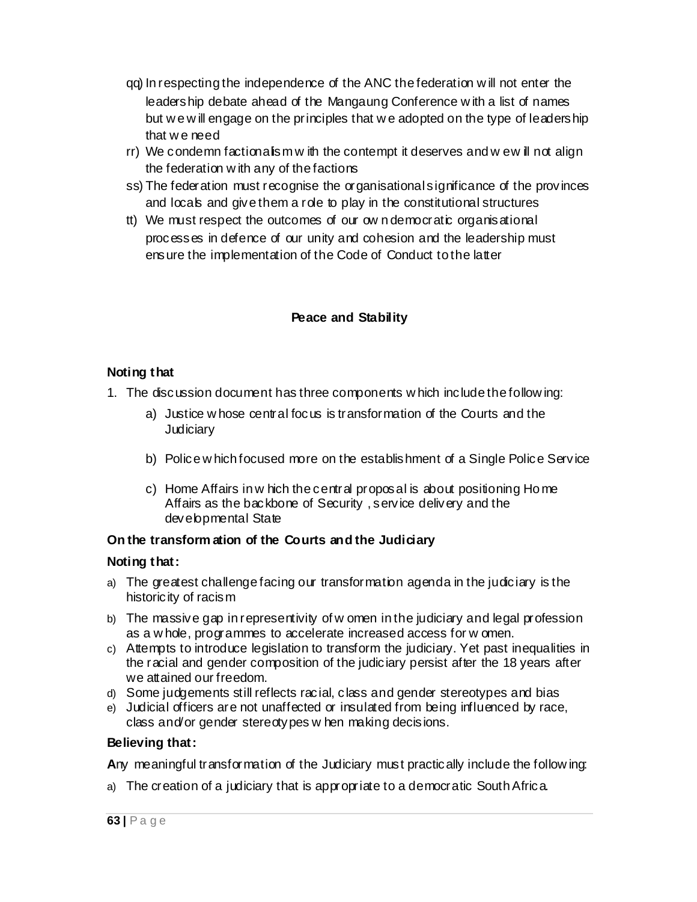qq) In respecting the independence of the ANC the federation will not enter the leadership debate ahead of the Mangaung Conference with a list of names but we will engage on the principles that we adopted on the type of leadership that we need

rr) We condemn factionalism with the contempt it deserves and we will not align the federation with any of the factions

ss) The federation must recognise the organisational significance of the provinces and locals and give them a role to play in the constitutional structures

tt) We must respect the outcomes of our own democratic organisational processes in defence of our unity and cohesion and the leadership must ensure the implementation of the Code of Conduct to the latter

## Peace and Stability

**Noting that**

1. The discussion document has three components which include the following:
   a) Justice whose central focus is transformation of the Courts and the Judiciary
   b) Police which focused more on the establishment of a Single Police Service
   c) Home Affairs in which the central proposal is about positioning Home Affairs as the backbone of Security , service delivery and the developmental State

**On the transformation of the Courts and the Judiciary**

**Noting that:**

a) The greatest challenge facing our transformation agenda in the judiciary is the historicity of racism
b) The massive gap in representivity of women in the judiciary and legal profession as a whole, programmes to accelerate increased access for women.
c) Attempts to introduce legislation to transform the judiciary. Yet past inequalities in the racial and gender composition of the judiciary persist after the 18 years after we attained our freedom.
d) Some judgements still reflects racial, class and gender stereotypes and bias
e) Judicial officers are not unaffected or insulated from being influenced by race, class and/or gender stereotypes when making decisions.

**Believing that:**

**A**ny meaningful transformation of the Judiciary must practically include the following:

a) The creation of a judiciary that is appropriate to a democratic South Africa.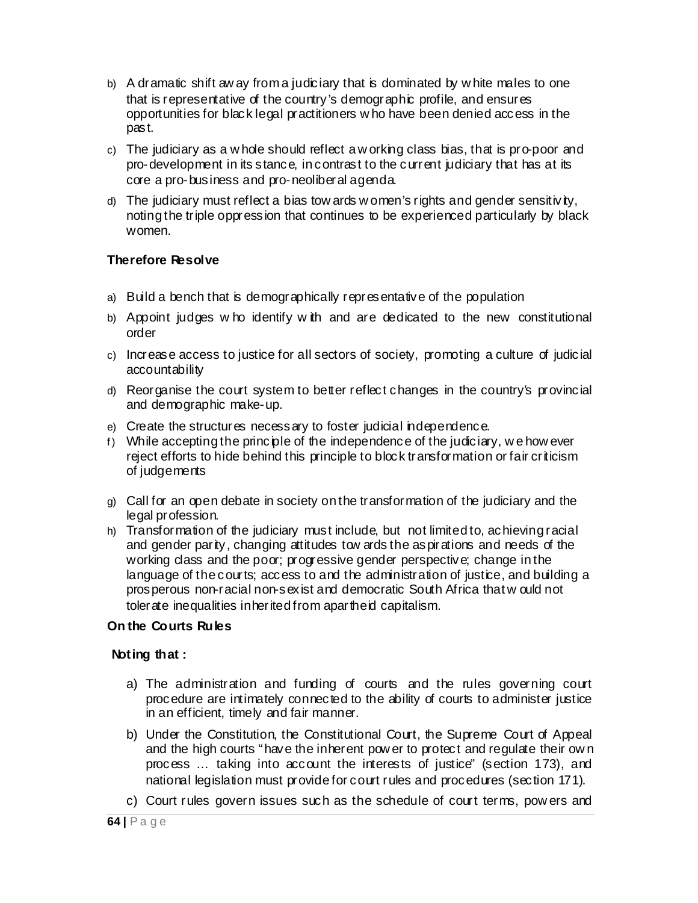b) A dramatic shift away from a judiciary that is dominated by white males to one that is representative of the country's demographic profile, and ensures opportunities for black legal practitioners who have been denied access in the past.

c) The judiciary as a whole should reflect a working class bias, that is pro-poor and pro-development in its stance, in contrast to the current judiciary that has at its core a pro-business and pro-neoliberal agenda.

d) The judiciary must reflect a bias towards women's rights and gender sensitivity, noting the triple oppression that continues to be experienced particularly by black women.

**Therefore Resolve**

a) Build a bench that is demographically representative of the population

b) Appoint judges who identify with and are dedicated to the new constitutional order

c) Increase access to justice for all sectors of society, promoting a culture of judicial accountability

d) Reorganise the court system to better reflect changes in the country's provincial and demographic make-up.

e) Create the structures necessary to foster judicial independence.

f) While accepting the principle of the independence of the judiciary, we however reject efforts to hide behind this principle to block transformation or fair criticism of judgements

g) Call for an open debate in society on the transformation of the judiciary and the legal profession.

h) Transformation of the judiciary must include, but not limited to, achieving racial and gender parity, changing attitudes towards the aspirations and needs of the working class and the poor; progressive gender perspective; change in the language of the courts; access to and the administration of justice, and building a prosperous non-racial non-sexist and democratic South Africa that would not tolerate inequalities inherited from apartheid capitalism.

**On the Courts Rules**

**Noting that :**

a) The administration and funding of courts and the rules governing court procedure are intimately connected to the ability of courts to administer justice in an efficient, timely and fair manner.

b) Under the Constitution, the Constitutional Court, the Supreme Court of Appeal and the high courts "have the inherent power to protect and regulate their own process … taking into account the interests of justice" (section 173), and national legislation must provide for court rules and procedures (section 171).

c) Court rules govern issues such as the schedule of court terms, powers and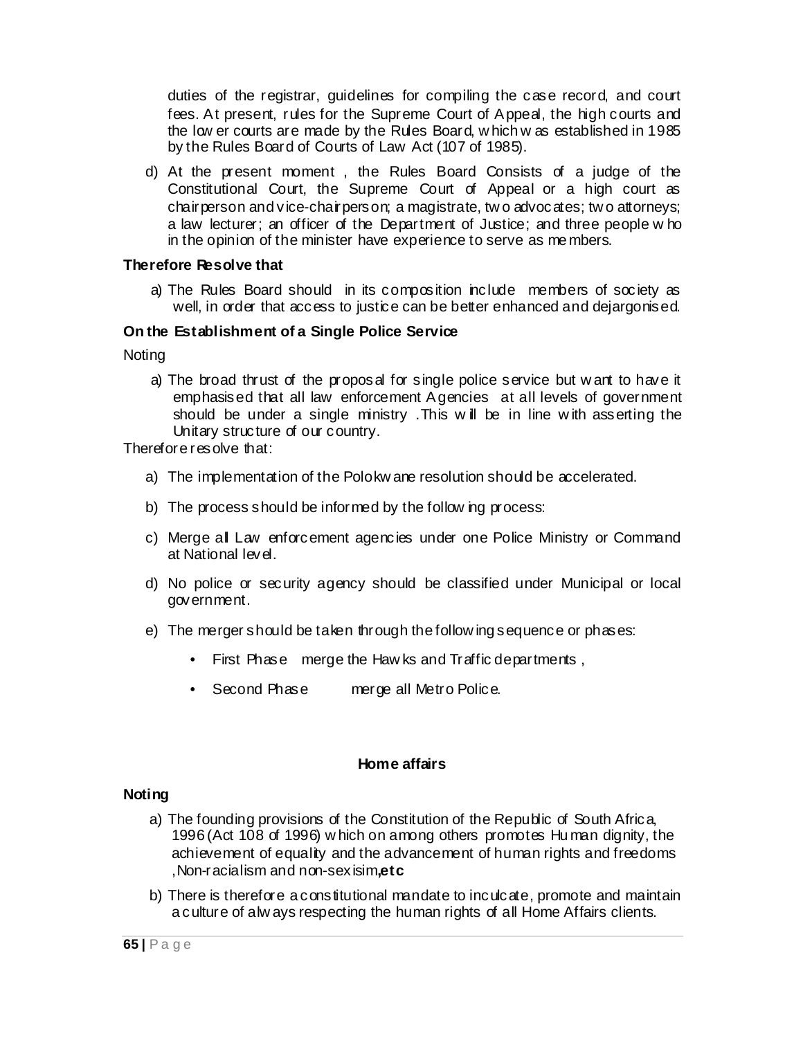duties of the registrar, guidelines for compiling the case record, and court fees. At present, rules for the Supreme Court of Appeal, the high courts and the lower courts are made by the Rules Board, which was established in 1985 by the Rules Board of Courts of Law Act (107 of 1985).

d) At the present moment , the Rules Board Consists of a judge of the Constitutional Court, the Supreme Court of Appeal or a high court as chairperson and vice-chairperson; a magistrate, two advocates; two attorneys; a law lecturer; an officer of the Department of Justice; and three people who in the opinion of the minister have experience to serve as members.

**Therefore Resolve that**

a) The Rules Board should in its composition include members of society as well, in order that access to justice can be better enhanced and dejargonised.

**On the Establishment of a Single Police Service**

Noting

a) The broad thrust of the proposal for single police service but want to have it emphasised that all law enforcement Agencies at all levels of government should be under a single ministry .This will be in line with asserting the Unitary structure of our country.

Therefore resolve that:

a) The implementation of the Polokwane resolution should be accelerated.

b) The process should be informed by the following process:

c) Merge all Law enforcement agencies under one Police Ministry or Command at National level.

d) No police or security agency should be classified under Municipal or local government.

e) The merger should be taken through the following sequence or phases:

- First Phase merge the Hawks and Traffic departments ,
- Second Phase merge all Metro Police.

**Home affairs**

**Noting**

a) The founding provisions of the Constitution of the Republic of South Africa, 1996 (Act 108 of 1996) which on among others promotes Human dignity, the achievement of equality and the advancement of human rights and freedoms ,Non-racialism and non-sexisim**,etc**

b) There is therefore a constitutional mandate to inculcate, promote and maintain a culture of always respecting the human rights of all Home Affairs clients.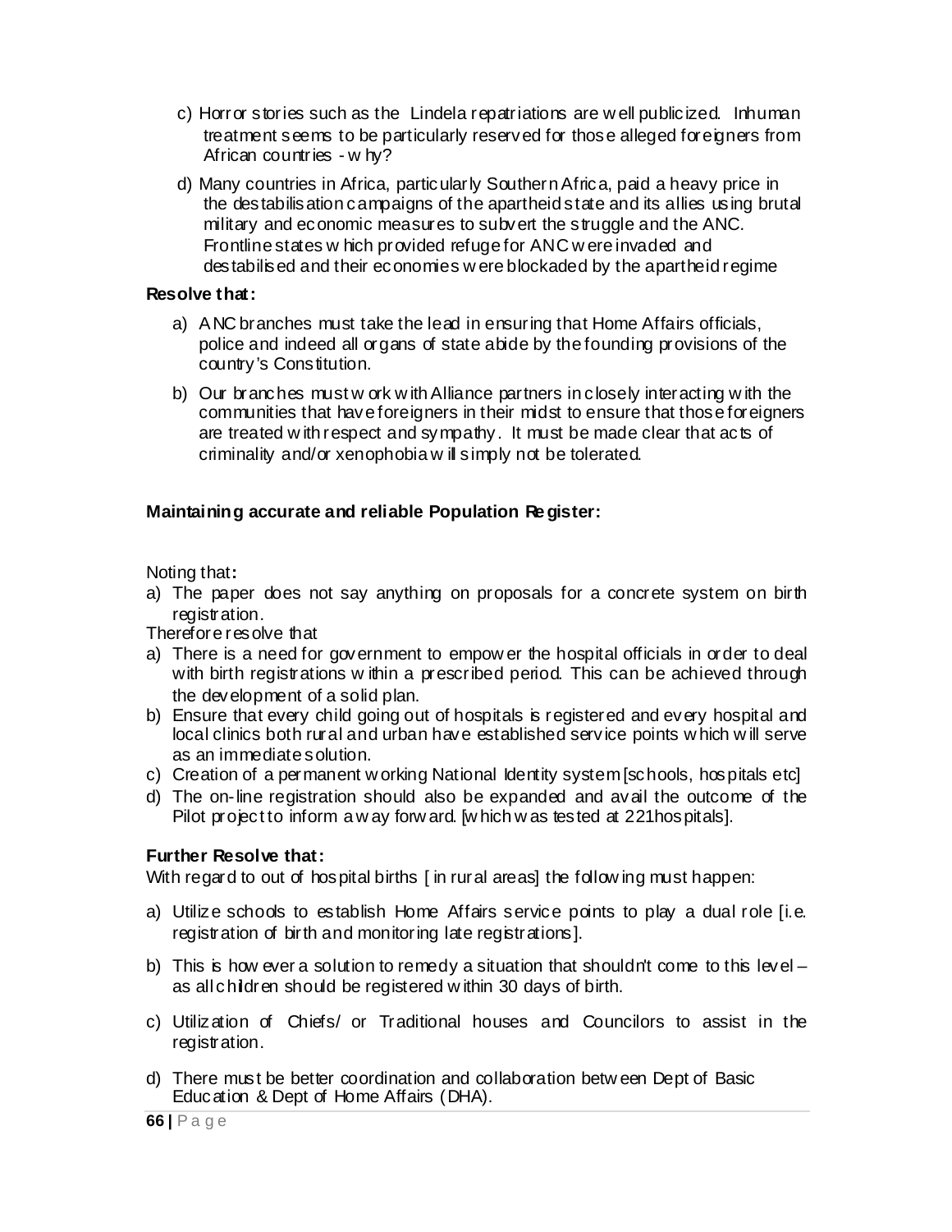c) Horror stories such as the Lindela repatriations are well publicized. Inhuman treatment seems to be particularly reserved for those alleged foreigners from African countries - why?

d) Many countries in Africa, particularly Southern Africa, paid a heavy price in the destabilisation campaigns of the apartheid state and its allies using brutal military and economic measures to subvert the struggle and the ANC. Frontline states which provided refuge for ANC were invaded and destabilised and their economies were blockaded by the apartheid regime

**Resolve that:**

a) ANC branches must take the lead in ensuring that Home Affairs officials, police and indeed all organs of state abide by the founding provisions of the country's Constitution.

b) Our branches must work with Alliance partners in closely interacting with the communities that have foreigners in their midst to ensure that those foreigners are treated with respect and sympathy. It must be made clear that acts of criminality and/or xenophobia will simply not be tolerated.

**Maintaining accurate and reliable Population Register:**

Noting that**:**

a) The paper does not say anything on proposals for a concrete system on birth registration.

Therefore resolve that

a) There is a need for government to empower the hospital officials in order to deal with birth registrations within a prescribed period. This can be achieved through the development of a solid plan.
b) Ensure that every child going out of hospitals is registered and every hospital and local clinics both rural and urban have established service points which will serve as an immediate solution.
c) Creation of a permanent working National Identity system [schools, hospitals etc]
d) The on-line registration should also be expanded and avail the outcome of the Pilot project to inform a way forward. [which was tested at 221hospitals].

**Further Resolve that:**

With regard to out of hospital births [ in rural areas] the following must happen:

a) Utilize schools to establish Home Affairs service points to play a dual role [i.e. registration of birth and monitoring late registrations].

b) This is however a solution to remedy a situation that shouldn't come to this level – as all children should be registered within 30 days of birth.

c) Utilization of Chiefs/ or Traditional houses and Councilors to assist in the registration.

d) There must be better coordination and collaboration between Dept of Basic Education & Dept of Home Affairs (DHA).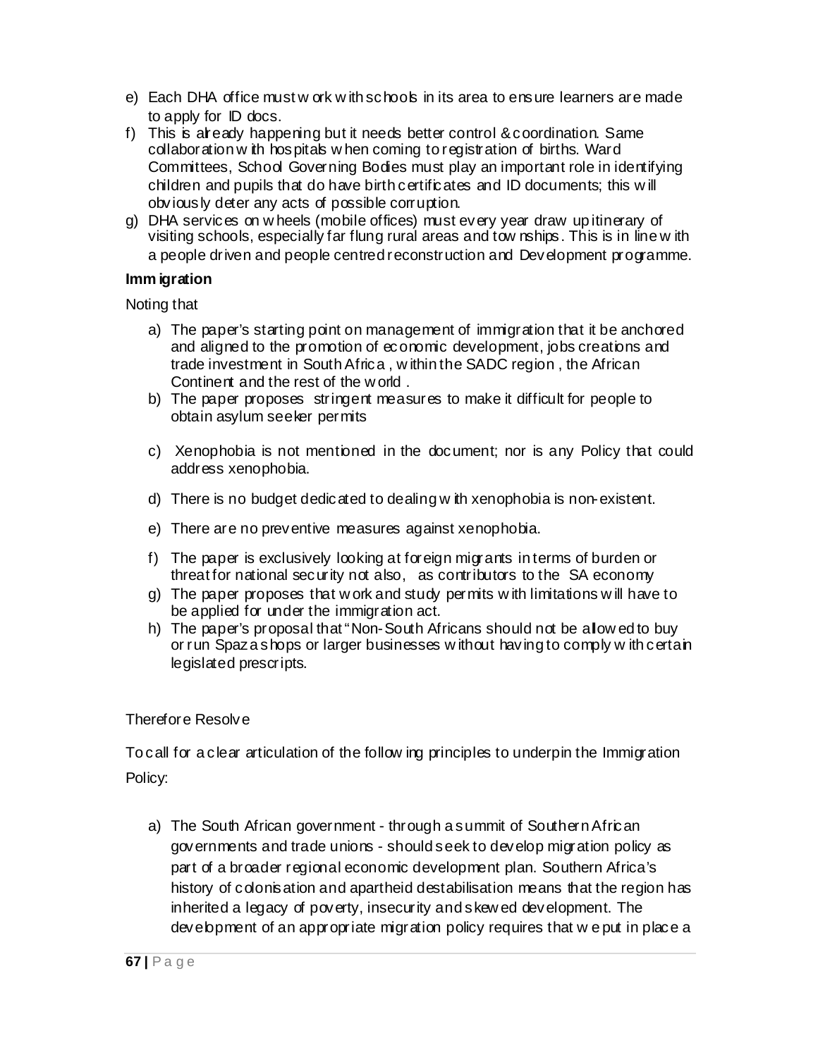e) Each DHA office must work with schools in its area to ensure learners are made to apply for ID docs.
f) This is already happening but it needs better control & coordination. Same collaboration with hospitals when coming to registration of births. Ward Committees, School Governing Bodies must play an important role in identifying children and pupils that do have birth certificates and ID documents; this will obviously deter any acts of possible corruption.
g) DHA services on wheels (mobile offices) must every year draw up itinerary of visiting schools, especially far flung rural areas and townships. This is in line with a people driven and people centred reconstruction and Development programme.

**Immigration**

Noting that

a) The paper's starting point on management of immigration that it be anchored and aligned to the promotion of economic development, jobs creations and trade investment in South Africa , within the SADC region , the African Continent and the rest of the world .
b) The paper proposes stringent measures to make it difficult for people to obtain asylum seeker permits
c) Xenophobia is not mentioned in the document; nor is any Policy that could address xenophobia.
d) There is no budget dedicated to dealing with xenophobia is non-existent.
e) There are no preventive measures against xenophobia.
f) The paper is exclusively looking at foreign migrants in terms of burden or threat for national security not also, as contributors to the SA economy
g) The paper proposes that work and study permits with limitations will have to be applied for under the immigration act.
h) The paper's proposal that "Non-South Africans should not be allowed to buy or run Spaza shops or larger businesses without having to comply with certain legislated prescripts.

Therefore Resolve

To call for a clear articulation of the following principles to underpin the Immigration Policy:

a) The South African government - through a summit of Southern African governments and trade unions - should seek to develop migration policy as part of a broader regional economic development plan. Southern Africa's history of colonisation and apartheid destabilisation means that the region has inherited a legacy of poverty, insecurity and skewed development. The development of an appropriate migration policy requires that we put in place a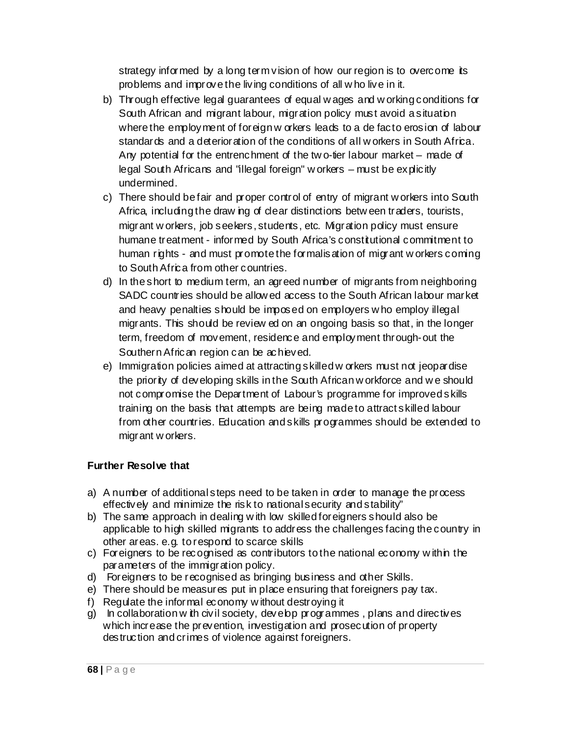strategy informed by a long term vision of how our region is to overcome its problems and improve the living conditions of all who live in it.

b) Through effective legal guarantees of equal wages and working conditions for South African and migrant labour, migration policy must avoid a situation where the employment of foreign workers leads to a de facto erosion of labour standards and a deterioration of the conditions of all workers in South Africa. Any potential for the entrenchment of the two-tier labour market – made of legal South Africans and "illegal foreign" workers – must be explicitly undermined.

c) There should be fair and proper control of entry of migrant workers into South Africa, including the drawing of clear distinctions between traders, tourists, migrant workers, job seekers, students, etc. Migration policy must ensure humane treatment - informed by South Africa's constitutional commitment to human rights - and must promote the formalisation of migrant workers coming to South Africa from other countries.

d) In the short to medium term, an agreed number of migrants from neighboring SADC countries should be allowed access to the South African labour market and heavy penalties should be imposed on employers who employ illegal migrants. This should be reviewed on an ongoing basis so that, in the longer term, freedom of movement, residence and employment through-out the Southern African region can be achieved.

e) Immigration policies aimed at attracting skilled workers must not jeopardise the priority of developing skills in the South African workforce and we should not compromise the Department of Labour's programme for improved skills training on the basis that attempts are being made to attract skilled labour from other countries. Education and skills programmes should be extended to migrant workers.

**Further Resolve that**

a) A number of additional steps need to be taken in order to manage the process effectively and minimize the risk to national security and stability"
b) The same approach in dealing with low skilled foreigners should also be applicable to high skilled migrants to address the challenges facing the country in other areas. e.g. to respond to scarce skills
c) Foreigners to be recognised as contributors to the national economy within the parameters of the immigration policy.
d) Foreigners to be recognised as bringing business and other Skills.
e) There should be measures put in place ensuring that foreigners pay tax.
f) Regulate the informal economy without destroying it
g) In collaboration with civil society, develop programmes , plans and directives which increase the prevention, investigation and prosecution of property destruction and crimes of violence against foreigners.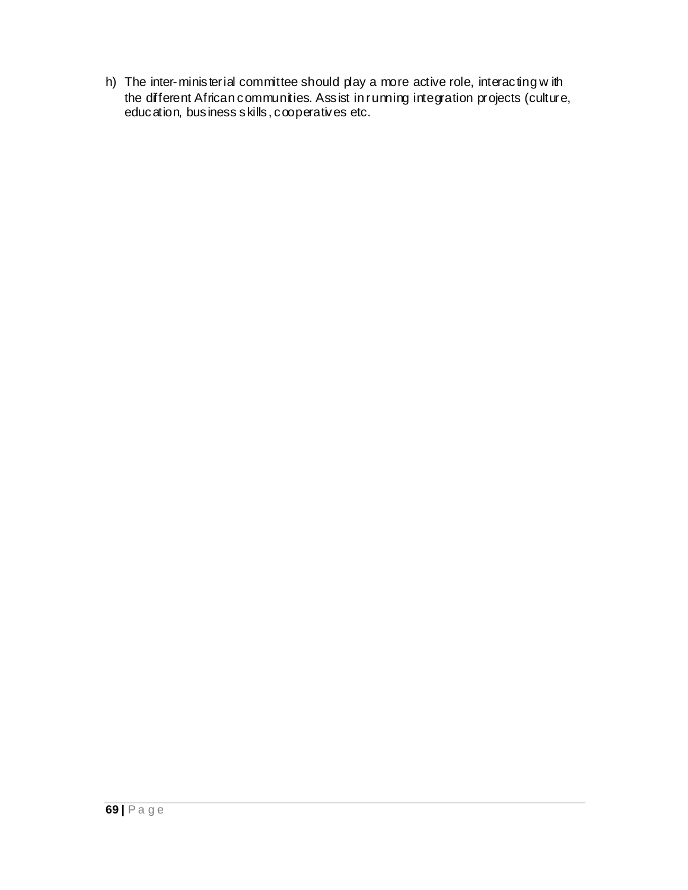h) The inter-ministerial committee should play a more active role, interacting with the different African communities. Assist in running integration projects (culture, education, business skills, cooperatives etc.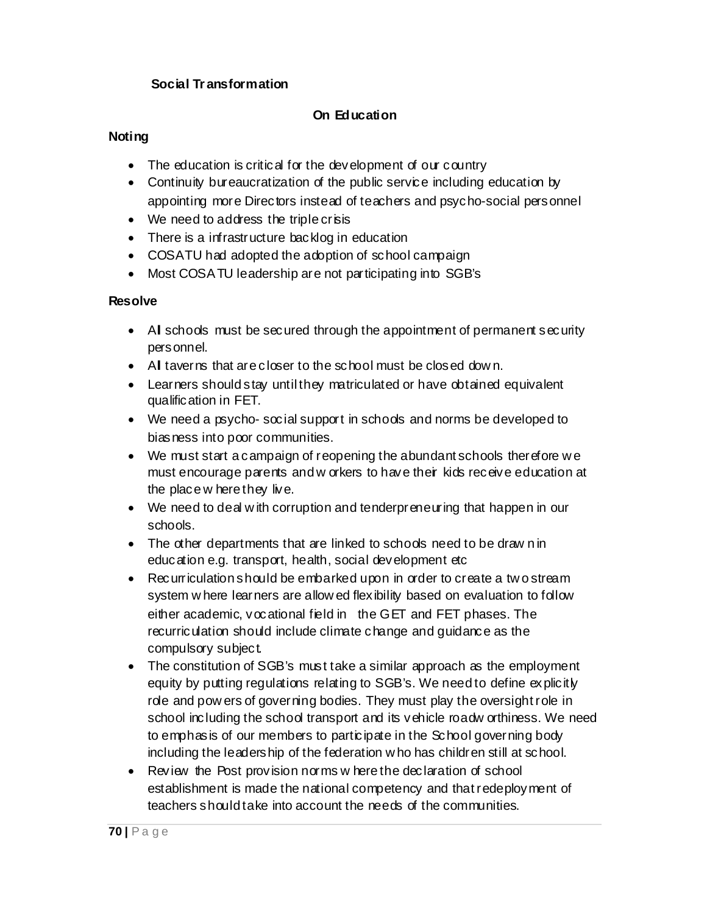**Social Transformation**

**On Education**

**Noting**

- The education is critical for the development of our country
- Continuity bureaucratization of the public service including education by appointing more Directors instead of teachers and psycho-social personnel
- We need to address the triple crisis
- There is a infrastructure backlog in education
- COSATU had adopted the adoption of school campaign
- Most COSATU leadership are not participating into SGB's

**Resolve**

- All schools must be secured through the appointment of permanent security personnel.
- All taverns that are closer to the school must be closed down.
- Learners should stay until they matriculated or have obtained equivalent qualification in FET.
- We need a psycho- social support in schools and norms be developed to biasness into poor communities.
- We must start a campaign of reopening the abundant schools therefore we must encourage parents and workers to have their kids receive education at the place where they live.
- We need to deal with corruption and tenderpreneuring that happen in our schools.
- The other departments that are linked to schools need to be drawn in education e.g. transport, health, social development etc
- Recurriculation should be embarked upon in order to create a two stream system where learners are allowed flexibility based on evaluation to follow either academic, vocational field in the GET and FET phases. The recurriculation should include climate change and guidance as the compulsory subject.
- The constitution of SGB's must take a similar approach as the employment equity by putting regulations relating to SGB's. We need to define explicitly role and powers of governing bodies. They must play the oversight role in school including the school transport and its vehicle roadworthiness. We need to emphasis of our members to participate in the School governing body including the leadership of the federation who has children still at school.
- Review the Post provision norms where the declaration of school establishment is made the national competency and that redeployment of teachers should take into account the needs of the communities.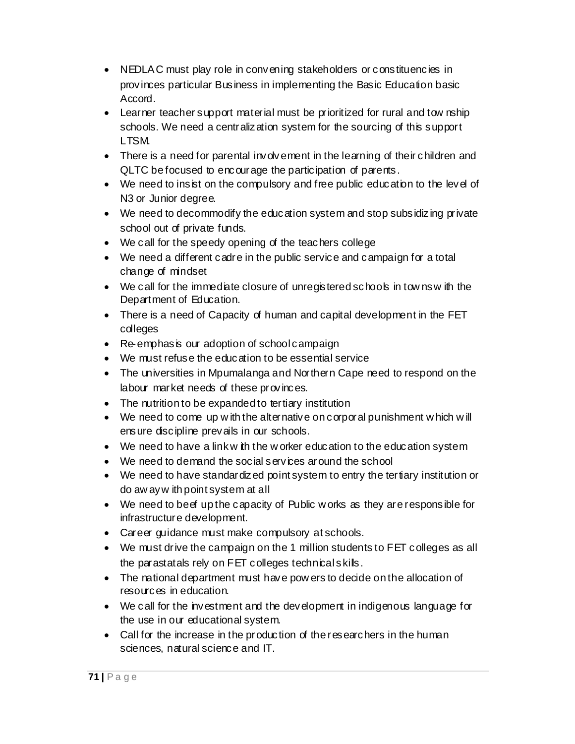- NEDLAC must play role in convening stakeholders or constituencies in provinces particular Business in implementing the Basic Education basic Accord.
- Learner teacher support material must be prioritized for rural and township schools. We need a centralization system for the sourcing of this support LTSM.
- There is a need for parental involvement in the learning of their children and QLTC be focused to encourage the participation of parents.
- We need to insist on the compulsory and free public education to the level of N3 or Junior degree.
- We need to decommodify the education system and stop subsidizing private school out of private funds.
- We call for the speedy opening of the teachers college
- We need a different cadre in the public service and campaign for a total change of mindset
- We call for the immediate closure of unregistered schools in towns with the Department of Education.
- There is a need of Capacity of human and capital development in the FET colleges
- Re-emphasis our adoption of school campaign
- We must refuse the education to be essential service
- The universities in Mpumalanga and Northern Cape need to respond on the labour market needs of these provinces.
- The nutrition to be expanded to tertiary institution
- We need to come up with the alternative on corporal punishment which will ensure discipline prevails in our schools.
- We need to have a link with the worker education to the education system
- We need to demand the social services around the school
- We need to have standardized point system to entry the tertiary institution or do away with point system at all
- We need to beef up the capacity of Public works as they are responsible for infrastructure development.
- Career guidance must make compulsory at schools.
- We must drive the campaign on the 1 million students to FET colleges as all the parastatals rely on FET colleges technical skills.
- The national department must have powers to decide on the allocation of resources in education.
- We call for the investment and the development in indigenous language for the use in our educational system.
- Call for the increase in the production of the researchers in the human sciences, natural science and IT.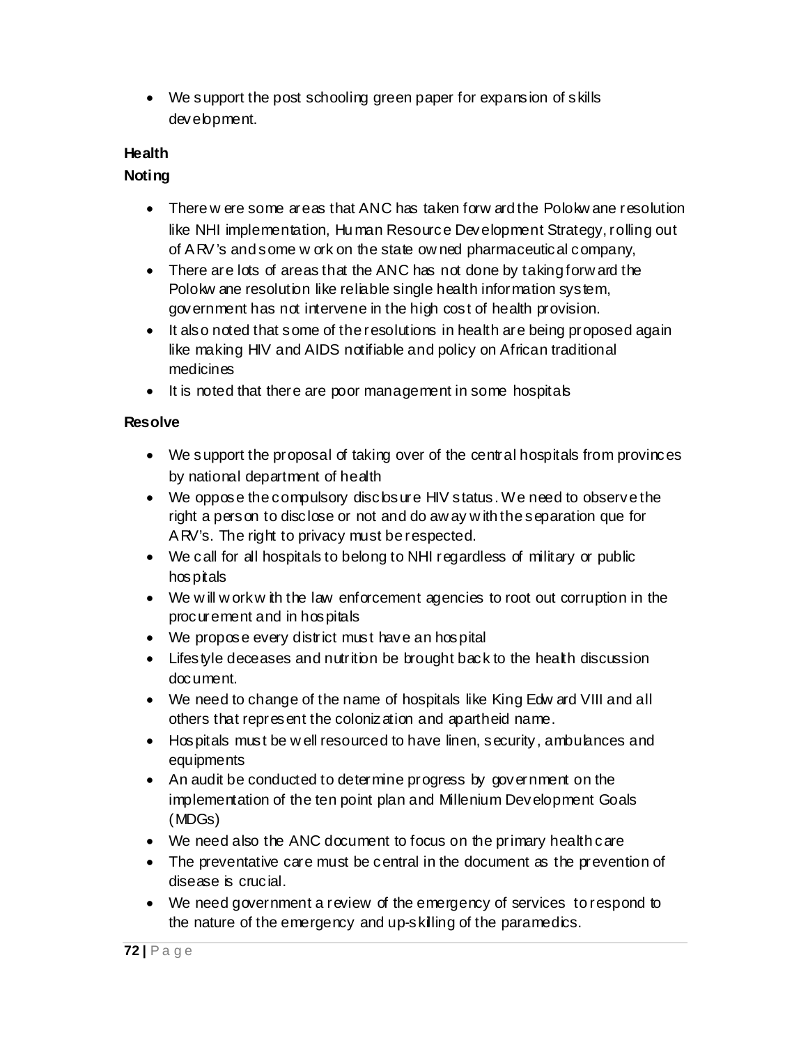- We support the post schooling green paper for expansion of skills development.

**Health**

**Noting**

- There were some areas that ANC has taken forward the Polokwane resolution like NHI implementation, Human Resource Development Strategy, rolling out of ARV's and some work on the state owned pharmaceutical company,
- There are lots of areas that the ANC has not done by taking forward the Polokwane resolution like reliable single health information system, government has not intervene in the high cost of health provision.
- It also noted that some of the resolutions in health are being proposed again like making HIV and AIDS notifiable and policy on African traditional medicines
- It is noted that there are poor management in some hospitals

**Resolve**

- We support the proposal of taking over of the central hospitals from provinces by national department of health
- We oppose the compulsory disclosure HIV status. We need to observe the right a person to disclose or not and do away with the separation que for ARV's. The right to privacy must be respected.
- We call for all hospitals to belong to NHI regardless of military or public hospitals
- We will work with the law enforcement agencies to root out corruption in the procurement and in hospitals
- We propose every district must have an hospital
- Lifestyle deceases and nutrition be brought back to the health discussion document.
- We need to change of the name of hospitals like King Edward VIII and all others that represent the colonization and apartheid name.
- Hospitals must be well resourced to have linen, security, ambulances and equipments
- An audit be conducted to determine progress by government on the implementation of the ten point plan and Millenium Development Goals (MDGs)
- We need also the ANC document to focus on the primary health care
- The preventative care must be central in the document as the prevention of disease is crucial.
- We need government a review of the emergency of services to respond to the nature of the emergency and up-skilling of the paramedics.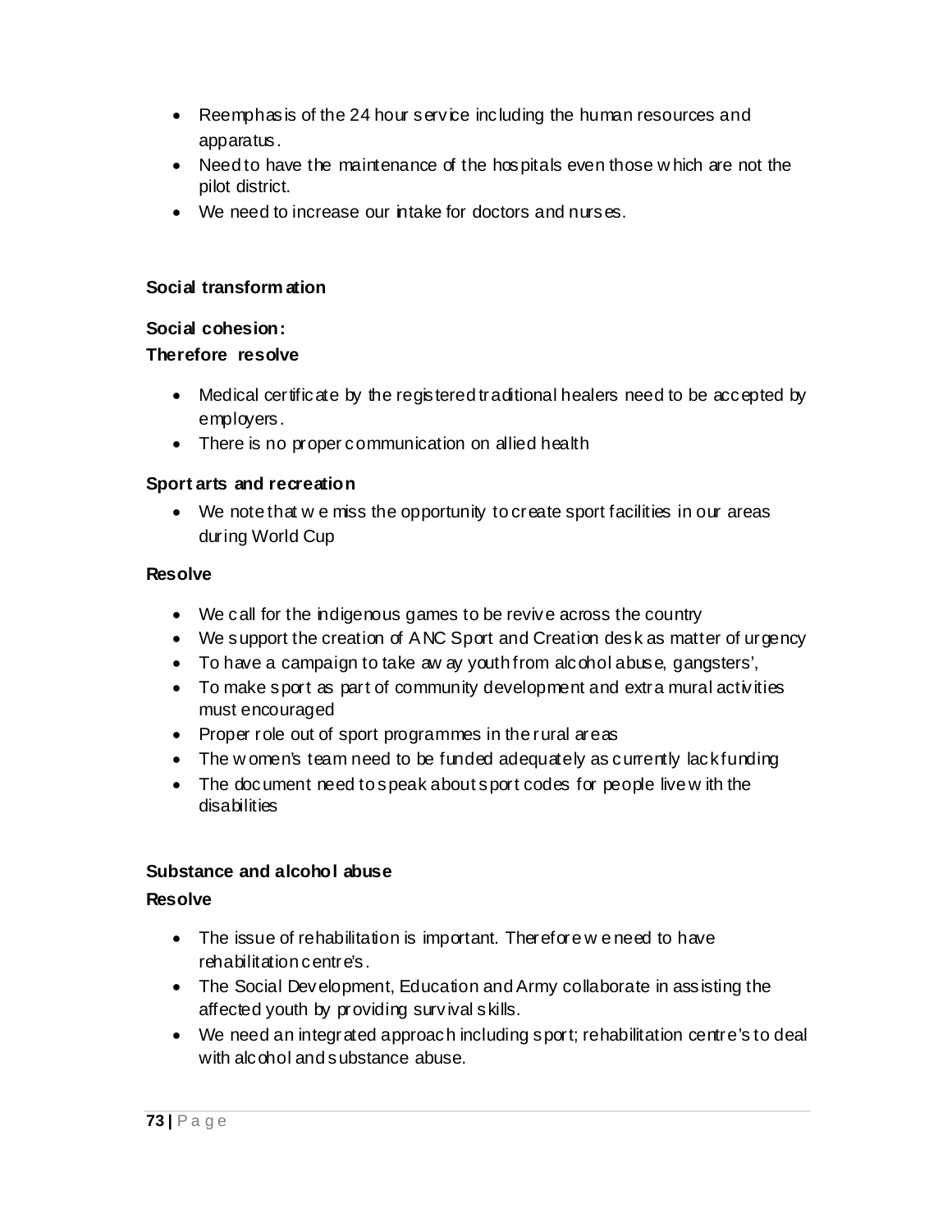- Reemphasis of the 24 hour service including the human resources and apparatus.
- Need to have the maintenance of the hospitals even those which are not the pilot district.
- We need to increase our intake for doctors and nurses.

**Social transformation**

**Social cohesion:**

**Therefore resolve**

- Medical certificate by the registered traditional healers need to be accepted by employers.
- There is no proper communication on allied health

**Sport arts and recreation**

- We note that we miss the opportunity to create sport facilities in our areas during World Cup

**Resolve**

- We call for the indigenous games to be revive across the country
- We support the creation of ANC Sport and Creation desk as matter of urgency
- To have a campaign to take away youth from alcohol abuse, gangsters',
- To make sport as part of community development and extra mural activities must encouraged
- Proper role out of sport programmes in the rural areas
- The women's team need to be funded adequately as currently lack funding
- The document need to speak about sport codes for people live with the disabilities

**Substance and alcohol abuse**

**Resolve**

- The issue of rehabilitation is important. Therefore we need to have rehabilitation centre's.
- The Social Development, Education and Army collaborate in assisting the affected youth by providing survival skills.
- We need an integrated approach including sport; rehabilitation centre's to deal with alcohol and substance abuse.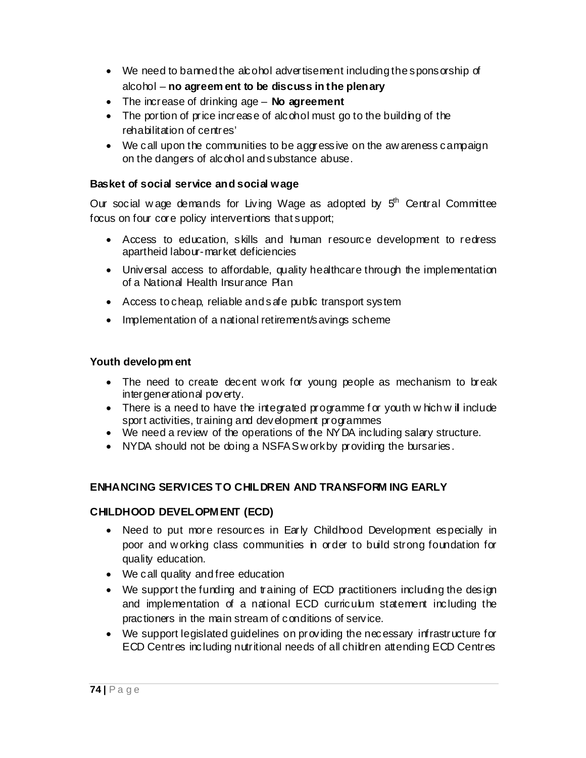- We need to banned the alcohol advertisement including the sponsorship of alcohol – **no agreement to be discuss in the plenary**
- The increase of drinking age – **No agreement**
- The portion of price increase of alcohol must go to the building of the rehabilitation of centres'
- We call upon the communities to be aggressive on the awareness campaign on the dangers of alcohol and substance abuse.

### Basket of social service and social wage

Our social wage demands for Living Wage as adopted by 5th Central Committee focus on four core policy interventions that support;

- Access to education, skills and human resource development to redress apartheid labour-market deficiencies
- Universal access to affordable, quality healthcare through the implementation of a National Health Insurance Plan
- Access to cheap, reliable and safe public transport system
- Implementation of a national retirement/savings scheme

### Youth development

- The need to create decent work for young people as mechanism to break intergenerational poverty.
- There is a need to have the integrated programme for youth which will include sport activities, training and development programmes
- We need a review of the operations of the NYDA including salary structure.
- NYDA should not be doing a NSFAS work by providing the bursaries.

### ENHANCING SERVICES TO CHILDREN AND TRANSFORMING EARLY CHILDHOOD DEVELOPMENT (ECD)

- Need to put more resources in Early Childhood Development especially in poor and working class communities in order to build strong foundation for quality education.
- We call quality and free education
- We support the funding and training of ECD practitioners including the design and implementation of a national ECD curriculum statement including the practioners in the main stream of conditions of service.
- We support legislated guidelines on providing the necessary infrastructure for ECD Centres including nutritional needs of all children attending ECD Centres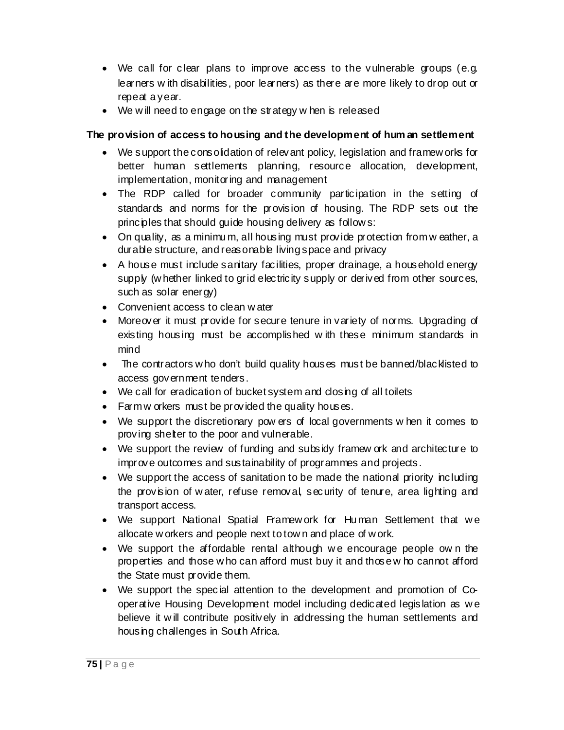- We call for clear plans to improve access to the vulnerable groups (e.g. learners with disabilities, poor learners) as there are more likely to drop out or repeat a year.
- We will need to engage on the strategy when is released

**The provision of access to housing and the development of human settlement**

- We support the consolidation of relevant policy, legislation and frameworks for better human settlements planning, resource allocation, development, implementation, monitoring and management
- The RDP called for broader community participation in the setting of standards and norms for the provision of housing. The RDP sets out the principles that should guide housing delivery as follows:
- On quality, as a minimum, all housing must provide protection from weather, a durable structure, and reasonable living space and privacy
- A house must include sanitary facilities, proper drainage, a household energy supply (whether linked to grid electricity supply or derived from other sources, such as solar energy)
- Convenient access to clean water
- Moreover it must provide for secure tenure in variety of norms. Upgrading of existing housing must be accomplished with these minimum standards in mind
- The contractors who don't build quality houses must be banned/blacklisted to access government tenders.
- We call for eradication of bucket system and closing of all toilets
- Farm workers must be provided the quality houses.
- We support the discretionary powers of local governments when it comes to proving shelter to the poor and vulnerable.
- We support the review of funding and subsidy framework and architecture to improve outcomes and sustainability of programmes and projects.
- We support the access of sanitation to be made the national priority including the provision of water, refuse removal, security of tenure, area lighting and transport access.
- We support National Spatial Framework for Human Settlement that we allocate workers and people next to town and place of work.
- We support the affordable rental although we encourage people own the properties and those who can afford must buy it and those who cannot afford the State must provide them.
- We support the special attention to the development and promotion of Co-operative Housing Development model including dedicated legislation as we believe it will contribute positively in addressing the human settlements and housing challenges in South Africa.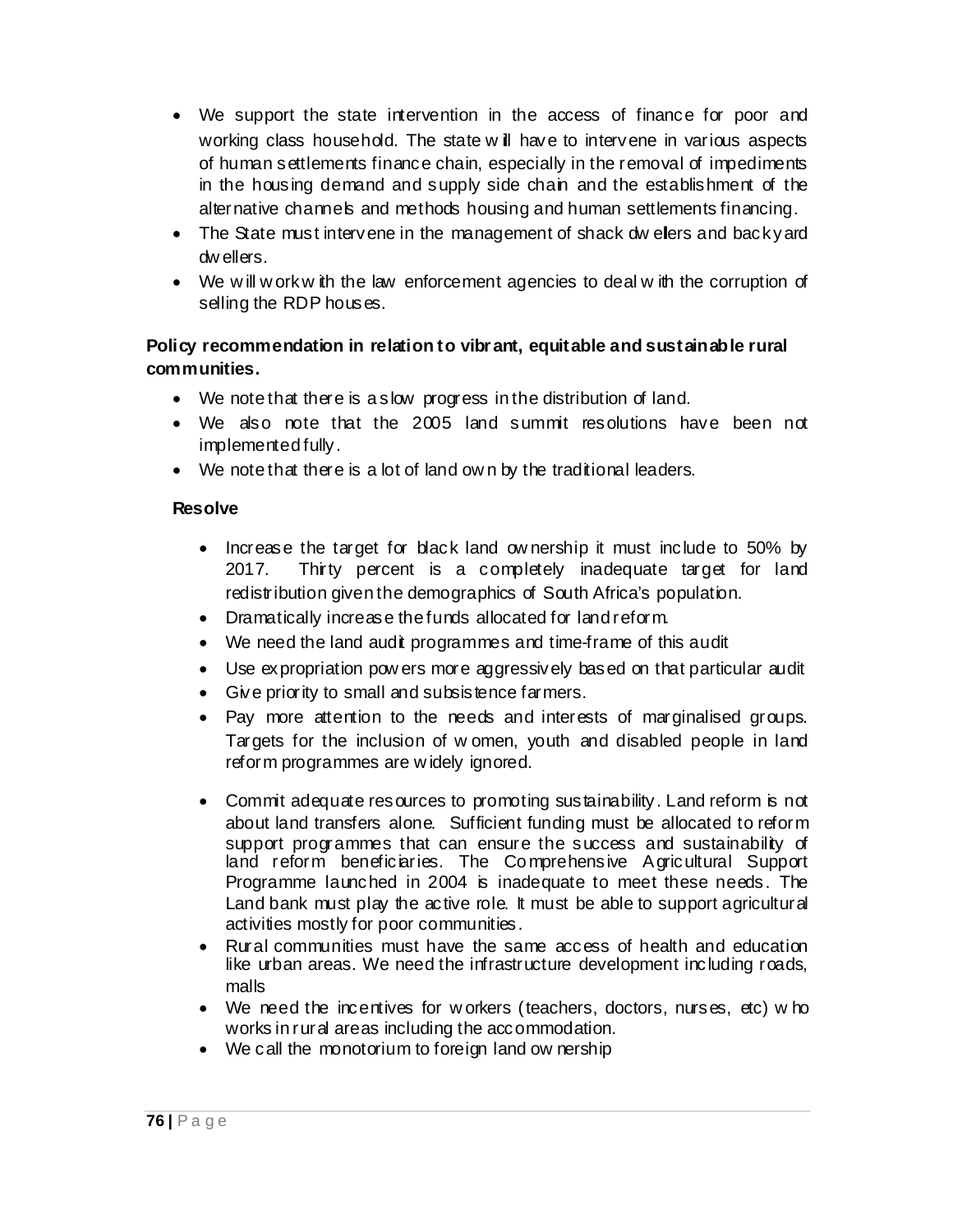- We support the state intervention in the access of finance for poor and working class household. The state will have to intervene in various aspects of human settlements finance chain, especially in the removal of impediments in the housing demand and supply side chain and the establishment of the alternative channels and methods housing and human settlements financing.
- The State must intervene in the management of shack dwellers and backyard dwellers.
- We will work with the law enforcement agencies to deal with the corruption of selling the RDP houses.

**Policy recommendation in relation to vibrant, equitable and sustainable rural communities.**

- We note that there is a slow progress in the distribution of land.
- We also note that the 2005 land summit resolutions have been not implemented fully.
- We note that there is a lot of land own by the traditional leaders.

**Resolve**

- Increase the target for black land ownership it must include to 50% by 2017. Thirty percent is a completely inadequate target for land redistribution given the demographics of South Africa's population.
- Dramatically increase the funds allocated for land reform.
- We need the land audit programmes and time-frame of this audit
- Use expropriation powers more aggressively based on that particular audit
- Give priority to small and subsistence farmers.
- Pay more attention to the needs and interests of marginalised groups. Targets for the inclusion of women, youth and disabled people in land reform programmes are widely ignored.
- Commit adequate resources to promoting sustainability. Land reform is not about land transfers alone. Sufficient funding must be allocated to reform support programmes that can ensure the success and sustainability of land reform beneficiaries. The Comprehensive Agricultural Support Programme launched in 2004 is inadequate to meet these needs. The Land bank must play the active role. It must be able to support agricultural activities mostly for poor communities.
- Rural communities must have the same access of health and education like urban areas. We need the infrastructure development including roads, malls
- We need the incentives for workers (teachers, doctors, nurses, etc) who works in rural areas including the accommodation.
- We call the monotorium to foreign land ownership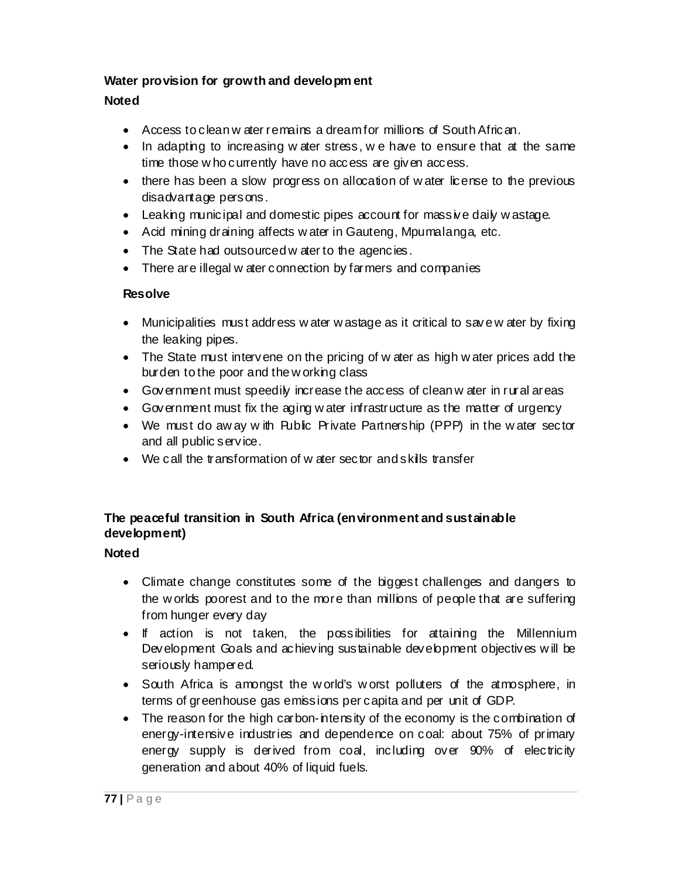**Water provision for growth and development**

**Noted**

- Access to clean water remains a dream for millions of South African.
- In adapting to increasing water stress, we have to ensure that at the same time those who currently have no access are given access.
- there has been a slow progress on allocation of water license to the previous disadvantage persons.
- Leaking municipal and domestic pipes account for massive daily wastage.
- Acid mining draining affects water in Gauteng, Mpumalanga, etc.
- The State had outsourced water to the agencies.
- There are illegal water connection by farmers and companies

**Resolve**

- Municipalities must address water wastage as it critical to save water by fixing the leaking pipes.
- The State must intervene on the pricing of water as high water prices add the burden to the poor and the working class
- Government must speedily increase the access of clean water in rural areas
- Government must fix the aging water infrastructure as the matter of urgency
- We must do away with Public Private Partnership (PPP) in the water sector and all public service.
- We call the transformation of water sector and skills transfer

**The peaceful transition in South Africa (environment and sustainable development)**

**Noted**

- Climate change constitutes some of the biggest challenges and dangers to the worlds poorest and to the more than millions of people that are suffering from hunger every day
- If action is not taken, the possibilities for attaining the Millennium Development Goals and achieving sustainable development objectives will be seriously hampered.
- South Africa is amongst the world's worst polluters of the atmosphere, in terms of greenhouse gas emissions per capita and per unit of GDP.
- The reason for the high carbon-intensity of the economy is the combination of energy-intensive industries and dependence on coal: about 75% of primary energy supply is derived from coal, including over 90% of electricity generation and about 40% of liquid fuels.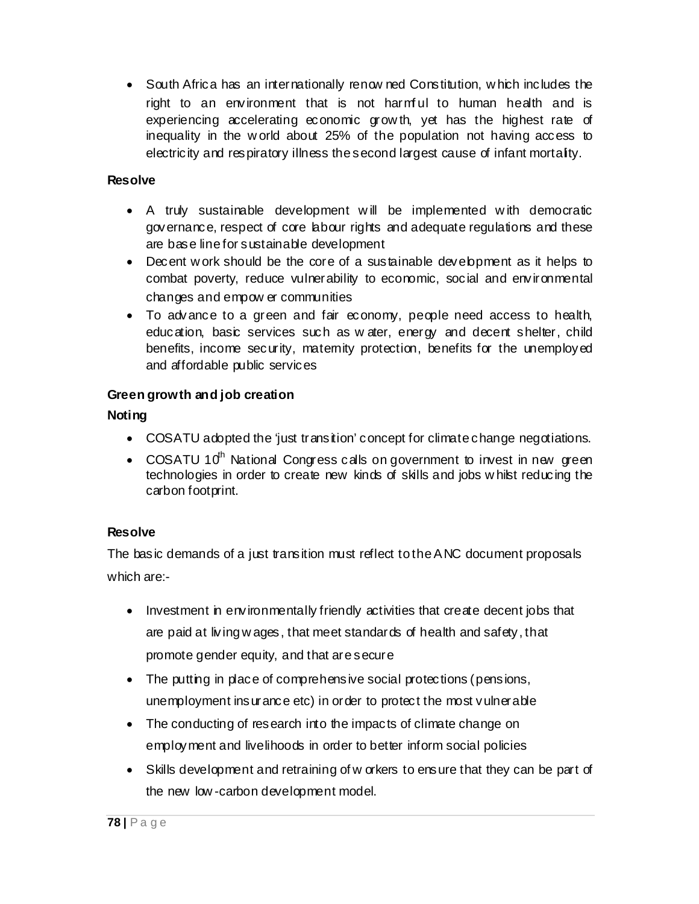- South Africa has an internationally renowned Constitution, which includes the right to an environment that is not harmful to human health and is experiencing accelerating economic growth, yet has the highest rate of inequality in the world about 25% of the population not having access to electricity and respiratory illness the second largest cause of infant mortality.

**Resolve**

- A truly sustainable development will be implemented with democratic governance, respect of core labour rights and adequate regulations and these are base line for sustainable development
- Decent work should be the core of a sustainable development as it helps to combat poverty, reduce vulnerability to economic, social and environmental changes and empower communities
- To advance to a green and fair economy, people need access to health, education, basic services such as water, energy and decent shelter, child benefits, income security, maternity protection, benefits for the unemployed and affordable public services

**Green growth and job creation**

**Noting**

- COSATU adopted the 'just transition' concept for climate change negotiations.
- COSATU 10th National Congress calls on government to invest in new green technologies in order to create new kinds of skills and jobs whilst reducing the carbon footprint.

**Resolve**

The basic demands of a just transition must reflect to the ANC document proposals which are:-

- Investment in environmentally friendly activities that create decent jobs that are paid at living wages, that meet standards of health and safety, that promote gender equity, and that are secure
- The putting in place of comprehensive social protections (pensions, unemployment insurance etc) in order to protect the most vulnerable
- The conducting of research into the impacts of climate change on employment and livelihoods in order to better inform social policies
- Skills development and retraining of workers to ensure that they can be part of the new low-carbon development model.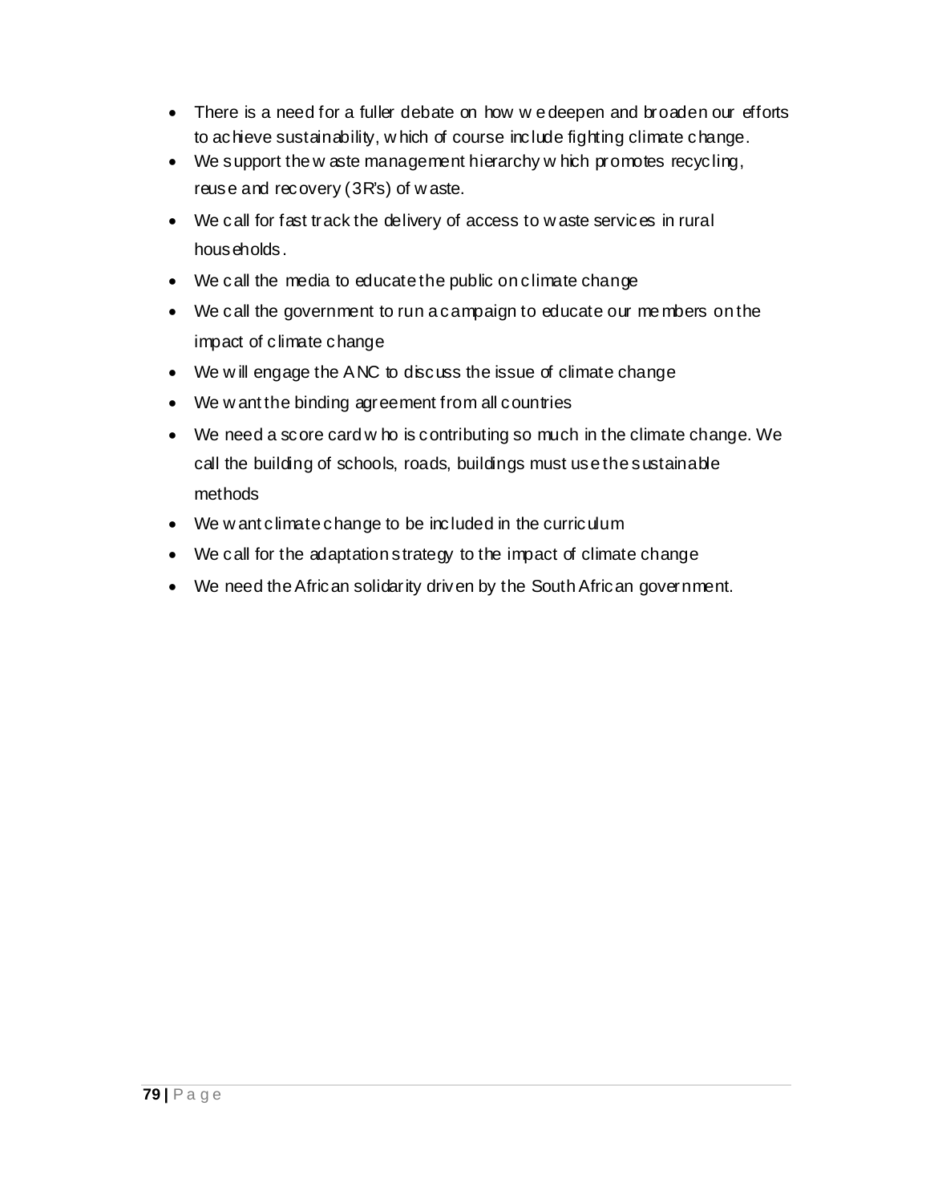- There is a need for a fuller debate on how we deepen and broaden our efforts to achieve sustainability, which of course include fighting climate change.
- We support the waste management hierarchy which promotes recycling, reuse and recovery (3R's) of waste.
- We call for fast track the delivery of access to waste services in rural households.
- We call the media to educate the public on climate change
- We call the government to run a campaign to educate our members on the impact of climate change
- We will engage the ANC to discuss the issue of climate change
- We want the binding agreement from all countries
- We need a score card who is contributing so much in the climate change. We call the building of schools, roads, buildings must use the sustainable methods
- We want climate change to be included in the curriculum
- We call for the adaptation strategy to the impact of climate change
- We need the African solidarity driven by the South African government.